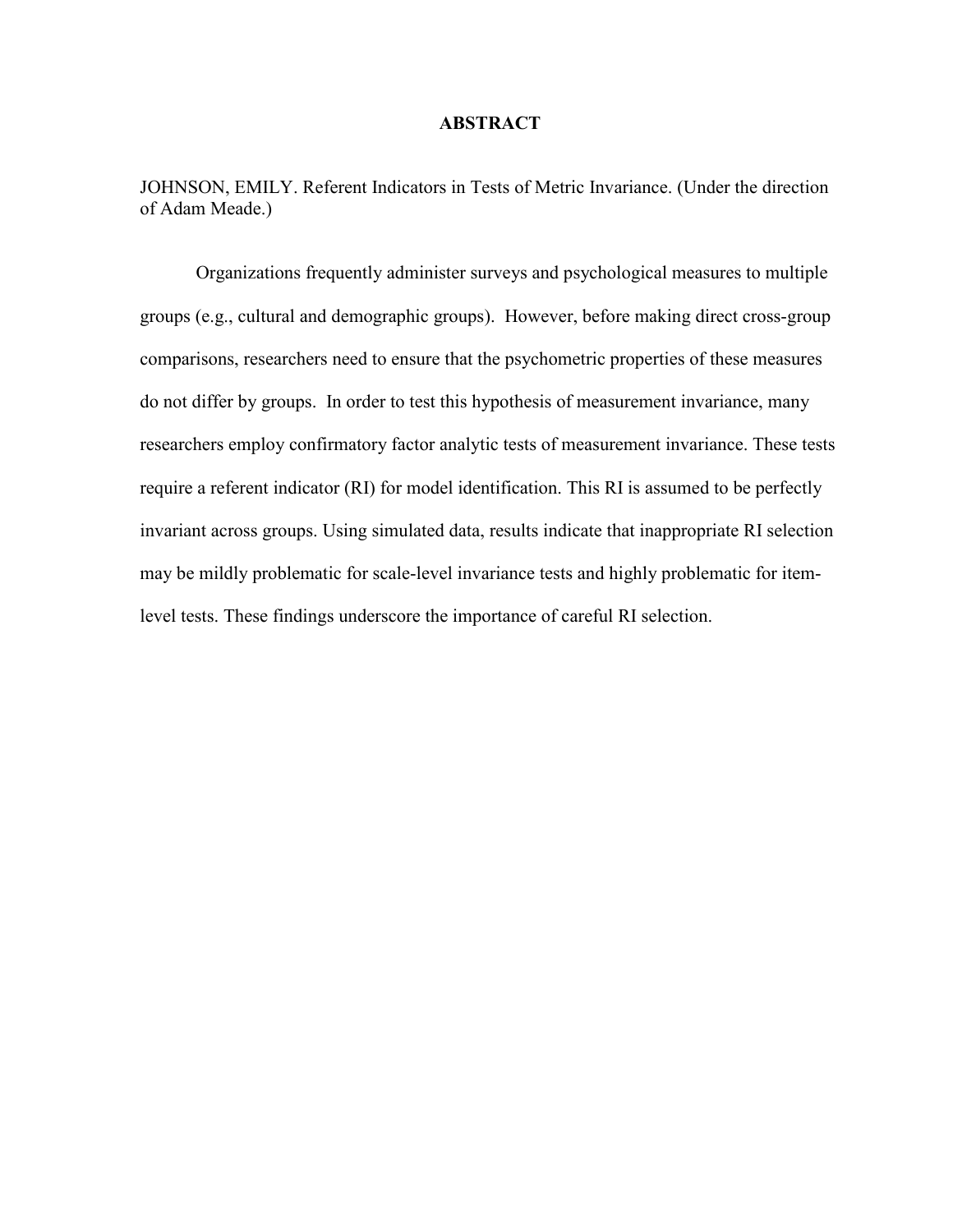# ABSTRACT

JOHNSON, EMILY. Referent Indicators in Tests of Metric Invariance. (Under the direction of Adam Meade.)

Organizations frequently administer surveys and psychological measures to multiple groups (e.g., cultural and demographic groups). However, before making direct cross-group comparisons, researchers need to ensure that the psychometric properties of these measures do not differ by groups. In order to test this hypothesis of measurement invariance, many researchers employ confirmatory factor analytic tests of measurement invariance. These tests require a referent indicator (RI) for model identification. This RI is assumed to be perfectly invariant across groups. Using simulated data, results indicate that inappropriate RI selection may be mildly problematic for scale-level invariance tests and highly problematic for item-level tests. These findings underscore the importance of careful RI selection.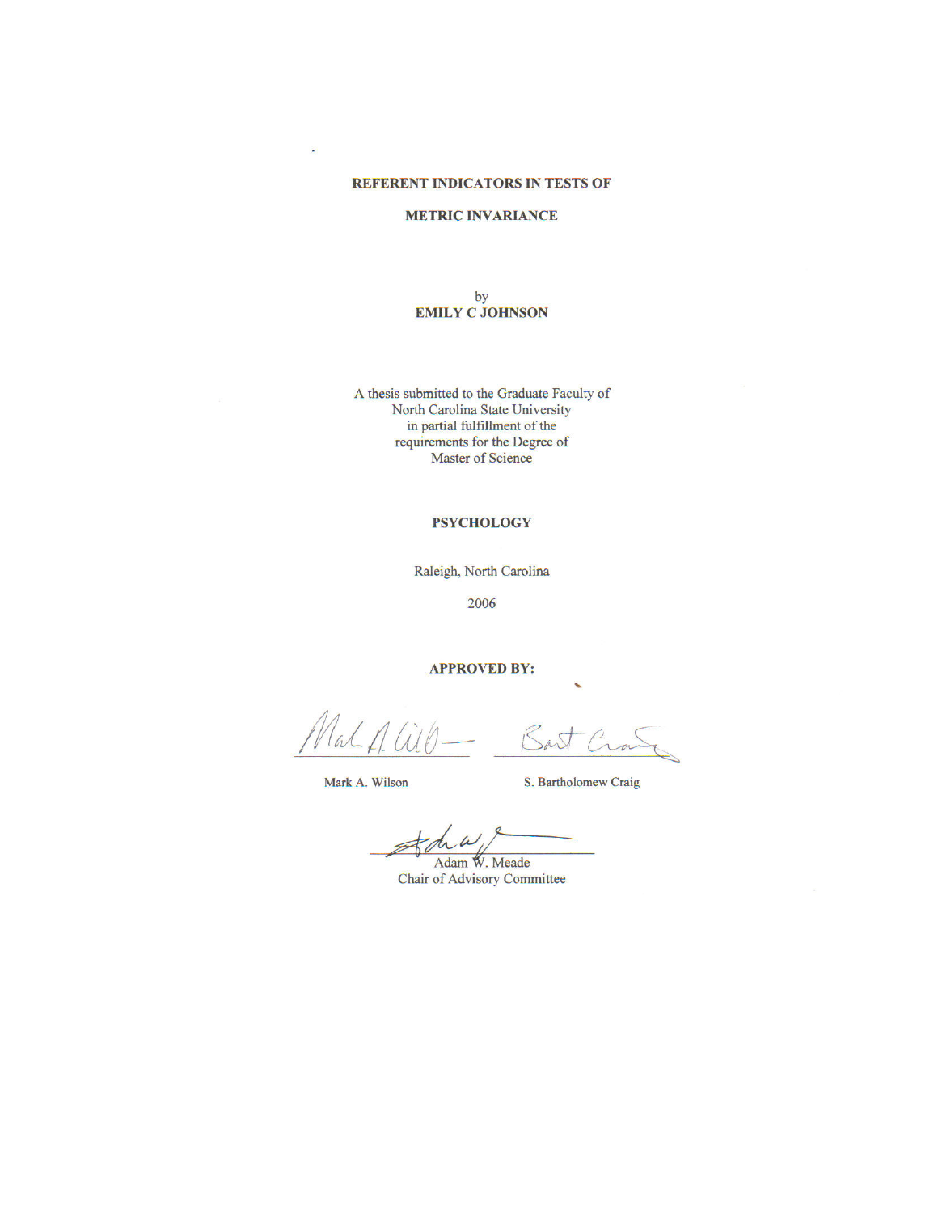**REFERENT INDICATORS IN TESTS OF**

**METRIC INVARIANCE**

by

**EMILY C JOHNSON**

A thesis submitted to the Graduate Faculty of
North Carolina State University
in partial fulfillment of the
requirements for the Degree of
Master of Science

**PSYCHOLOGY**

Raleigh, North Carolina

2006

**APPROVED BY:**

Mark A. Wilson

S. Bartholomew Craig

Adam W. Meade
Chair of Advisory Committee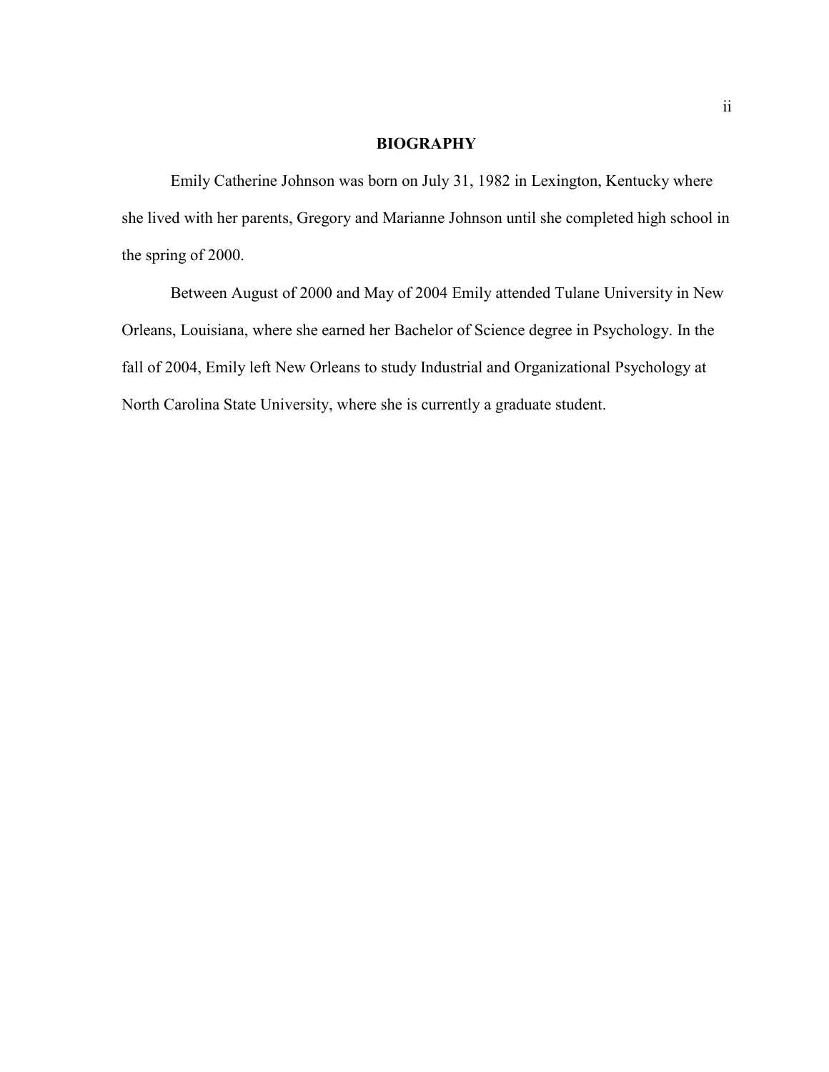## BIOGRAPHY

Emily Catherine Johnson was born on July 31, 1982 in Lexington, Kentucky where she lived with her parents, Gregory and Marianne Johnson until she completed high school in the spring of 2000.

Between August of 2000 and May of 2004 Emily attended Tulane University in New Orleans, Louisiana, where she earned her Bachelor of Science degree in Psychology. In the fall of 2004, Emily left New Orleans to study Industrial and Organizational Psychology at North Carolina State University, where she is currently a graduate student.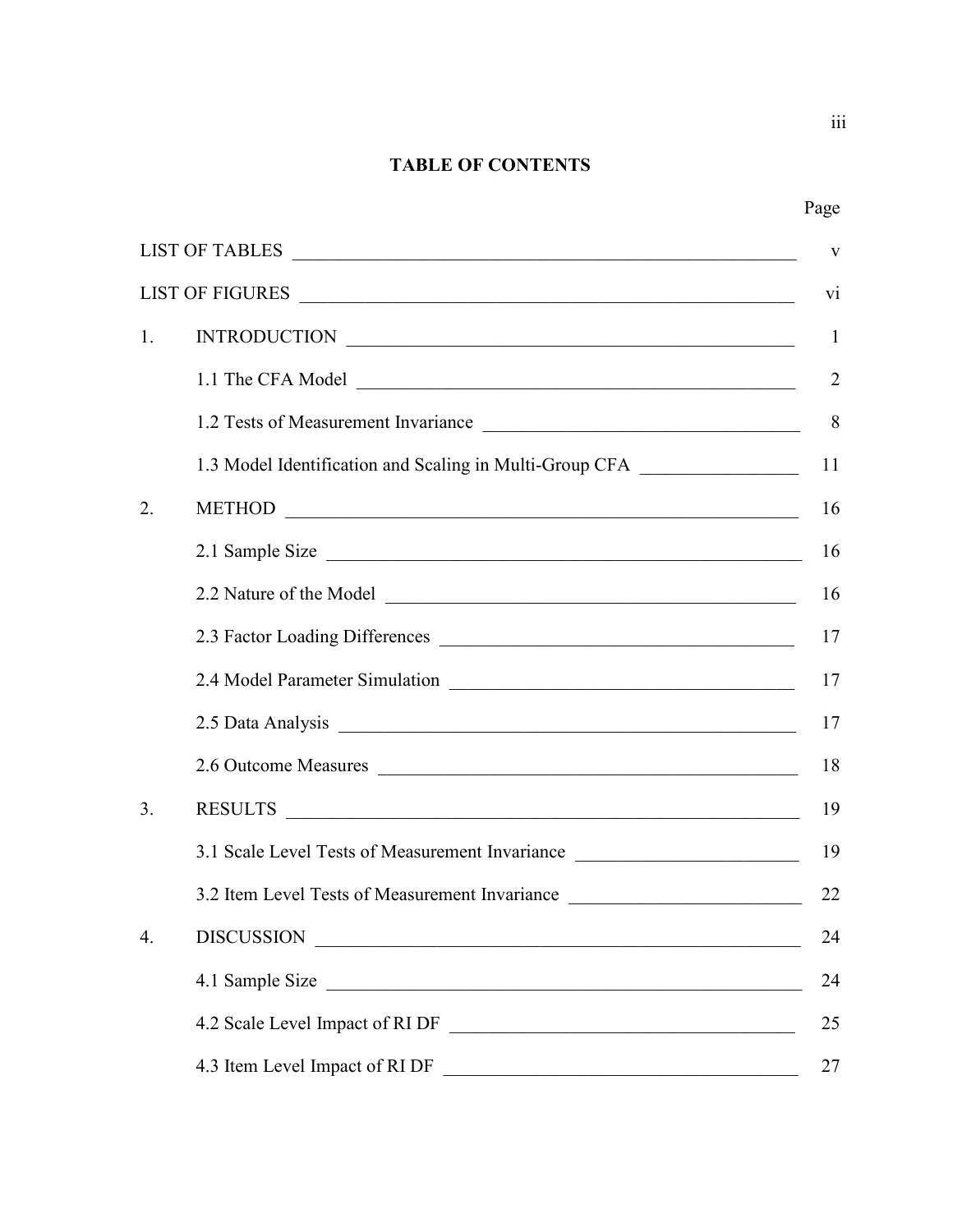# TABLE OF CONTENTS

| | | Page |
|---|---|---|
| LIST OF TABLES | | v |
| LIST OF FIGURES | | vi |
| 1. | INTRODUCTION | 1 |
| | 1.1 The CFA Model | 2 |
| | 1.2 Tests of Measurement Invariance | 8 |
| | 1.3 Model Identification and Scaling in Multi-Group CFA | 11 |
| 2. | METHOD | 16 |
| | 2.1 Sample Size | 16 |
| | 2.2 Nature of the Model | 16 |
| | 2.3 Factor Loading Differences | 17 |
| | 2.4 Model Parameter Simulation | 17 |
| | 2.5 Data Analysis | 17 |
| | 2.6 Outcome Measures | 18 |
| 3. | RESULTS | 19 |
| | 3.1 Scale Level Tests of Measurement Invariance | 19 |
| | 3.2 Item Level Tests of Measurement Invariance | 22 |
| 4. | DISCUSSION | 24 |
| | 4.1 Sample Size | 24 |
| | 4.2 Scale Level Impact of RI DF | 25 |
| | 4.3 Item Level Impact of RI DF | 27 |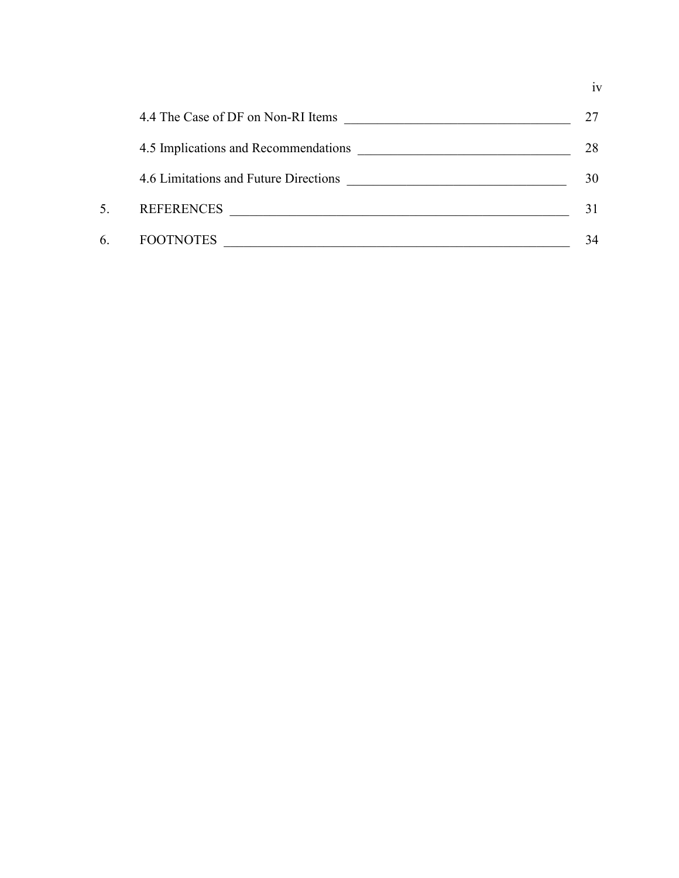4.4 The Case of DF on Non-RI Items ________________________________ 27

4.5 Implications and Recommendations ______________________________ 28

4.6 Limitations and Future Directions _______________________________ 30

5. REFERENCES ________________________________________________ 31

6. FOOTNOTES _________________________________________________ 34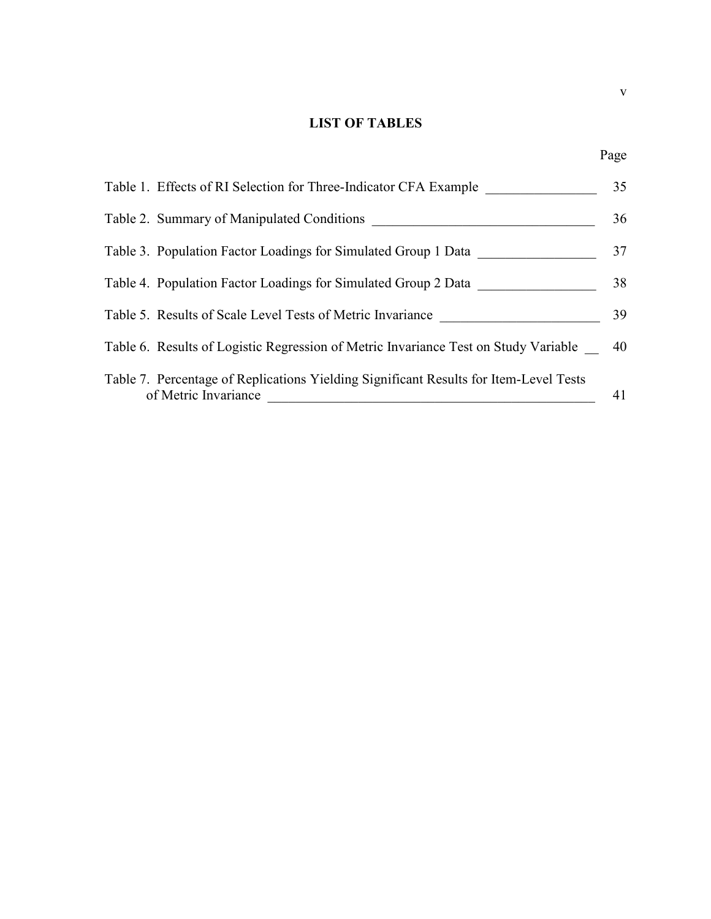# LIST OF TABLES

| | Page |
|---|---|
| Table 1. Effects of RI Selection for Three-Indicator CFA Example | 35 |
| Table 2. Summary of Manipulated Conditions | 36 |
| Table 3. Population Factor Loadings for Simulated Group 1 Data | 37 |
| Table 4. Population Factor Loadings for Simulated Group 2 Data | 38 |
| Table 5. Results of Scale Level Tests of Metric Invariance | 39 |
| Table 6. Results of Logistic Regression of Metric Invariance Test on Study Variable | 40 |
| Table 7. Percentage of Replications Yielding Significant Results for Item-Level Tests of Metric Invariance | 41 |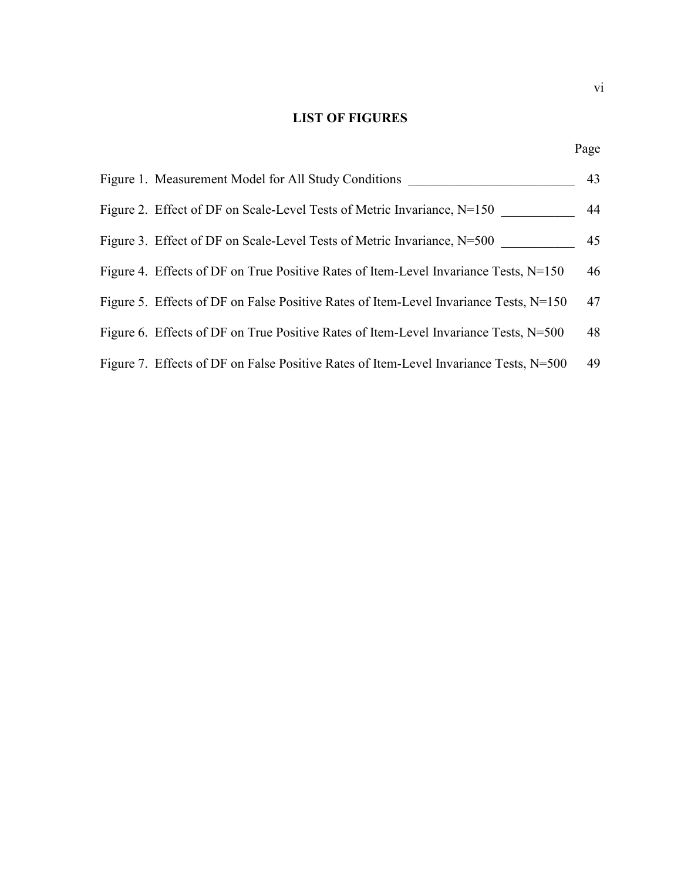## LIST OF FIGURES

| | | |
|---|---|---|
| | | Page |
| Figure 1. | Measurement Model for All Study Conditions | 43 |
| Figure 2. | Effect of DF on Scale-Level Tests of Metric Invariance, N=150 | 44 |
| Figure 3. | Effect of DF on Scale-Level Tests of Metric Invariance, N=500 | 45 |
| Figure 4. | Effects of DF on True Positive Rates of Item-Level Invariance Tests, N=150 | 46 |
| Figure 5. | Effects of DF on False Positive Rates of Item-Level Invariance Tests, N=150 | 47 |
| Figure 6. | Effects of DF on True Positive Rates of Item-Level Invariance Tests, N=500 | 48 |
| Figure 7. | Effects of DF on False Positive Rates of Item-Level Invariance Tests, N=500 | 49 |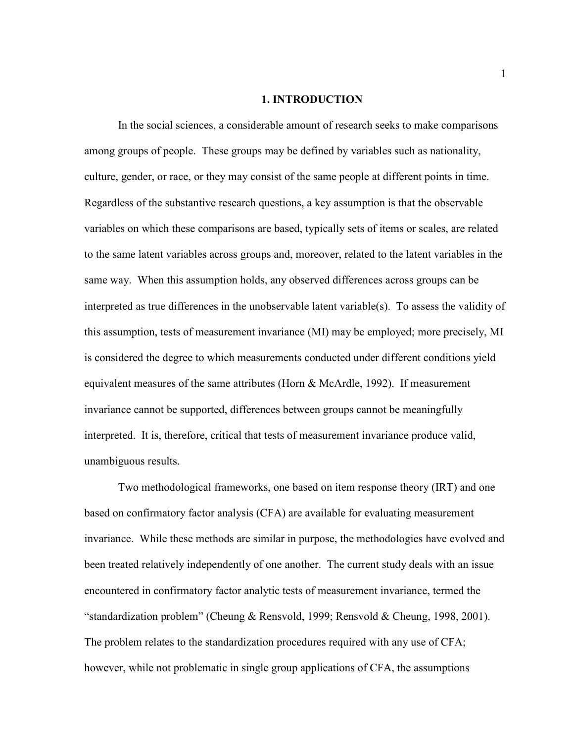# 1. INTRODUCTION

In the social sciences, a considerable amount of research seeks to make comparisons among groups of people. These groups may be defined by variables such as nationality, culture, gender, or race, or they may consist of the same people at different points in time. Regardless of the substantive research questions, a key assumption is that the observable variables on which these comparisons are based, typically sets of items or scales, are related to the same latent variables across groups and, moreover, related to the latent variables in the same way. When this assumption holds, any observed differences across groups can be interpreted as true differences in the unobservable latent variable(s). To assess the validity of this assumption, tests of measurement invariance (MI) may be employed; more precisely, MI is considered the degree to which measurements conducted under different conditions yield equivalent measures of the same attributes (Horn & McArdle, 1992). If measurement invariance cannot be supported, differences between groups cannot be meaningfully interpreted. It is, therefore, critical that tests of measurement invariance produce valid, unambiguous results.

Two methodological frameworks, one based on item response theory (IRT) and one based on confirmatory factor analysis (CFA) are available for evaluating measurement invariance. While these methods are similar in purpose, the methodologies have evolved and been treated relatively independently of one another. The current study deals with an issue encountered in confirmatory factor analytic tests of measurement invariance, termed the "standardization problem" (Cheung & Rensvold, 1999; Rensvold & Cheung, 1998, 2001). The problem relates to the standardization procedures required with any use of CFA; however, while not problematic in single group applications of CFA, the assumptions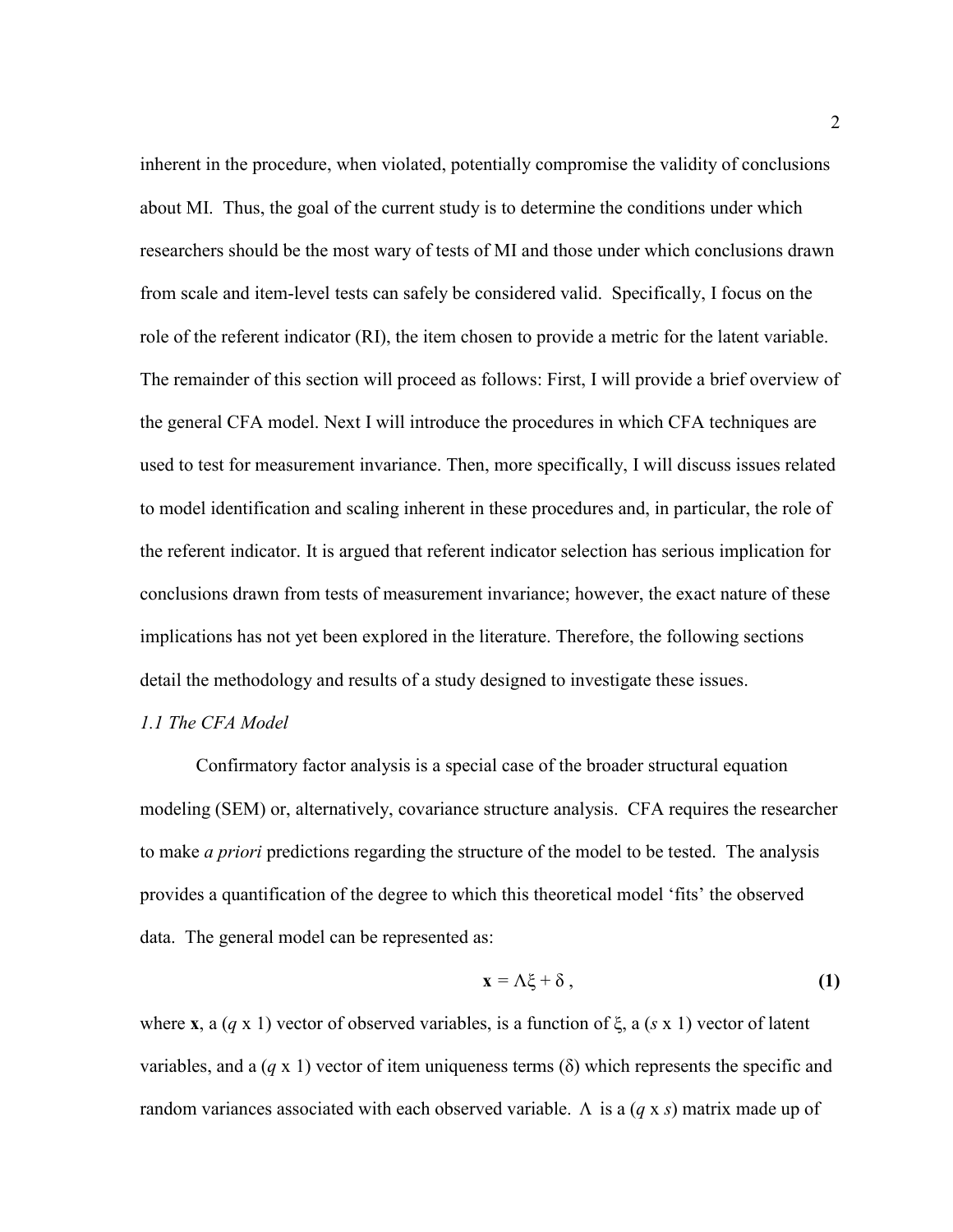inherent in the procedure, when violated, potentially compromise the validity of conclusions about MI. Thus, the goal of the current study is to determine the conditions under which researchers should be the most wary of tests of MI and those under which conclusions drawn from scale and item-level tests can safely be considered valid. Specifically, I focus on the role of the referent indicator (RI), the item chosen to provide a metric for the latent variable. The remainder of this section will proceed as follows: First, I will provide a brief overview of the general CFA model. Next I will introduce the procedures in which CFA techniques are used to test for measurement invariance. Then, more specifically, I will discuss issues related to model identification and scaling inherent in these procedures and, in particular, the role of the referent indicator. It is argued that referent indicator selection has serious implication for conclusions drawn from tests of measurement invariance; however, the exact nature of these implications has not yet been explored in the literature. Therefore, the following sections detail the methodology and results of a study designed to investigate these issues.

*1.1 The CFA Model*

Confirmatory factor analysis is a special case of the broader structural equation modeling (SEM) or, alternatively, covariance structure analysis. CFA requires the researcher to make *a priori* predictions regarding the structure of the model to be tested. The analysis provides a quantification of the degree to which this theoretical model 'fits' the observed data. The general model can be represented as:

$$\mathbf{x} = \Lambda\xi + \delta \,, \qquad \textbf{(1)}$$

where $\mathbf{x}$, a ($q$ x 1) vector of observed variables, is a function of $\xi$, a ($s$ x 1) vector of latent variables, and a ($q$ x 1) vector of item uniqueness terms ($\delta$) which represents the specific and random variances associated with each observed variable. $\Lambda$ is a ($q$ x $s$) matrix made up of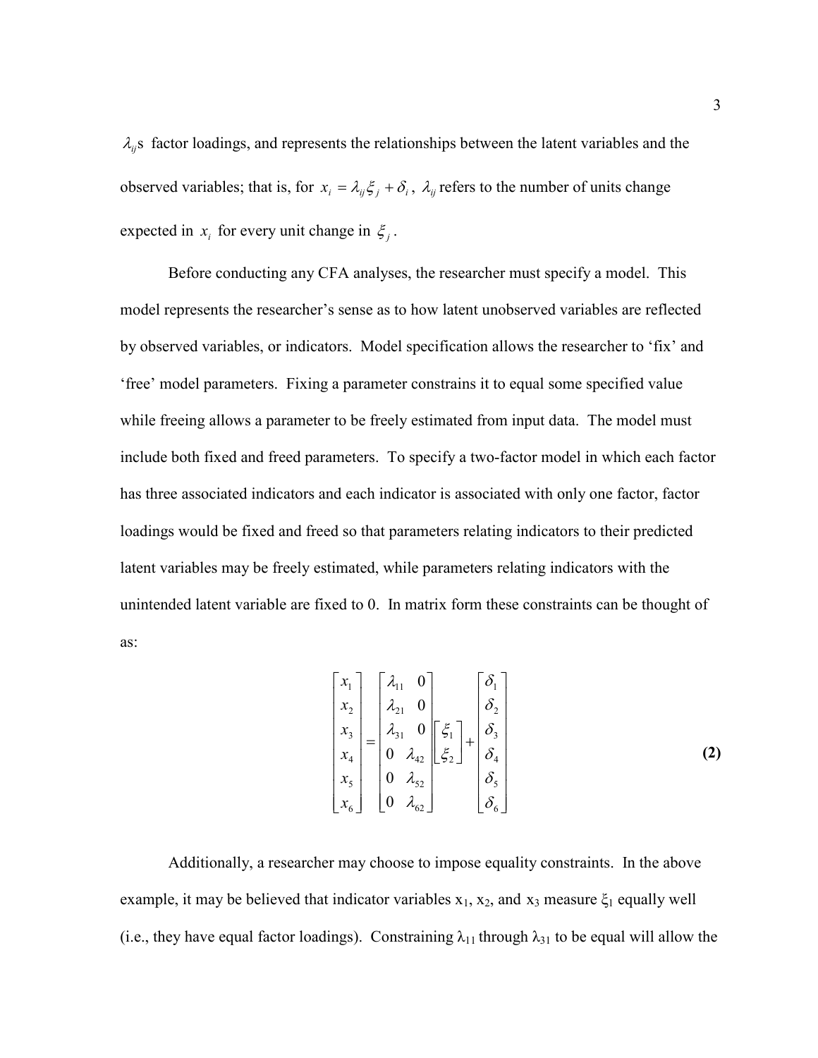$\lambda_{ij}$s factor loadings, and represents the relationships between the latent variables and the observed variables; that is, for $x_i = \lambda_{ij}\xi_j + \delta_i$, $\lambda_{ij}$ refers to the number of units change expected in $x_i$ for every unit change in $\xi_j$.

Before conducting any CFA analyses, the researcher must specify a model. This model represents the researcher's sense as to how latent unobserved variables are reflected by observed variables, or indicators. Model specification allows the researcher to 'fix' and 'free' model parameters. Fixing a parameter constrains it to equal some specified value while freeing allows a parameter to be freely estimated from input data. The model must include both fixed and freed parameters. To specify a two-factor model in which each factor has three associated indicators and each indicator is associated with only one factor, factor loadings would be fixed and freed so that parameters relating indicators to their predicted latent variables may be freely estimated, while parameters relating indicators with the unintended latent variable are fixed to 0. In matrix form these constraints can be thought of as:

$$\begin{bmatrix} x_1 \\ x_2 \\ x_3 \\ x_4 \\ x_5 \\ x_6 \end{bmatrix} = \begin{bmatrix} \lambda_{11} & 0 \\ \lambda_{21} & 0 \\ \lambda_{31} & 0 \\ 0 & \lambda_{42} \\ 0 & \lambda_{52} \\ 0 & \lambda_{62} \end{bmatrix} \begin{bmatrix} \xi_1 \\ \xi_2 \end{bmatrix} + \begin{bmatrix} \delta_1 \\ \delta_2 \\ \delta_3 \\ \delta_4 \\ \delta_5 \\ \delta_6 \end{bmatrix} \quad \textbf{(2)}$$

Additionally, a researcher may choose to impose equality constraints. In the above example, it may be believed that indicator variables $x_1$, $x_2$, and $x_3$ measure $\xi_1$ equally well (i.e., they have equal factor loadings). Constraining $\lambda_{11}$ through $\lambda_{31}$ to be equal will allow the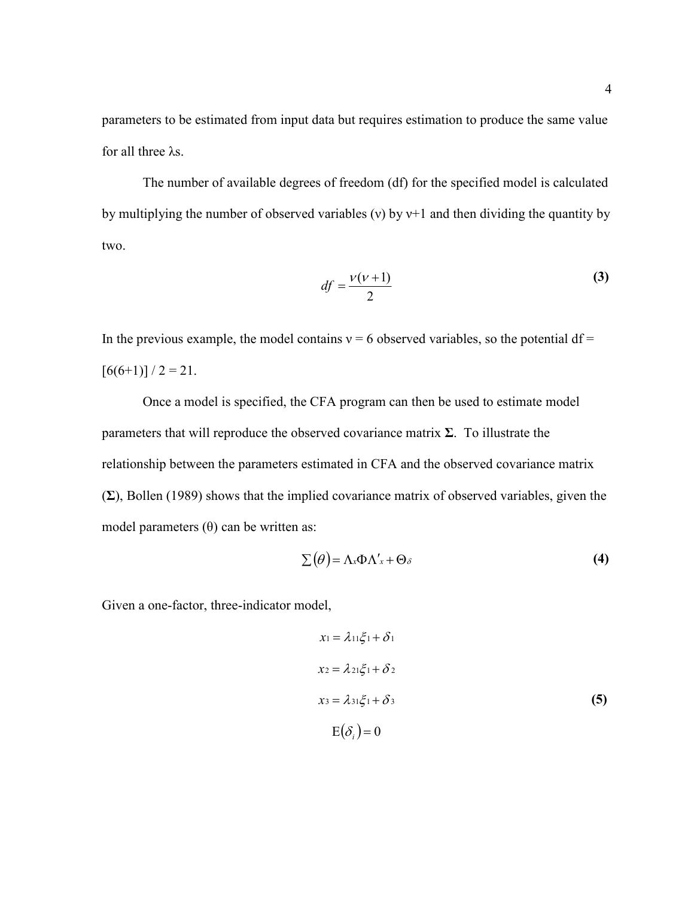parameters to be estimated from input data but requires estimation to produce the same value for all three λs.

The number of available degrees of freedom (df) for the specified model is calculated by multiplying the number of observed variables (ν) by ν+1 and then dividing the quantity by two.

$$df = \frac{\nu(\nu + 1)}{2} \tag{3}$$

In the previous example, the model contains ν = 6 observed variables, so the potential df = [6(6+1)] / 2 = 21.

Once a model is specified, the CFA program can then be used to estimate model parameters that will reproduce the observed covariance matrix **Σ**. To illustrate the relationship between the parameters estimated in CFA and the observed covariance matrix (**Σ**), Bollen (1989) shows that the implied covariance matrix of observed variables, given the model parameters (θ) can be written as:

$$\sum(\theta) = \Lambda_x \Phi \Lambda'_x + \Theta_\delta \tag{4}$$

Given a one-factor, three-indicator model,

$$\begin{aligned} x_1 &= \lambda_{11}\xi_1 + \delta_1 \\ x_2 &= \lambda_{21}\xi_1 + \delta_2 \\ x_3 &= \lambda_{31}\xi_1 + \delta_3 \\ \mathrm{E}(\delta_i) &= 0 \end{aligned} \tag{5}$$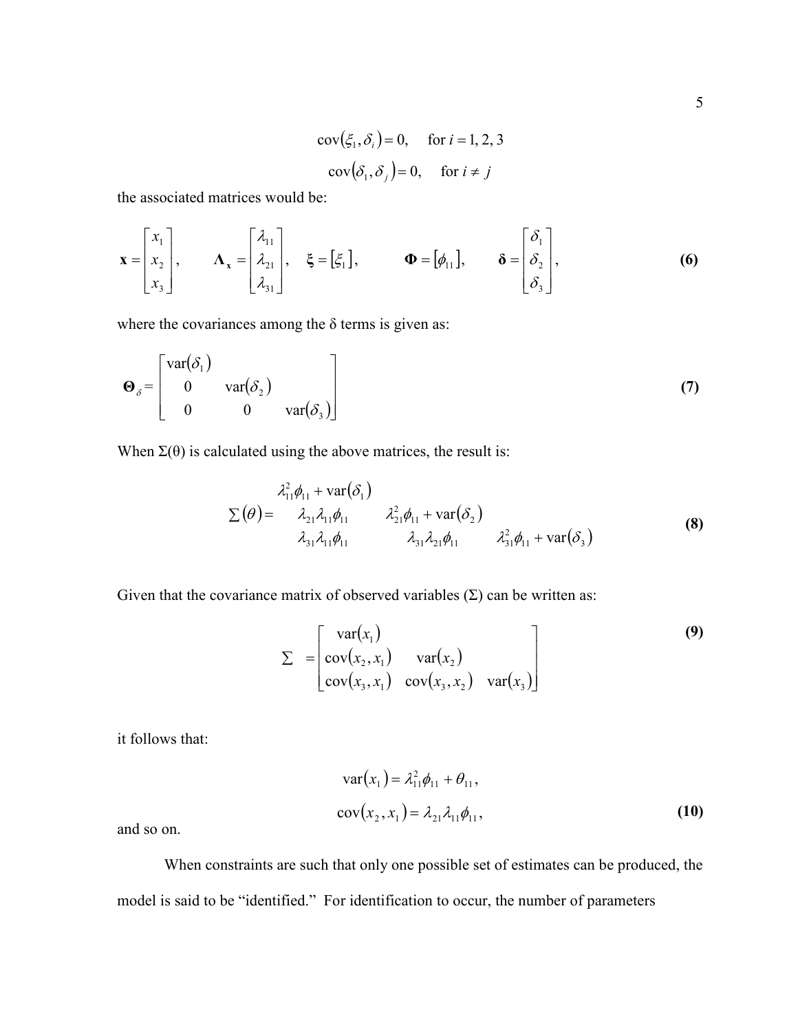$$\text{cov}(\xi_1, \delta_i) = 0, \quad \text{for } i = 1, 2, 3$$

$$\text{cov}(\delta_1, \delta_j) = 0, \quad \text{for } i \neq j$$

the associated matrices would be:

$$\mathbf{x} = \begin{bmatrix} x_1 \\ x_2 \\ x_3 \end{bmatrix}, \qquad \mathbf{\Lambda_x} = \begin{bmatrix} \lambda_{11} \\ \lambda_{21} \\ \lambda_{31} \end{bmatrix}, \quad \boldsymbol{\xi} = [\xi_1], \qquad \mathbf{\Phi} = [\phi_{11}], \qquad \boldsymbol{\delta} = \begin{bmatrix} \delta_1 \\ \delta_2 \\ \delta_3 \end{bmatrix}, \tag{6}$$

where the covariances among the δ terms is given as:

$$\mathbf{\Theta}_\delta = \begin{bmatrix} \text{var}(\delta_1) & & \\ 0 & \text{var}(\delta_2) & \\ 0 & 0 & \text{var}(\delta_3) \end{bmatrix} \tag{7}$$

When Σ(θ) is calculated using the above matrices, the result is:

$$\Sigma(\theta) = \begin{matrix} \lambda_{11}^2\phi_{11} + \text{var}(\delta_1) & & \\ \lambda_{21}\lambda_{11}\phi_{11} & \lambda_{21}^2\phi_{11} + \text{var}(\delta_2) & \\ \lambda_{31}\lambda_{11}\phi_{11} & \lambda_{31}\lambda_{21}\phi_{11} & \lambda_{31}^2\phi_{11} + \text{var}(\delta_3) \end{matrix} \tag{8}$$

Given that the covariance matrix of observed variables (Σ) can be written as:

$$\Sigma = \begin{bmatrix} \text{var}(x_1) & & \\ \text{cov}(x_2, x_1) & \text{var}(x_2) & \\ \text{cov}(x_3, x_1) & \text{cov}(x_3, x_2) & \text{var}(x_3) \end{bmatrix} \tag{9}$$

it follows that:

$$\text{var}(x_1) = \lambda_{11}^2\phi_{11} + \theta_{11},$$

$$\text{cov}(x_2, x_1) = \lambda_{21}\lambda_{11}\phi_{11}, \tag{10}$$

and so on.

When constraints are such that only one possible set of estimates can be produced, the model is said to be "identified." For identification to occur, the number of parameters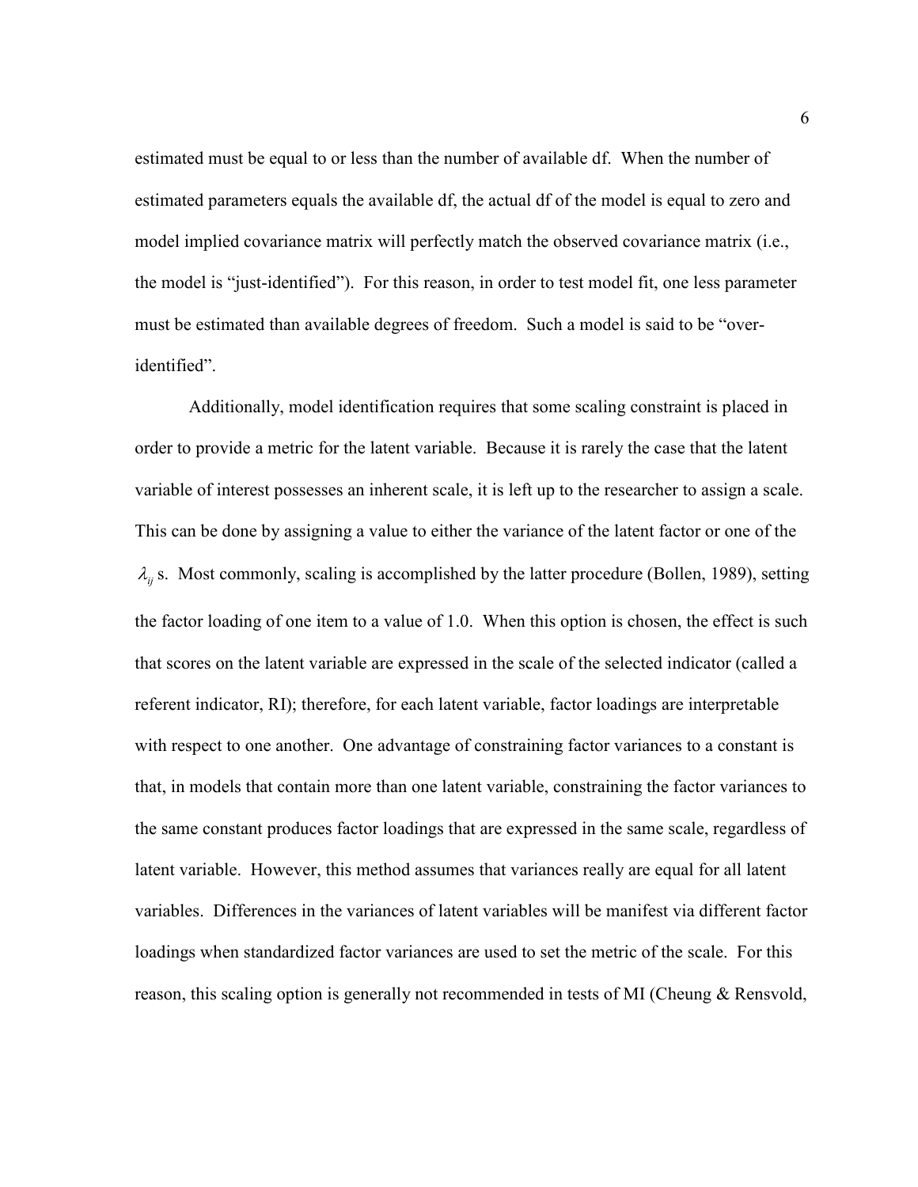estimated must be equal to or less than the number of available df. When the number of estimated parameters equals the available df, the actual df of the model is equal to zero and model implied covariance matrix will perfectly match the observed covariance matrix (i.e., the model is "just-identified"). For this reason, in order to test model fit, one less parameter must be estimated than available degrees of freedom. Such a model is said to be "over-identified".

Additionally, model identification requires that some scaling constraint is placed in order to provide a metric for the latent variable. Because it is rarely the case that the latent variable of interest possesses an inherent scale, it is left up to the researcher to assign a scale. This can be done by assigning a value to either the variance of the latent factor or one of the $\lambda_{ij}$ s. Most commonly, scaling is accomplished by the latter procedure (Bollen, 1989), setting the factor loading of one item to a value of 1.0. When this option is chosen, the effect is such that scores on the latent variable are expressed in the scale of the selected indicator (called a referent indicator, RI); therefore, for each latent variable, factor loadings are interpretable with respect to one another. One advantage of constraining factor variances to a constant is that, in models that contain more than one latent variable, constraining the factor variances to the same constant produces factor loadings that are expressed in the same scale, regardless of latent variable. However, this method assumes that variances really are equal for all latent variables. Differences in the variances of latent variables will be manifest via different factor loadings when standardized factor variances are used to set the metric of the scale. For this reason, this scaling option is generally not recommended in tests of MI (Cheung & Rensvold,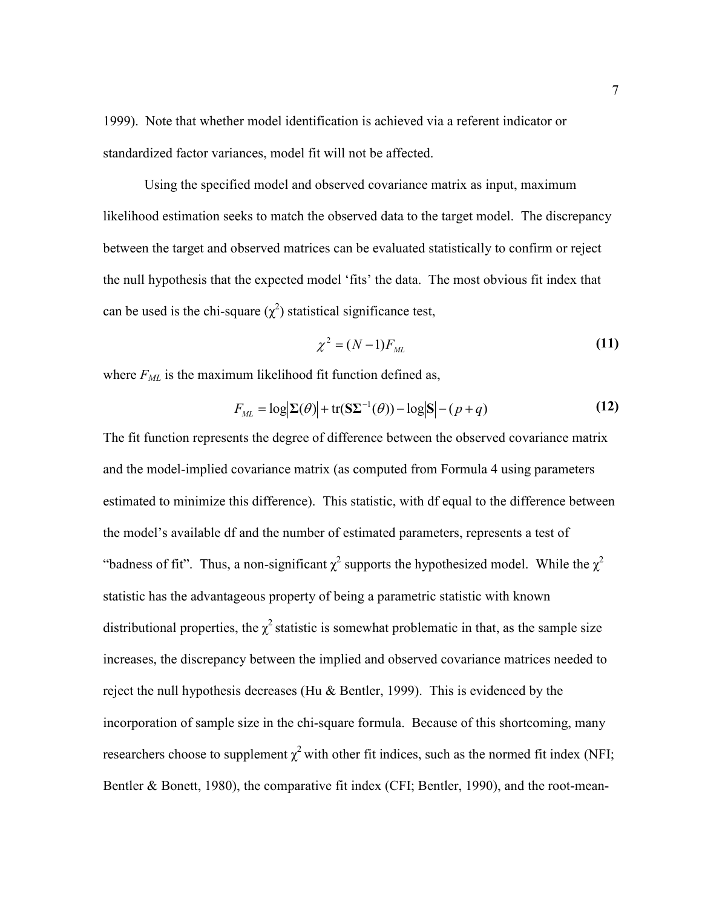1999). Note that whether model identification is achieved via a referent indicator or standardized factor variances, model fit will not be affected.

Using the specified model and observed covariance matrix as input, maximum likelihood estimation seeks to match the observed data to the target model. The discrepancy between the target and observed matrices can be evaluated statistically to confirm or reject the null hypothesis that the expected model 'fits' the data. The most obvious fit index that can be used is the chi-square ($\chi^2$) statistical significance test,

$$\chi^2 = (N-1)F_{ML} \tag{11}$$

where $F_{ML}$ is the maximum likelihood fit function defined as,

$$F_{ML} = \log\left|\mathbf{\Sigma}(\theta)\right| + \mathrm{tr}(\mathbf{S}\mathbf{\Sigma}^{-1}(\theta)) - \log\left|\mathbf{S}\right| - (p+q) \tag{12}$$

The fit function represents the degree of difference between the observed covariance matrix and the model-implied covariance matrix (as computed from Formula 4 using parameters estimated to minimize this difference). This statistic, with df equal to the difference between the model's available df and the number of estimated parameters, represents a test of "badness of fit". Thus, a non-significant $\chi^2$ supports the hypothesized model. While the $\chi^2$ statistic has the advantageous property of being a parametric statistic with known distributional properties, the $\chi^2$ statistic is somewhat problematic in that, as the sample size increases, the discrepancy between the implied and observed covariance matrices needed to reject the null hypothesis decreases (Hu & Bentler, 1999). This is evidenced by the incorporation of sample size in the chi-square formula. Because of this shortcoming, many researchers choose to supplement $\chi^2$ with other fit indices, such as the normed fit index (NFI; Bentler & Bonett, 1980), the comparative fit index (CFI; Bentler, 1990), and the root-mean-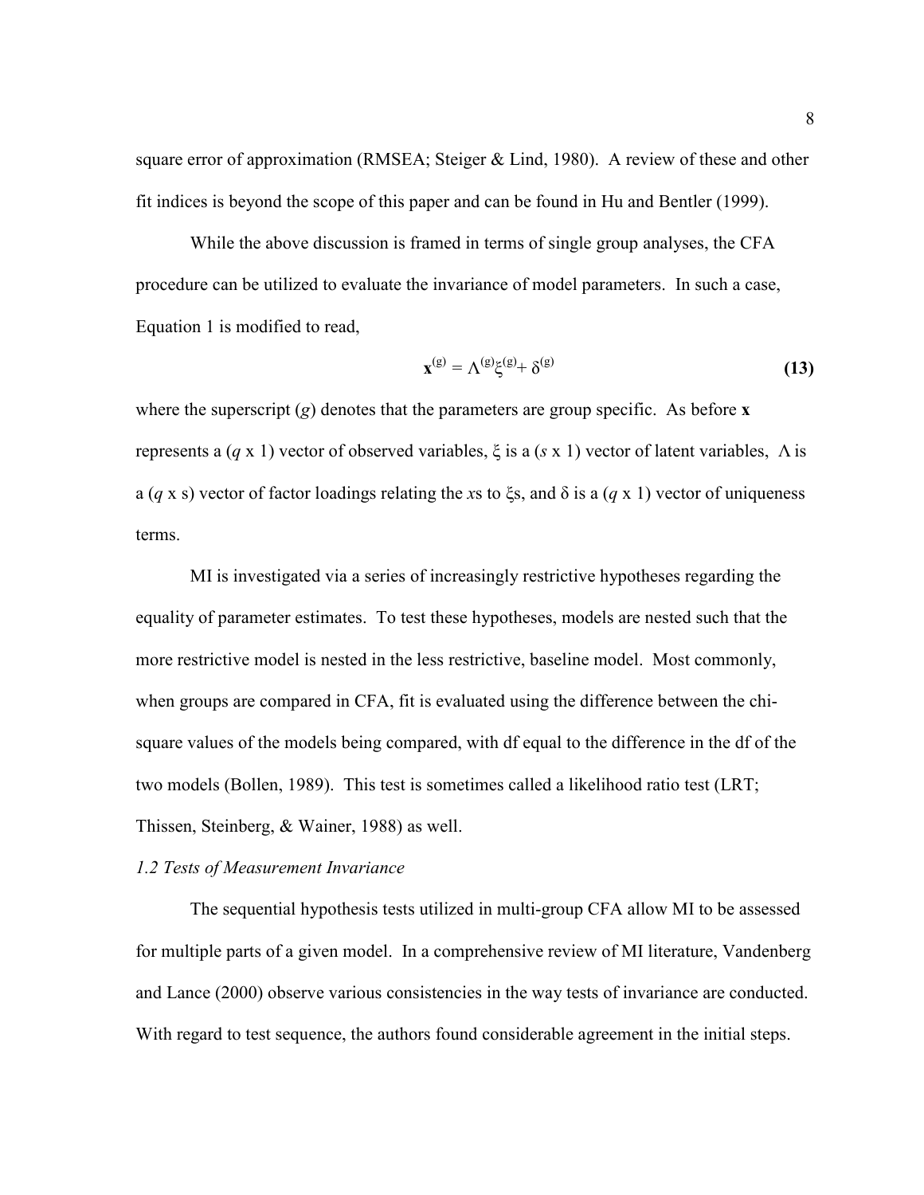square error of approximation (RMSEA; Steiger & Lind, 1980). A review of these and other fit indices is beyond the scope of this paper and can be found in Hu and Bentler (1999).

While the above discussion is framed in terms of single group analyses, the CFA procedure can be utilized to evaluate the invariance of model parameters. In such a case, Equation 1 is modified to read,

$$\mathbf{x}^{(g)} = \Lambda^{(g)}\xi^{(g)} + \delta^{(g)} \tag{13}$$

where the superscript ($g$) denotes that the parameters are group specific. As before $\mathbf{x}$ represents a ($q$ x 1) vector of observed variables, $\xi$ is a ($s$ x 1) vector of latent variables, $\Lambda$ is a ($q$ x s) vector of factor loadings relating the $x$s to $\xi$s, and $\delta$ is a ($q$ x 1) vector of uniqueness terms.

MI is investigated via a series of increasingly restrictive hypotheses regarding the equality of parameter estimates. To test these hypotheses, models are nested such that the more restrictive model is nested in the less restrictive, baseline model. Most commonly, when groups are compared in CFA, fit is evaluated using the difference between the chi-square values of the models being compared, with df equal to the difference in the df of the two models (Bollen, 1989). This test is sometimes called a likelihood ratio test (LRT; Thissen, Steinberg, & Wainer, 1988) as well.

### *1.2 Tests of Measurement Invariance*

The sequential hypothesis tests utilized in multi-group CFA allow MI to be assessed for multiple parts of a given model. In a comprehensive review of MI literature, Vandenberg and Lance (2000) observe various consistencies in the way tests of invariance are conducted. With regard to test sequence, the authors found considerable agreement in the initial steps.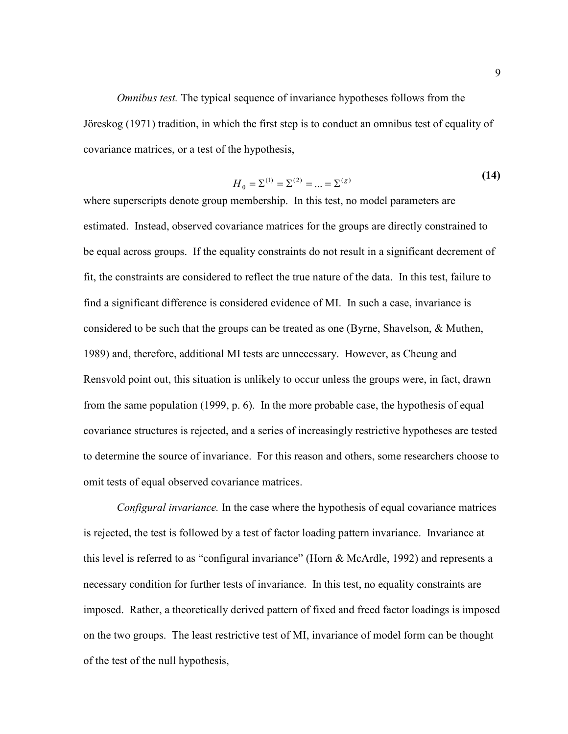*Omnibus test.* The typical sequence of invariance hypotheses follows from the Jöreskog (1971) tradition, in which the first step is to conduct an omnibus test of equality of covariance matrices, or a test of the hypothesis,

$$H_0 = \Sigma^{(1)} = \Sigma^{(2)} = ... = \Sigma^{(g)} \tag{14}$$

where superscripts denote group membership. In this test, no model parameters are estimated. Instead, observed covariance matrices for the groups are directly constrained to be equal across groups. If the equality constraints do not result in a significant decrement of fit, the constraints are considered to reflect the true nature of the data. In this test, failure to find a significant difference is considered evidence of MI. In such a case, invariance is considered to be such that the groups can be treated as one (Byrne, Shavelson, & Muthen, 1989) and, therefore, additional MI tests are unnecessary. However, as Cheung and Rensvold point out, this situation is unlikely to occur unless the groups were, in fact, drawn from the same population (1999, p. 6). In the more probable case, the hypothesis of equal covariance structures is rejected, and a series of increasingly restrictive hypotheses are tested to determine the source of invariance. For this reason and others, some researchers choose to omit tests of equal observed covariance matrices.

*Configural invariance.* In the case where the hypothesis of equal covariance matrices is rejected, the test is followed by a test of factor loading pattern invariance. Invariance at this level is referred to as "configural invariance" (Horn & McArdle, 1992) and represents a necessary condition for further tests of invariance. In this test, no equality constraints are imposed. Rather, a theoretically derived pattern of fixed and freed factor loadings is imposed on the two groups. The least restrictive test of MI, invariance of model form can be thought of the test of the null hypothesis,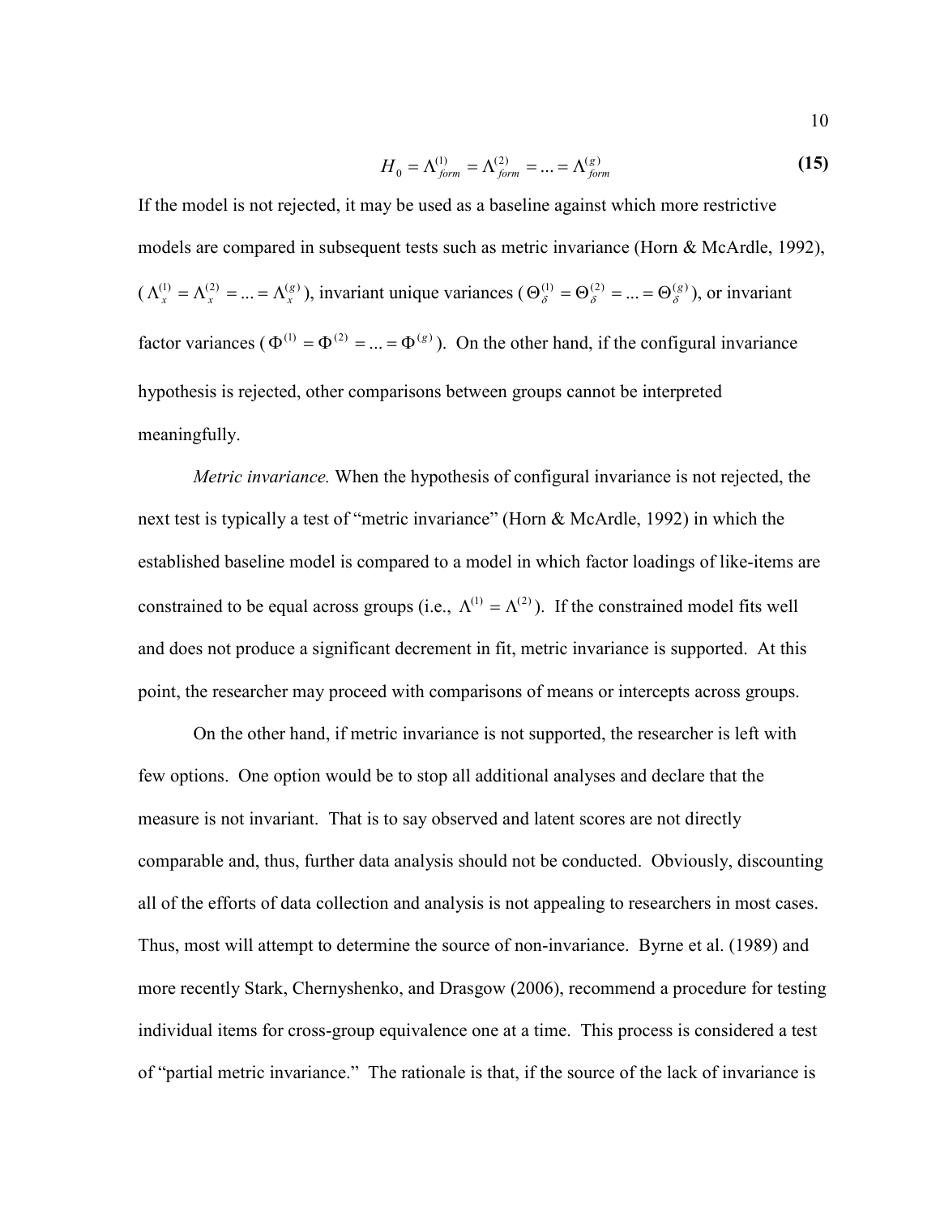$$H_0 = \Lambda^{(1)}_{form} = \Lambda^{(2)}_{form} = ... = \Lambda^{(g)}_{form} \tag{15}$$

If the model is not rejected, it may be used as a baseline against which more restrictive models are compared in subsequent tests such as metric invariance (Horn & McArdle, 1992), ($\Lambda^{(1)}_x = \Lambda^{(2)}_x = ... = \Lambda^{(g)}_x$), invariant unique variances ($\Theta^{(1)}_\delta = \Theta^{(2)}_\delta = ... = \Theta^{(g)}_\delta$), or invariant factor variances ($\Phi^{(1)} = \Phi^{(2)} = ... = \Phi^{(g)}$). On the other hand, if the configural invariance hypothesis is rejected, other comparisons between groups cannot be interpreted meaningfully.

*Metric invariance.* When the hypothesis of configural invariance is not rejected, the next test is typically a test of "metric invariance" (Horn & McArdle, 1992) in which the established baseline model is compared to a model in which factor loadings of like-items are constrained to be equal across groups (i.e., $\Lambda^{(1)} = \Lambda^{(2)}$). If the constrained model fits well and does not produce a significant decrement in fit, metric invariance is supported. At this point, the researcher may proceed with comparisons of means or intercepts across groups.

On the other hand, if metric invariance is not supported, the researcher is left with few options. One option would be to stop all additional analyses and declare that the measure is not invariant. That is to say observed and latent scores are not directly comparable and, thus, further data analysis should not be conducted. Obviously, discounting all of the efforts of data collection and analysis is not appealing to researchers in most cases. Thus, most will attempt to determine the source of non-invariance. Byrne et al. (1989) and more recently Stark, Chernyshenko, and Drasgow (2006), recommend a procedure for testing individual items for cross-group equivalence one at a time. This process is considered a test of "partial metric invariance." The rationale is that, if the source of the lack of invariance is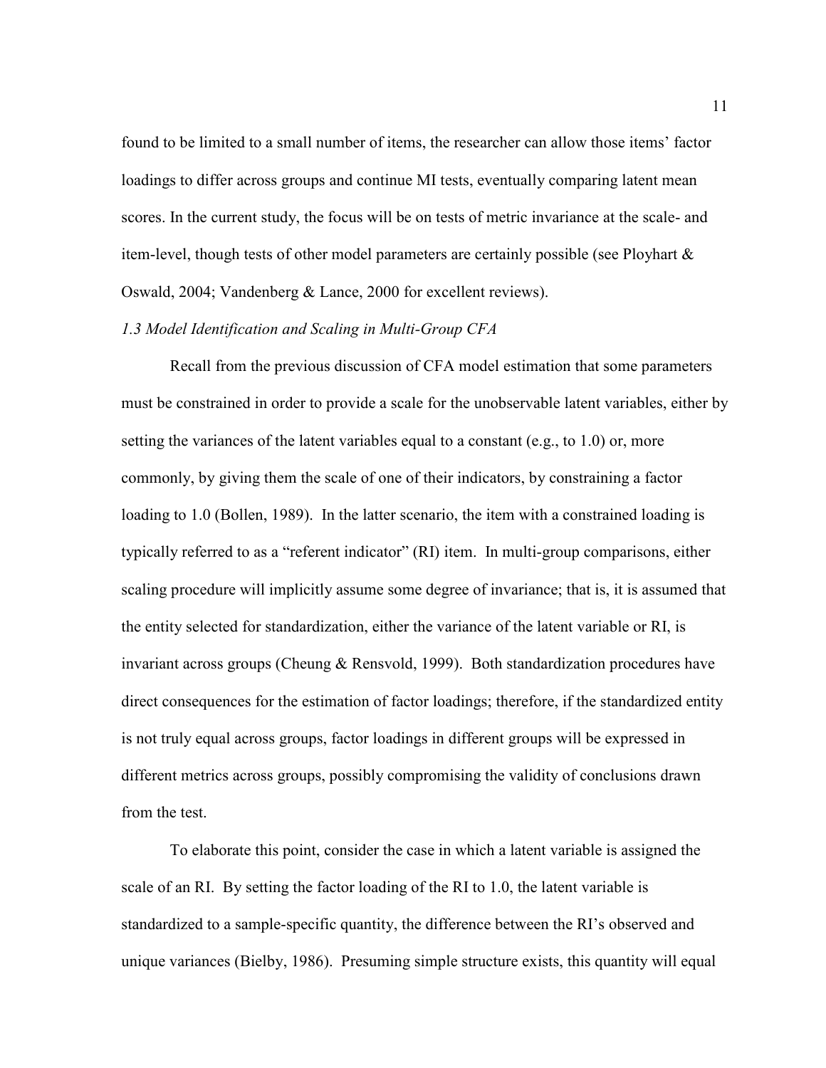found to be limited to a small number of items, the researcher can allow those items' factor loadings to differ across groups and continue MI tests, eventually comparing latent mean scores. In the current study, the focus will be on tests of metric invariance at the scale- and item-level, though tests of other model parameters are certainly possible (see Ployhart & Oswald, 2004; Vandenberg & Lance, 2000 for excellent reviews).

*1.3 Model Identification and Scaling in Multi-Group CFA*

Recall from the previous discussion of CFA model estimation that some parameters must be constrained in order to provide a scale for the unobservable latent variables, either by setting the variances of the latent variables equal to a constant (e.g., to 1.0) or, more commonly, by giving them the scale of one of their indicators, by constraining a factor loading to 1.0 (Bollen, 1989). In the latter scenario, the item with a constrained loading is typically referred to as a "referent indicator" (RI) item. In multi-group comparisons, either scaling procedure will implicitly assume some degree of invariance; that is, it is assumed that the entity selected for standardization, either the variance of the latent variable or RI, is invariant across groups (Cheung & Rensvold, 1999). Both standardization procedures have direct consequences for the estimation of factor loadings; therefore, if the standardized entity is not truly equal across groups, factor loadings in different groups will be expressed in different metrics across groups, possibly compromising the validity of conclusions drawn from the test.

To elaborate this point, consider the case in which a latent variable is assigned the scale of an RI. By setting the factor loading of the RI to 1.0, the latent variable is standardized to a sample-specific quantity, the difference between the RI's observed and unique variances (Bielby, 1986). Presuming simple structure exists, this quantity will equal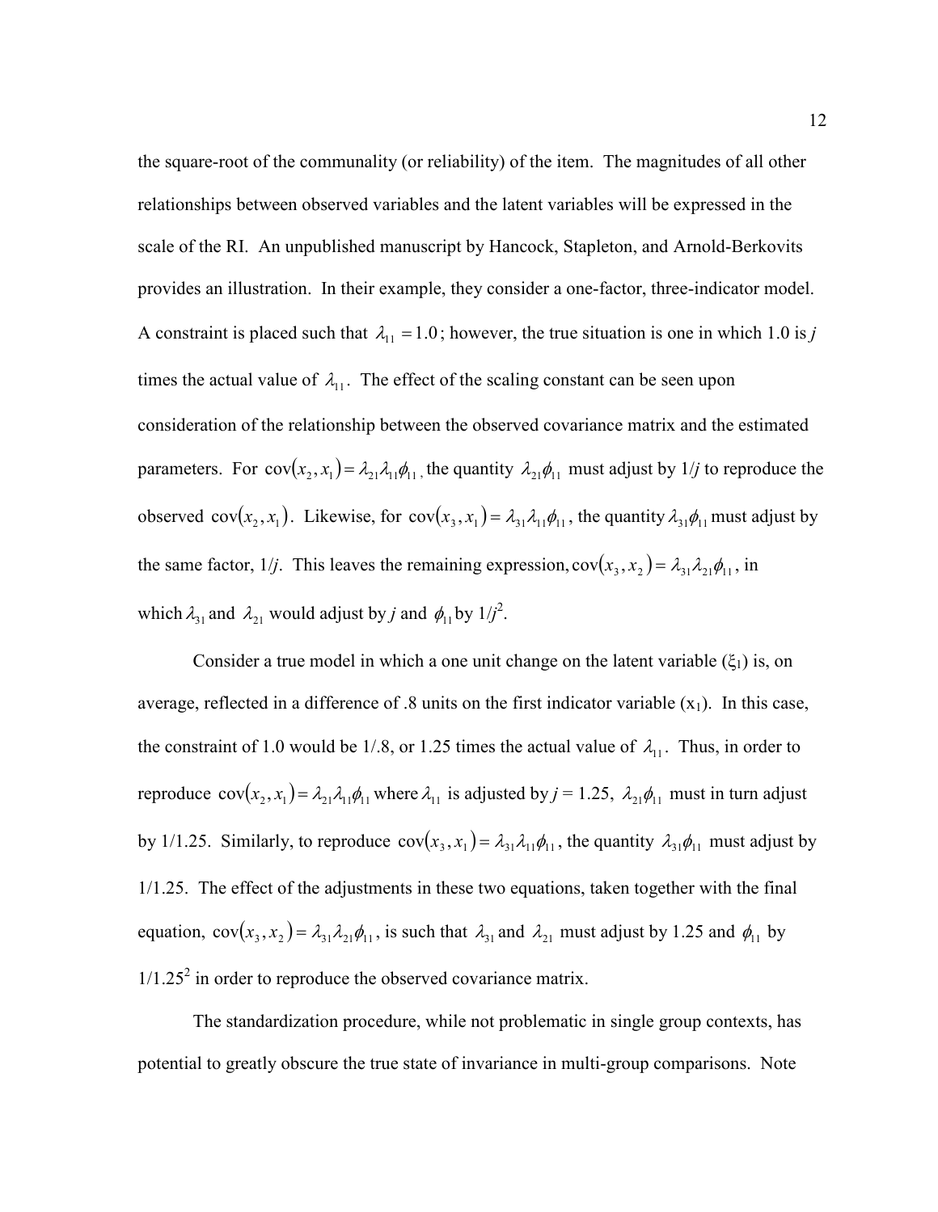the square-root of the communality (or reliability) of the item. The magnitudes of all other relationships between observed variables and the latent variables will be expressed in the scale of the RI. An unpublished manuscript by Hancock, Stapleton, and Arnold-Berkovits provides an illustration. In their example, they consider a one-factor, three-indicator model. A constraint is placed such that $\lambda_{11} = 1.0$; however, the true situation is one in which 1.0 is *j* times the actual value of $\lambda_{11}$. The effect of the scaling constant can be seen upon consideration of the relationship between the observed covariance matrix and the estimated parameters. For $\text{cov}(x_2, x_1) = \lambda_{21}\lambda_{11}\phi_{11}$, the quantity $\lambda_{21}\phi_{11}$ must adjust by $1/j$ to reproduce the observed $\text{cov}(x_2, x_1)$. Likewise, for $\text{cov}(x_3, x_1) = \lambda_{31}\lambda_{11}\phi_{11}$, the quantity $\lambda_{31}\phi_{11}$ must adjust by the same factor, $1/j$. This leaves the remaining expression, $\text{cov}(x_3, x_2) = \lambda_{31}\lambda_{21}\phi_{11}$, in which $\lambda_{31}$ and $\lambda_{21}$ would adjust by *j* and $\phi_{11}$ by $1/j^2$.

Consider a true model in which a one unit change on the latent variable ($\xi_1$) is, on average, reflected in a difference of .8 units on the first indicator variable ($x_1$). In this case, the constraint of 1.0 would be 1/.8, or 1.25 times the actual value of $\lambda_{11}$. Thus, in order to reproduce $\text{cov}(x_2, x_1) = \lambda_{21}\lambda_{11}\phi_{11}$ where $\lambda_{11}$ is adjusted by $j = 1.25$, $\lambda_{21}\phi_{11}$ must in turn adjust by 1/1.25. Similarly, to reproduce $\text{cov}(x_3, x_1) = \lambda_{31}\lambda_{11}\phi_{11}$, the quantity $\lambda_{31}\phi_{11}$ must adjust by 1/1.25. The effect of the adjustments in these two equations, taken together with the final equation, $\text{cov}(x_3, x_2) = \lambda_{31}\lambda_{21}\phi_{11}$, is such that $\lambda_{31}$ and $\lambda_{21}$ must adjust by 1.25 and $\phi_{11}$ by $1/1.25^2$ in order to reproduce the observed covariance matrix.

The standardization procedure, while not problematic in single group contexts, has potential to greatly obscure the true state of invariance in multi-group comparisons. Note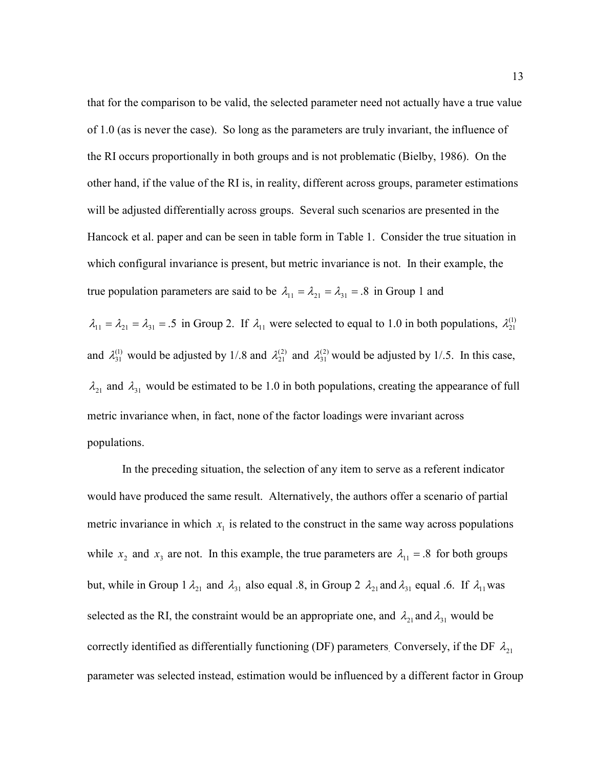that for the comparison to be valid, the selected parameter need not actually have a true value of 1.0 (as is never the case). So long as the parameters are truly invariant, the influence of the RI occurs proportionally in both groups and is not problematic (Bielby, 1986). On the other hand, if the value of the RI is, in reality, different across groups, parameter estimations will be adjusted differentially across groups. Several such scenarios are presented in the Hancock et al. paper and can be seen in table form in Table 1. Consider the true situation in which configural invariance is present, but metric invariance is not. In their example, the true population parameters are said to be $\lambda_{11} = \lambda_{21} = \lambda_{31} = .8$ in Group 1 and $\lambda_{11} = \lambda_{21} = \lambda_{31} = .5$ in Group 2. If $\lambda_{11}$ were selected to equal to 1.0 in both populations, $\lambda_{21}^{(1)}$ and $\lambda_{31}^{(1)}$ would be adjusted by 1/.8 and $\lambda_{21}^{(2)}$ and $\lambda_{31}^{(2)}$ would be adjusted by 1/.5. In this case, $\lambda_{21}$ and $\lambda_{31}$ would be estimated to be 1.0 in both populations, creating the appearance of full metric invariance when, in fact, none of the factor loadings were invariant across populations.

In the preceding situation, the selection of any item to serve as a referent indicator would have produced the same result. Alternatively, the authors offer a scenario of partial metric invariance in which $x_1$ is related to the construct in the same way across populations while $x_2$ and $x_3$ are not. In this example, the true parameters are $\lambda_{11} = .8$ for both groups but, while in Group 1 $\lambda_{21}$ and $\lambda_{31}$ also equal .8, in Group 2 $\lambda_{21}$ and $\lambda_{31}$ equal .6. If $\lambda_{11}$ was selected as the RI, the constraint would be an appropriate one, and $\lambda_{21}$ and $\lambda_{31}$ would be correctly identified as differentially functioning (DF) parameters. Conversely, if the DF $\lambda_{21}$ parameter was selected instead, estimation would be influenced by a different factor in Group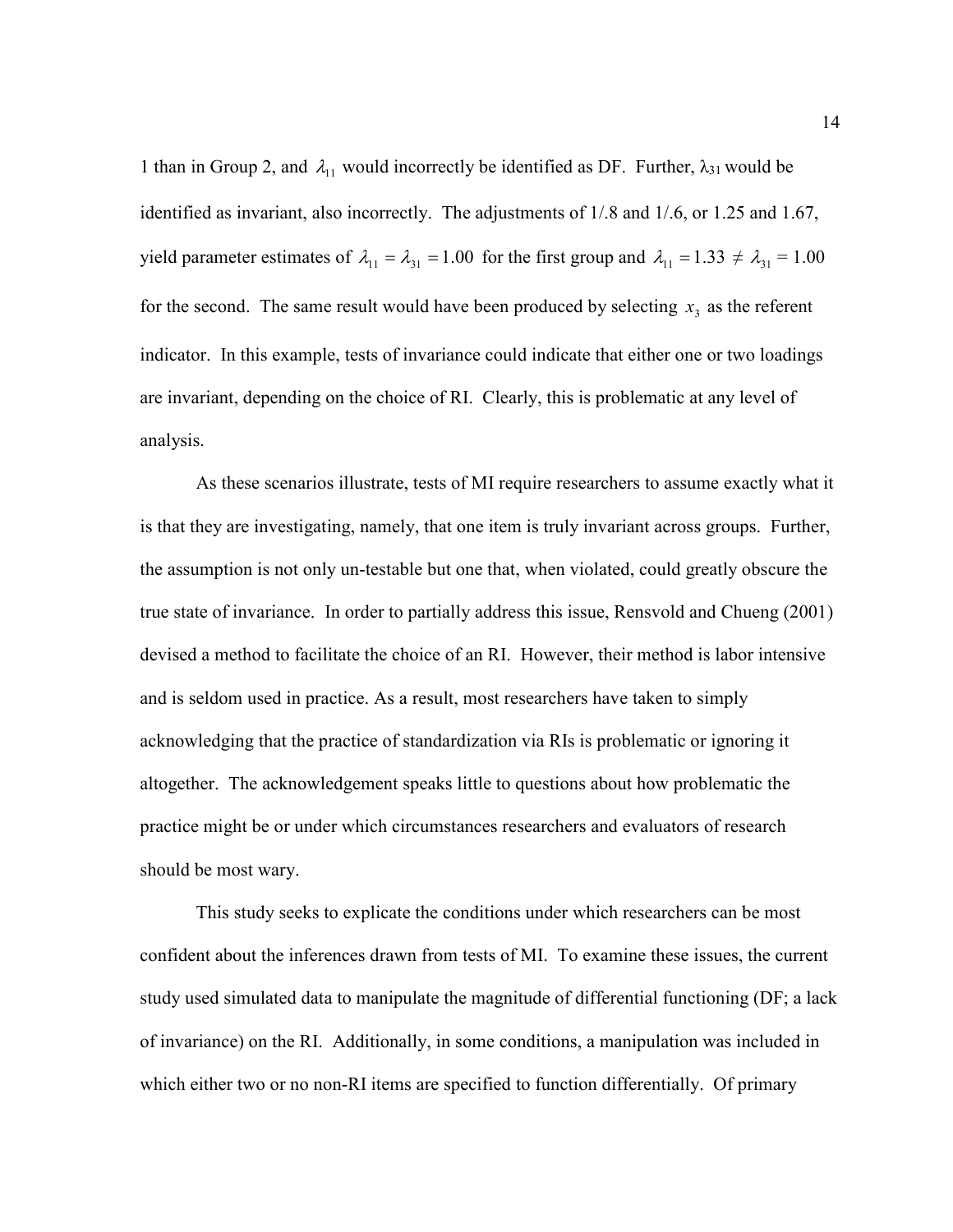1 than in Group 2, and $\lambda_{11}$ would incorrectly be identified as DF. Further, $\lambda_{31}$ would be identified as invariant, also incorrectly. The adjustments of 1/.8 and 1/.6, or 1.25 and 1.67, yield parameter estimates of $\lambda_{11} = \lambda_{31} = 1.00$ for the first group and $\lambda_{11} = 1.33 \neq \lambda_{31} = 1.00$ for the second. The same result would have been produced by selecting $x_3$ as the referent indicator. In this example, tests of invariance could indicate that either one or two loadings are invariant, depending on the choice of RI. Clearly, this is problematic at any level of analysis.

As these scenarios illustrate, tests of MI require researchers to assume exactly what it is that they are investigating, namely, that one item is truly invariant across groups. Further, the assumption is not only un-testable but one that, when violated, could greatly obscure the true state of invariance. In order to partially address this issue, Rensvold and Chueng (2001) devised a method to facilitate the choice of an RI. However, their method is labor intensive and is seldom used in practice. As a result, most researchers have taken to simply acknowledging that the practice of standardization via RIs is problematic or ignoring it altogether. The acknowledgement speaks little to questions about how problematic the practice might be or under which circumstances researchers and evaluators of research should be most wary.

This study seeks to explicate the conditions under which researchers can be most confident about the inferences drawn from tests of MI. To examine these issues, the current study used simulated data to manipulate the magnitude of differential functioning (DF; a lack of invariance) on the RI. Additionally, in some conditions, a manipulation was included in which either two or no non-RI items are specified to function differentially. Of primary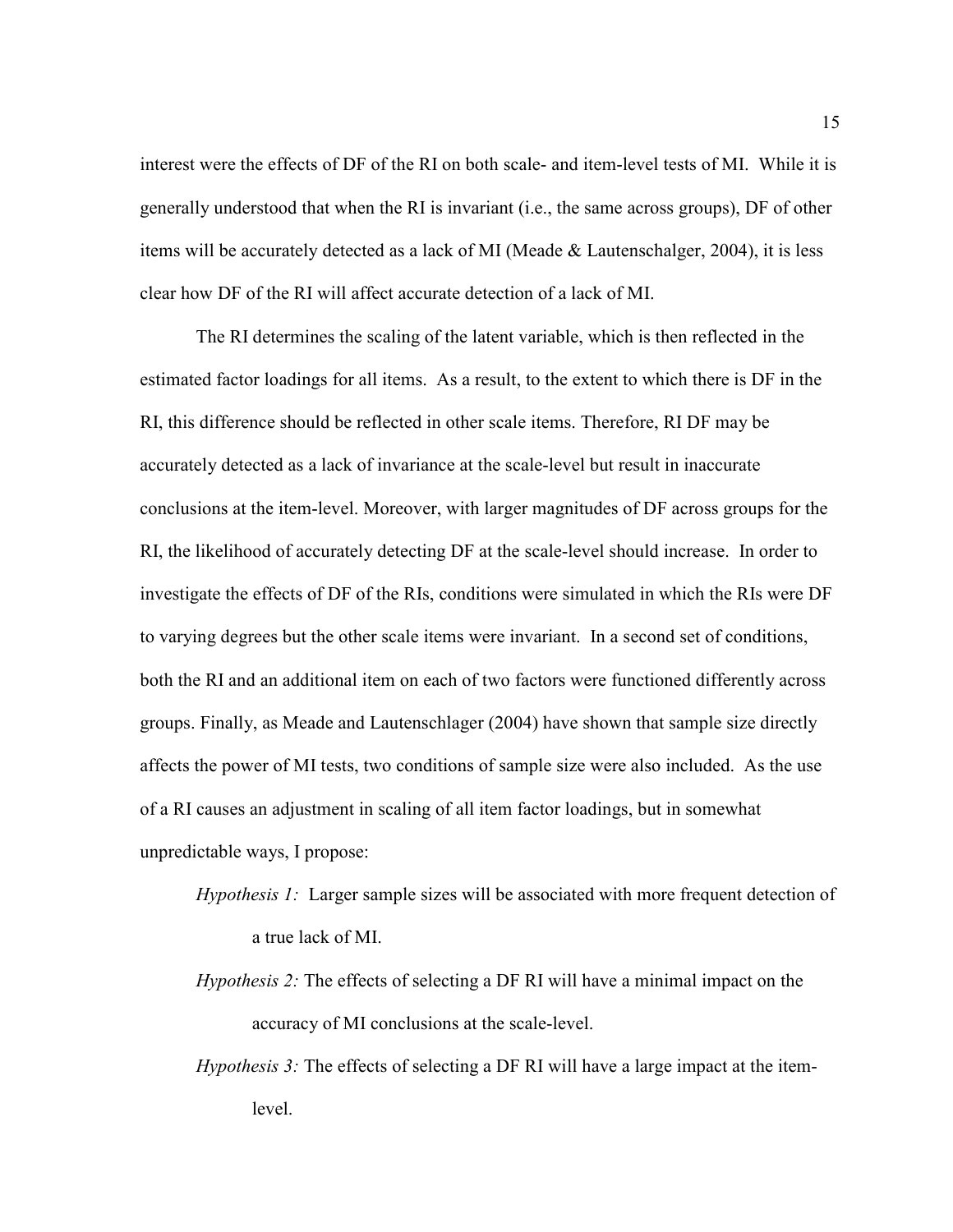interest were the effects of DF of the RI on both scale- and item-level tests of MI. While it is generally understood that when the RI is invariant (i.e., the same across groups), DF of other items will be accurately detected as a lack of MI (Meade & Lautenschalger, 2004), it is less clear how DF of the RI will affect accurate detection of a lack of MI.

The RI determines the scaling of the latent variable, which is then reflected in the estimated factor loadings for all items. As a result, to the extent to which there is DF in the RI, this difference should be reflected in other scale items. Therefore, RI DF may be accurately detected as a lack of invariance at the scale-level but result in inaccurate conclusions at the item-level. Moreover, with larger magnitudes of DF across groups for the RI, the likelihood of accurately detecting DF at the scale-level should increase. In order to investigate the effects of DF of the RIs, conditions were simulated in which the RIs were DF to varying degrees but the other scale items were invariant. In a second set of conditions, both the RI and an additional item on each of two factors were functioned differently across groups. Finally, as Meade and Lautenschlager (2004) have shown that sample size directly affects the power of MI tests, two conditions of sample size were also included. As the use of a RI causes an adjustment in scaling of all item factor loadings, but in somewhat unpredictable ways, I propose:

*Hypothesis 1:* Larger sample sizes will be associated with more frequent detection of a true lack of MI.

*Hypothesis 2:* The effects of selecting a DF RI will have a minimal impact on the accuracy of MI conclusions at the scale-level.

*Hypothesis 3:* The effects of selecting a DF RI will have a large impact at the item-level.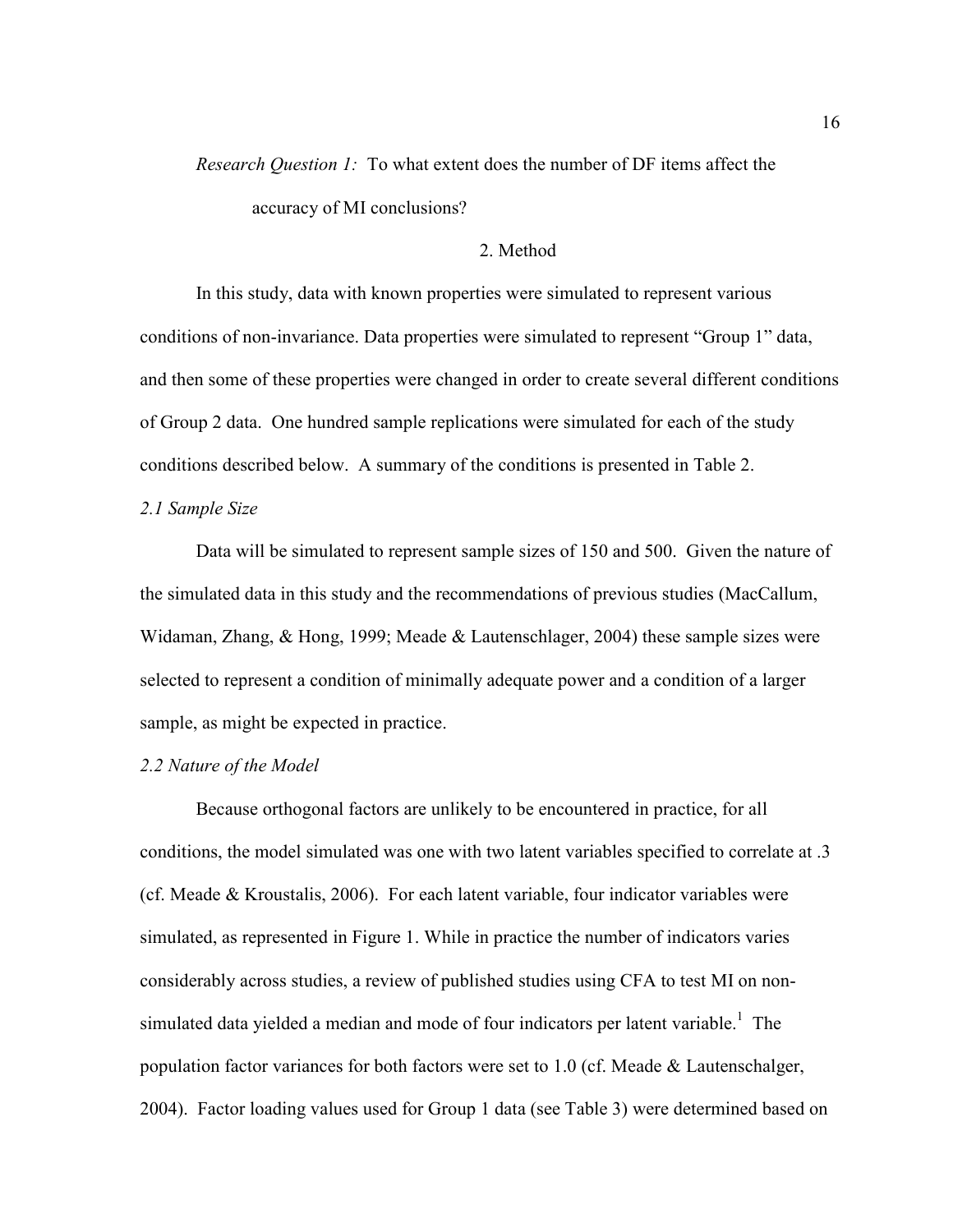*Research Question 1:* To what extent does the number of DF items affect the accuracy of MI conclusions?

## 2. Method

In this study, data with known properties were simulated to represent various conditions of non-invariance. Data properties were simulated to represent "Group 1" data, and then some of these properties were changed in order to create several different conditions of Group 2 data. One hundred sample replications were simulated for each of the study conditions described below. A summary of the conditions is presented in Table 2.

### *2.1 Sample Size*

Data will be simulated to represent sample sizes of 150 and 500. Given the nature of the simulated data in this study and the recommendations of previous studies (MacCallum, Widaman, Zhang, & Hong, 1999; Meade & Lautenschlager, 2004) these sample sizes were selected to represent a condition of minimally adequate power and a condition of a larger sample, as might be expected in practice.

### *2.2 Nature of the Model*

Because orthogonal factors are unlikely to be encountered in practice, for all conditions, the model simulated was one with two latent variables specified to correlate at .3 (cf. Meade & Kroustalis, 2006). For each latent variable, four indicator variables were simulated, as represented in Figure 1. While in practice the number of indicators varies considerably across studies, a review of published studies using CFA to test MI on non-simulated data yielded a median and mode of four indicators per latent variable.[1] The population factor variances for both factors were set to 1.0 (cf. Meade & Lautenschalger, 2004). Factor loading values used for Group 1 data (see Table 3) were determined based on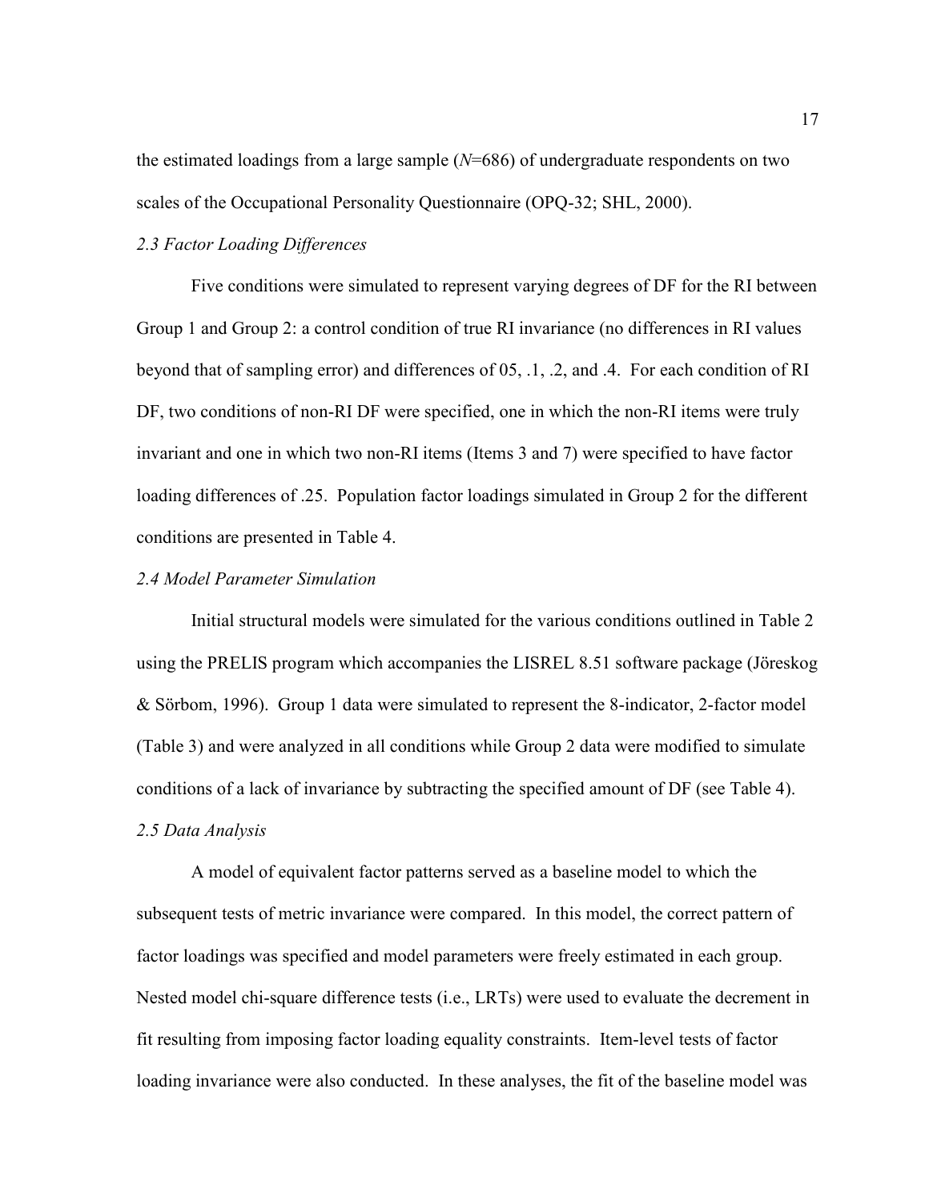the estimated loadings from a large sample ($N$=686) of undergraduate respondents on two scales of the Occupational Personality Questionnaire (OPQ-32; SHL, 2000).

### *2.3 Factor Loading Differences*

Five conditions were simulated to represent varying degrees of DF for the RI between Group 1 and Group 2: a control condition of true RI invariance (no differences in RI values beyond that of sampling error) and differences of 05, .1, .2, and .4. For each condition of RI DF, two conditions of non-RI DF were specified, one in which the non-RI items were truly invariant and one in which two non-RI items (Items 3 and 7) were specified to have factor loading differences of .25. Population factor loadings simulated in Group 2 for the different conditions are presented in Table 4.

### *2.4 Model Parameter Simulation*

Initial structural models were simulated for the various conditions outlined in Table 2 using the PRELIS program which accompanies the LISREL 8.51 software package (Jöreskog & Sörbom, 1996). Group 1 data were simulated to represent the 8-indicator, 2-factor model (Table 3) and were analyzed in all conditions while Group 2 data were modified to simulate conditions of a lack of invariance by subtracting the specified amount of DF (see Table 4).

### *2.5 Data Analysis*

A model of equivalent factor patterns served as a baseline model to which the subsequent tests of metric invariance were compared. In this model, the correct pattern of factor loadings was specified and model parameters were freely estimated in each group. Nested model chi-square difference tests (i.e., LRTs) were used to evaluate the decrement in fit resulting from imposing factor loading equality constraints. Item-level tests of factor loading invariance were also conducted. In these analyses, the fit of the baseline model was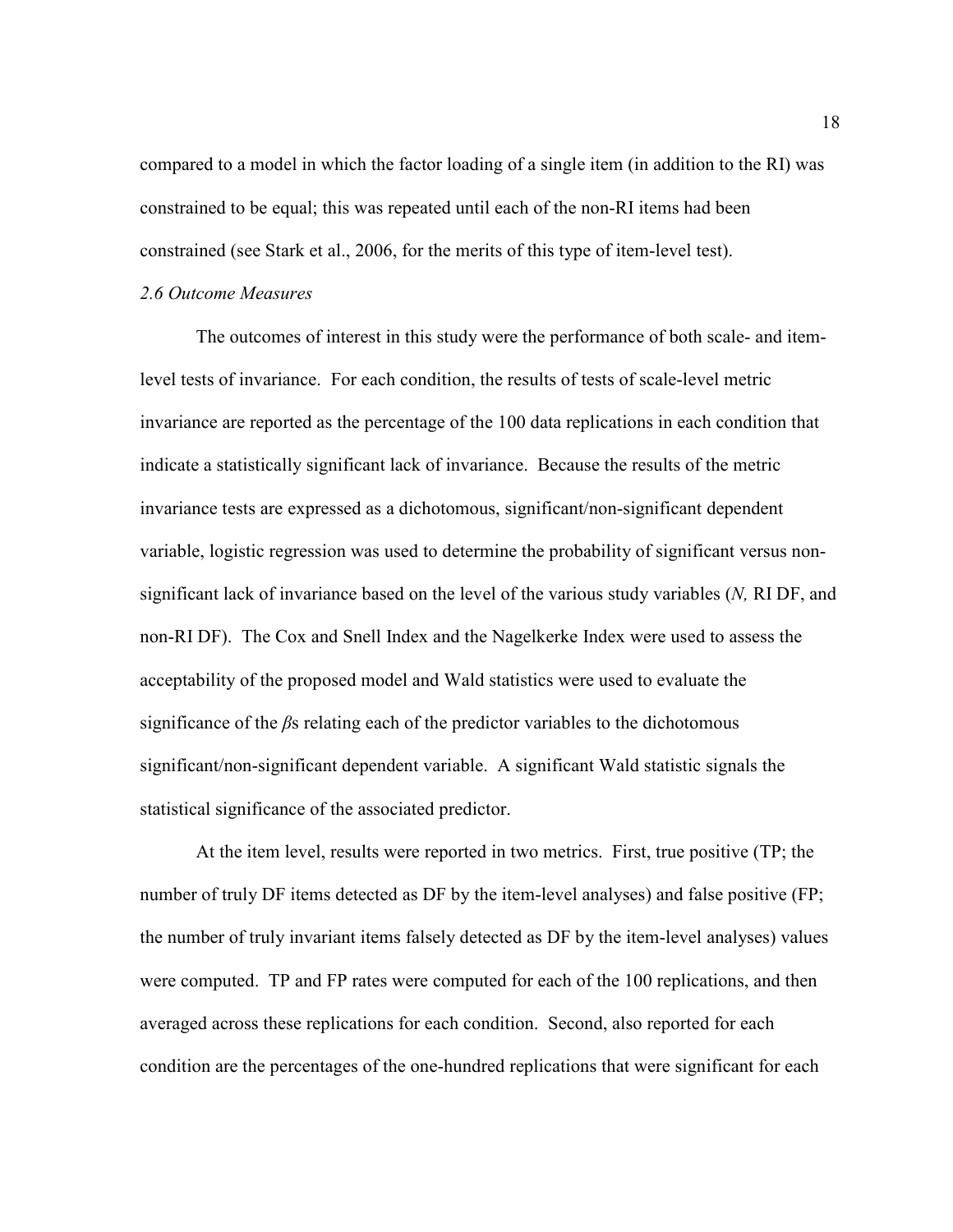compared to a model in which the factor loading of a single item (in addition to the RI) was constrained to be equal; this was repeated until each of the non-RI items had been constrained (see Stark et al., 2006, for the merits of this type of item-level test).

### *2.6 Outcome Measures*

The outcomes of interest in this study were the performance of both scale- and item-level tests of invariance. For each condition, the results of tests of scale-level metric invariance are reported as the percentage of the 100 data replications in each condition that indicate a statistically significant lack of invariance. Because the results of the metric invariance tests are expressed as a dichotomous, significant/non-significant dependent variable, logistic regression was used to determine the probability of significant versus non-significant lack of invariance based on the level of the various study variables (*N,* RI DF, and non-RI DF). The Cox and Snell Index and the Nagelkerke Index were used to assess the acceptability of the proposed model and Wald statistics were used to evaluate the significance of the $\beta$s relating each of the predictor variables to the dichotomous significant/non-significant dependent variable. A significant Wald statistic signals the statistical significance of the associated predictor.

At the item level, results were reported in two metrics. First, true positive (TP; the number of truly DF items detected as DF by the item-level analyses) and false positive (FP; the number of truly invariant items falsely detected as DF by the item-level analyses) values were computed. TP and FP rates were computed for each of the 100 replications, and then averaged across these replications for each condition. Second, also reported for each condition are the percentages of the one-hundred replications that were significant for each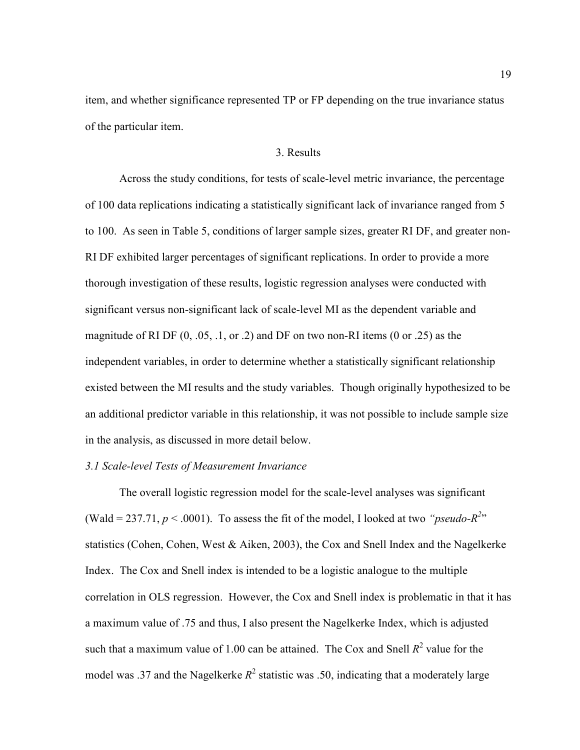item, and whether significance represented TP or FP depending on the true invariance status of the particular item.

## 3. Results

Across the study conditions, for tests of scale-level metric invariance, the percentage of 100 data replications indicating a statistically significant lack of invariance ranged from 5 to 100. As seen in Table 5, conditions of larger sample sizes, greater RI DF, and greater non-RI DF exhibited larger percentages of significant replications. In order to provide a more thorough investigation of these results, logistic regression analyses were conducted with significant versus non-significant lack of scale-level MI as the dependent variable and magnitude of RI DF (0, .05, .1, or .2) and DF on two non-RI items (0 or .25) as the independent variables, in order to determine whether a statistically significant relationship existed between the MI results and the study variables. Though originally hypothesized to be an additional predictor variable in this relationship, it was not possible to include sample size in the analysis, as discussed in more detail below.

### *3.1 Scale-level Tests of Measurement Invariance*

The overall logistic regression model for the scale-level analyses was significant (Wald = 237.71, $p < .0001$). To assess the fit of the model, I looked at two *"pseudo-$R^2$"* statistics (Cohen, Cohen, West & Aiken, 2003), the Cox and Snell Index and the Nagelkerke Index. The Cox and Snell index is intended to be a logistic analogue to the multiple correlation in OLS regression. However, the Cox and Snell index is problematic in that it has a maximum value of .75 and thus, I also present the Nagelkerke Index, which is adjusted such that a maximum value of 1.00 can be attained. The Cox and Snell $R^2$ value for the model was .37 and the Nagelkerke $R^2$ statistic was .50, indicating that a moderately large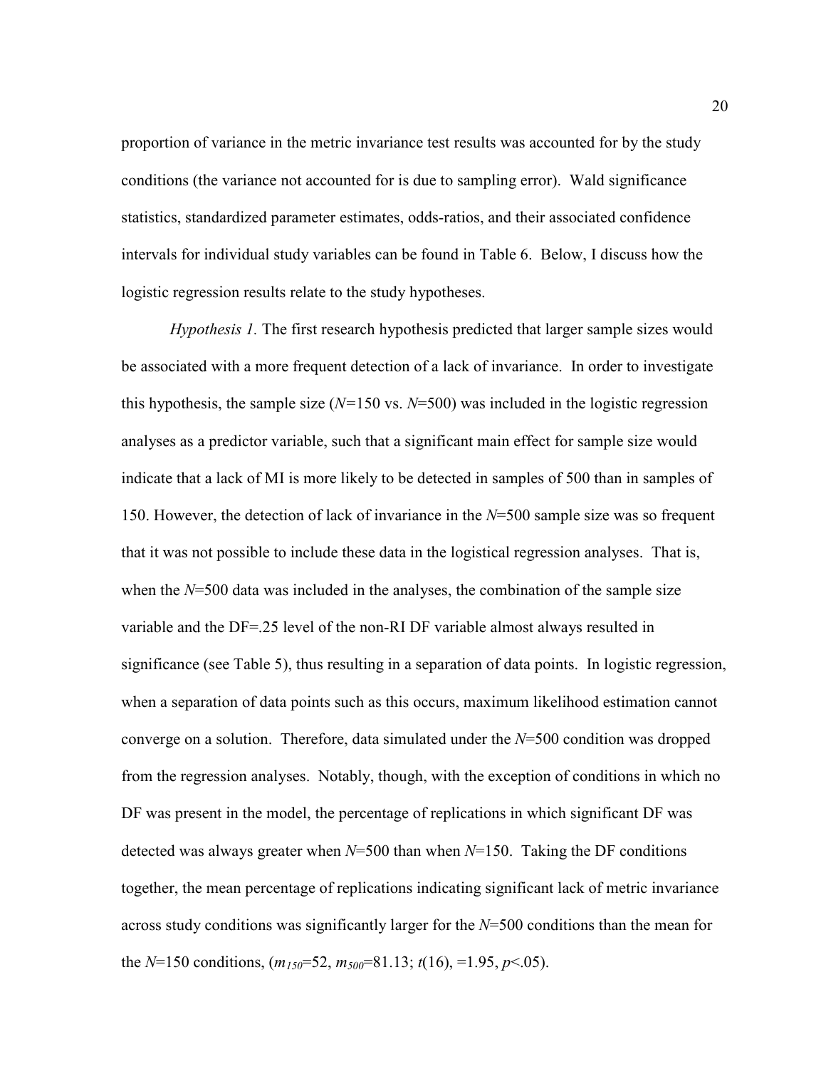proportion of variance in the metric invariance test results was accounted for by the study conditions (the variance not accounted for is due to sampling error). Wald significance statistics, standardized parameter estimates, odds-ratios, and their associated confidence intervals for individual study variables can be found in Table 6. Below, I discuss how the logistic regression results relate to the study hypotheses.

*Hypothesis 1.* The first research hypothesis predicted that larger sample sizes would be associated with a more frequent detection of a lack of invariance. In order to investigate this hypothesis, the sample size ($N$=150 vs. $N$=500) was included in the logistic regression analyses as a predictor variable, such that a significant main effect for sample size would indicate that a lack of MI is more likely to be detected in samples of 500 than in samples of 150. However, the detection of lack of invariance in the $N$=500 sample size was so frequent that it was not possible to include these data in the logistical regression analyses. That is, when the $N$=500 data was included in the analyses, the combination of the sample size variable and the DF=.25 level of the non-RI DF variable almost always resulted in significance (see Table 5), thus resulting in a separation of data points. In logistic regression, when a separation of data points such as this occurs, maximum likelihood estimation cannot converge on a solution. Therefore, data simulated under the $N$=500 condition was dropped from the regression analyses. Notably, though, with the exception of conditions in which no DF was present in the model, the percentage of replications in which significant DF was detected was always greater when $N$=500 than when $N$=150. Taking the DF conditions together, the mean percentage of replications indicating significant lack of metric invariance across study conditions was significantly larger for the $N$=500 conditions than the mean for the $N$=150 conditions, ($m_{150}$=52, $m_{500}$=81.13; $t$(16), =1.95, $p$<.05).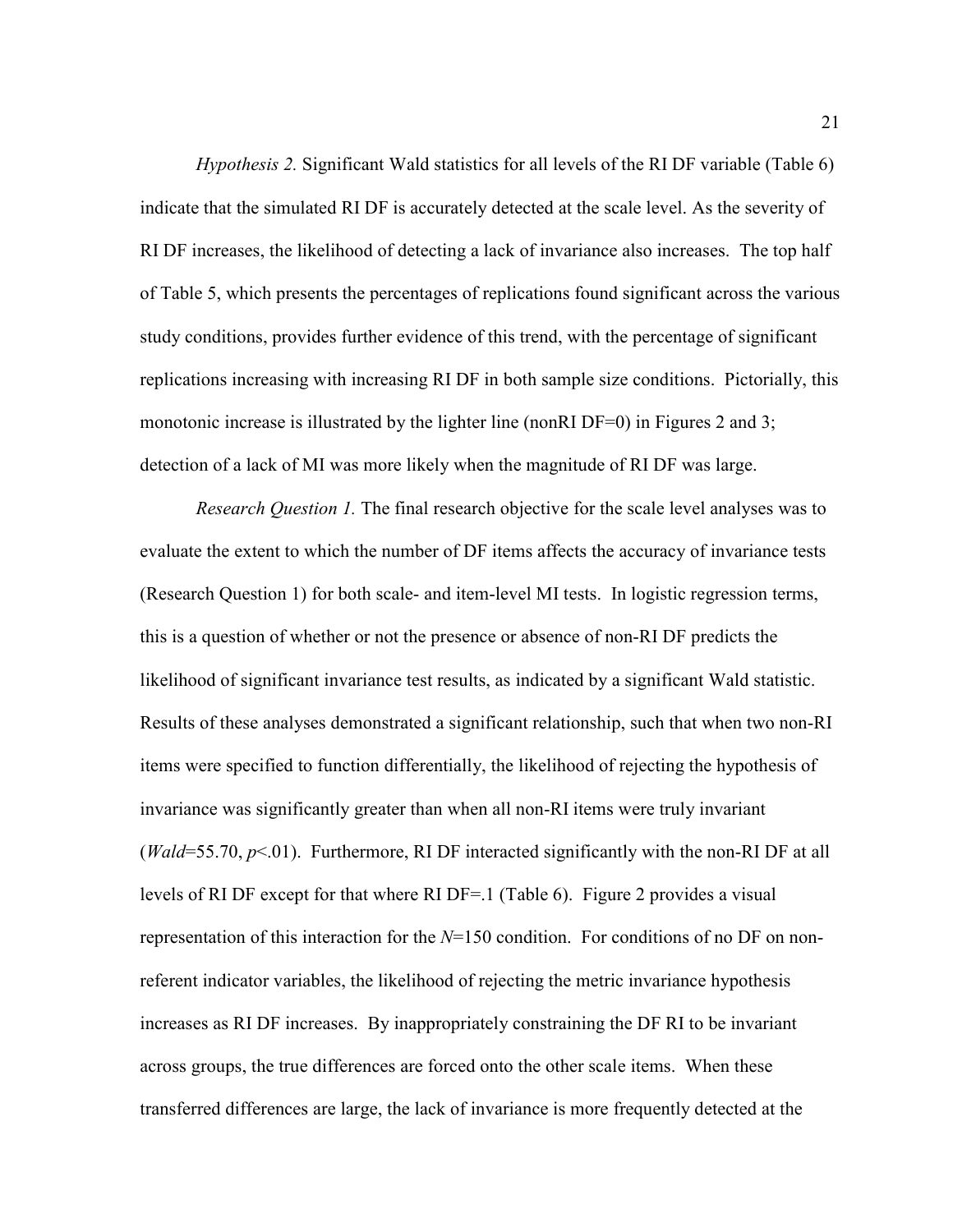*Hypothesis 2.* Significant Wald statistics for all levels of the RI DF variable (Table 6) indicate that the simulated RI DF is accurately detected at the scale level. As the severity of RI DF increases, the likelihood of detecting a lack of invariance also increases. The top half of Table 5, which presents the percentages of replications found significant across the various study conditions, provides further evidence of this trend, with the percentage of significant replications increasing with increasing RI DF in both sample size conditions. Pictorially, this monotonic increase is illustrated by the lighter line (nonRI DF=0) in Figures 2 and 3; detection of a lack of MI was more likely when the magnitude of RI DF was large.

*Research Question 1.* The final research objective for the scale level analyses was to evaluate the extent to which the number of DF items affects the accuracy of invariance tests (Research Question 1) for both scale- and item-level MI tests. In logistic regression terms, this is a question of whether or not the presence or absence of non-RI DF predicts the likelihood of significant invariance test results, as indicated by a significant Wald statistic. Results of these analyses demonstrated a significant relationship, such that when two non-RI items were specified to function differentially, the likelihood of rejecting the hypothesis of invariance was significantly greater than when all non-RI items were truly invariant (*Wald*=55.70, $p<.01$). Furthermore, RI DF interacted significantly with the non-RI DF at all levels of RI DF except for that where RI DF=.1 (Table 6). Figure 2 provides a visual representation of this interaction for the $N$=150 condition. For conditions of no DF on non-referent indicator variables, the likelihood of rejecting the metric invariance hypothesis increases as RI DF increases. By inappropriately constraining the DF RI to be invariant across groups, the true differences are forced onto the other scale items. When these transferred differences are large, the lack of invariance is more frequently detected at the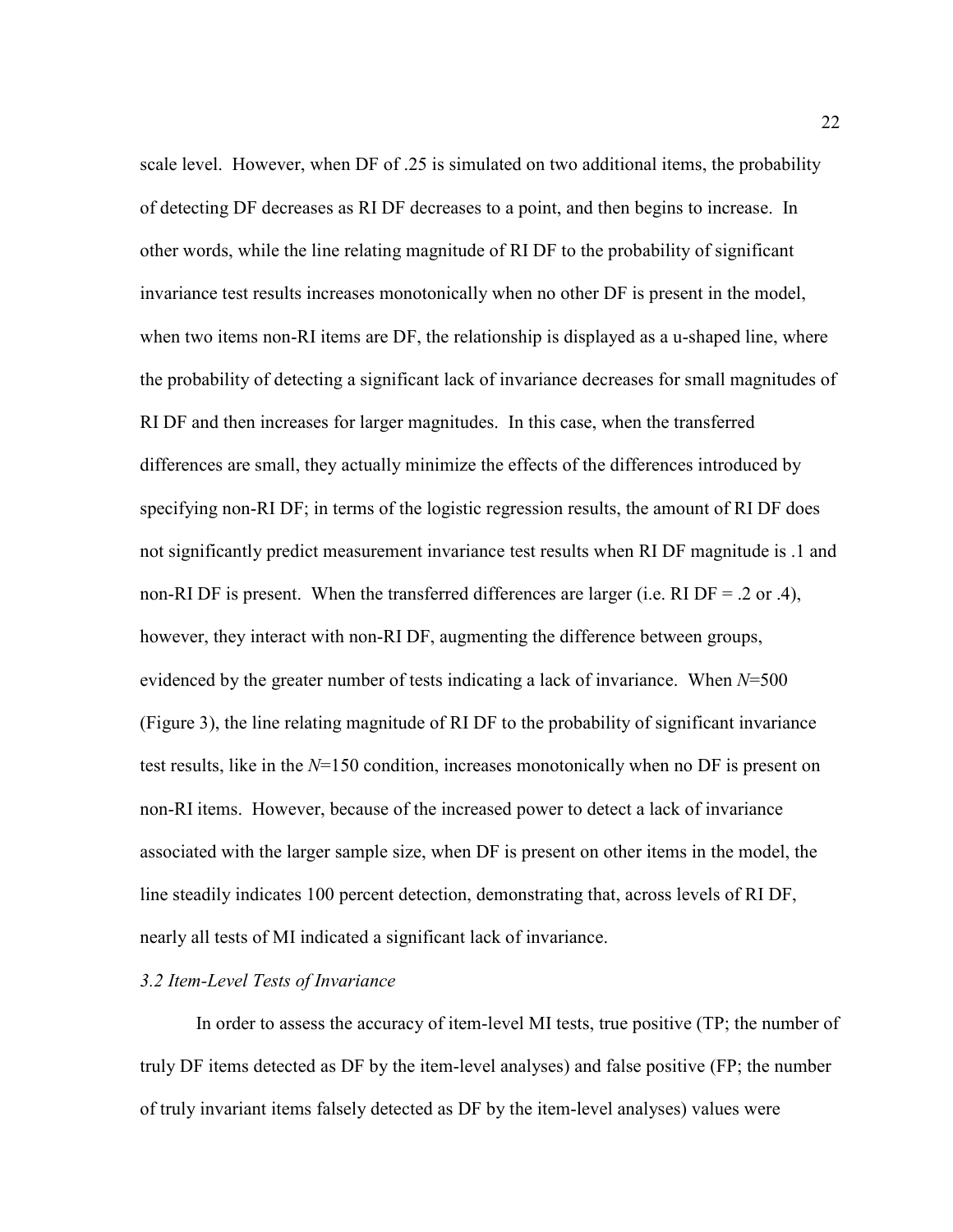scale level. However, when DF of .25 is simulated on two additional items, the probability of detecting DF decreases as RI DF decreases to a point, and then begins to increase. In other words, while the line relating magnitude of RI DF to the probability of significant invariance test results increases monotonically when no other DF is present in the model, when two items non-RI items are DF, the relationship is displayed as a u-shaped line, where the probability of detecting a significant lack of invariance decreases for small magnitudes of RI DF and then increases for larger magnitudes. In this case, when the transferred differences are small, they actually minimize the effects of the differences introduced by specifying non-RI DF; in terms of the logistic regression results, the amount of RI DF does not significantly predict measurement invariance test results when RI DF magnitude is .1 and non-RI DF is present. When the transferred differences are larger (i.e. RI DF = .2 or .4), however, they interact with non-RI DF, augmenting the difference between groups, evidenced by the greater number of tests indicating a lack of invariance. When *N*=500 (Figure 3), the line relating magnitude of RI DF to the probability of significant invariance test results, like in the *N*=150 condition, increases monotonically when no DF is present on non-RI items. However, because of the increased power to detect a lack of invariance associated with the larger sample size, when DF is present on other items in the model, the line steadily indicates 100 percent detection, demonstrating that, across levels of RI DF, nearly all tests of MI indicated a significant lack of invariance.

### *3.2 Item-Level Tests of Invariance*

In order to assess the accuracy of item-level MI tests, true positive (TP; the number of truly DF items detected as DF by the item-level analyses) and false positive (FP; the number of truly invariant items falsely detected as DF by the item-level analyses) values were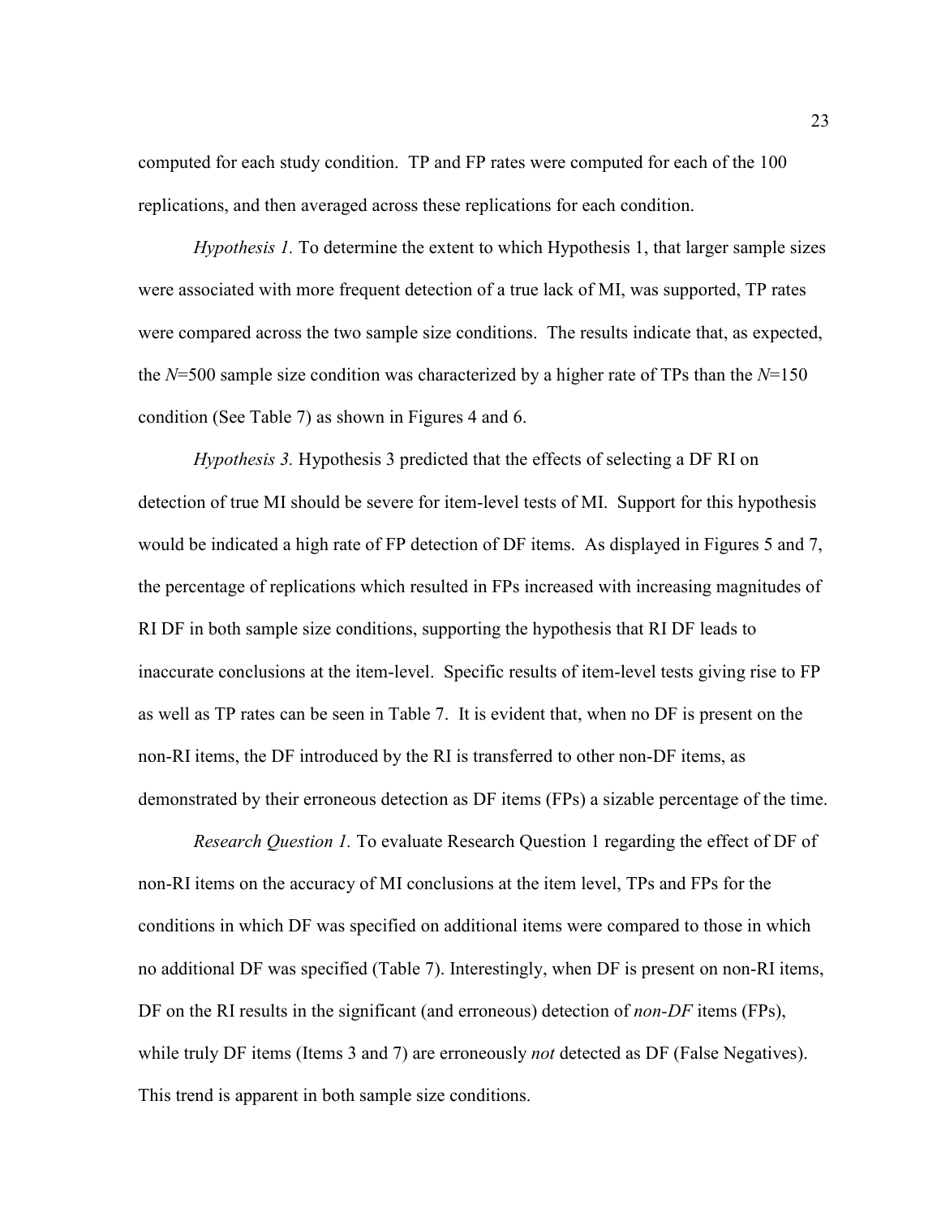computed for each study condition. TP and FP rates were computed for each of the 100 replications, and then averaged across these replications for each condition.

*Hypothesis 1.* To determine the extent to which Hypothesis 1, that larger sample sizes were associated with more frequent detection of a true lack of MI, was supported, TP rates were compared across the two sample size conditions. The results indicate that, as expected, the $N$=500 sample size condition was characterized by a higher rate of TPs than the $N$=150 condition (See Table 7) as shown in Figures 4 and 6.

*Hypothesis 3.* Hypothesis 3 predicted that the effects of selecting a DF RI on detection of true MI should be severe for item-level tests of MI. Support for this hypothesis would be indicated a high rate of FP detection of DF items. As displayed in Figures 5 and 7, the percentage of replications which resulted in FPs increased with increasing magnitudes of RI DF in both sample size conditions, supporting the hypothesis that RI DF leads to inaccurate conclusions at the item-level. Specific results of item-level tests giving rise to FP as well as TP rates can be seen in Table 7. It is evident that, when no DF is present on the non-RI items, the DF introduced by the RI is transferred to other non-DF items, as demonstrated by their erroneous detection as DF items (FPs) a sizable percentage of the time.

*Research Question 1.* To evaluate Research Question 1 regarding the effect of DF of non-RI items on the accuracy of MI conclusions at the item level, TPs and FPs for the conditions in which DF was specified on additional items were compared to those in which no additional DF was specified (Table 7). Interestingly, when DF is present on non-RI items, DF on the RI results in the significant (and erroneous) detection of *non-DF* items (FPs), while truly DF items (Items 3 and 7) are erroneously *not* detected as DF (False Negatives). This trend is apparent in both sample size conditions.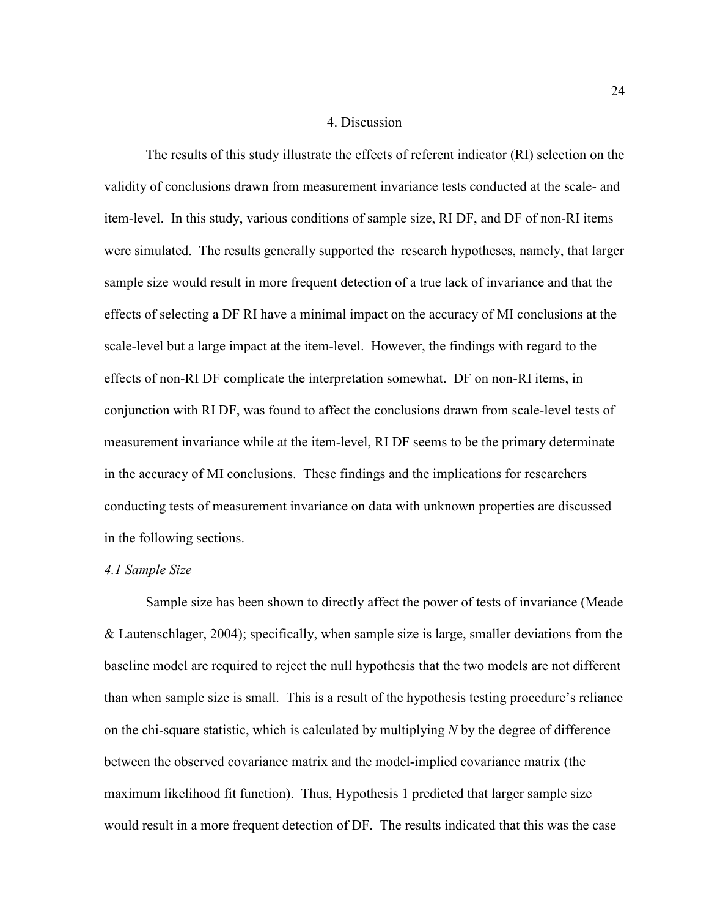# 4. Discussion

The results of this study illustrate the effects of referent indicator (RI) selection on the validity of conclusions drawn from measurement invariance tests conducted at the scale- and item-level. In this study, various conditions of sample size, RI DF, and DF of non-RI items were simulated. The results generally supported the research hypotheses, namely, that larger sample size would result in more frequent detection of a true lack of invariance and that the effects of selecting a DF RI have a minimal impact on the accuracy of MI conclusions at the scale-level but a large impact at the item-level. However, the findings with regard to the effects of non-RI DF complicate the interpretation somewhat. DF on non-RI items, in conjunction with RI DF, was found to affect the conclusions drawn from scale-level tests of measurement invariance while at the item-level, RI DF seems to be the primary determinate in the accuracy of MI conclusions. These findings and the implications for researchers conducting tests of measurement invariance on data with unknown properties are discussed in the following sections.

## *4.1 Sample Size*

Sample size has been shown to directly affect the power of tests of invariance (Meade & Lautenschlager, 2004); specifically, when sample size is large, smaller deviations from the baseline model are required to reject the null hypothesis that the two models are not different than when sample size is small. This is a result of the hypothesis testing procedure's reliance on the chi-square statistic, which is calculated by multiplying *N* by the degree of difference between the observed covariance matrix and the model-implied covariance matrix (the maximum likelihood fit function). Thus, Hypothesis 1 predicted that larger sample size would result in a more frequent detection of DF. The results indicated that this was the case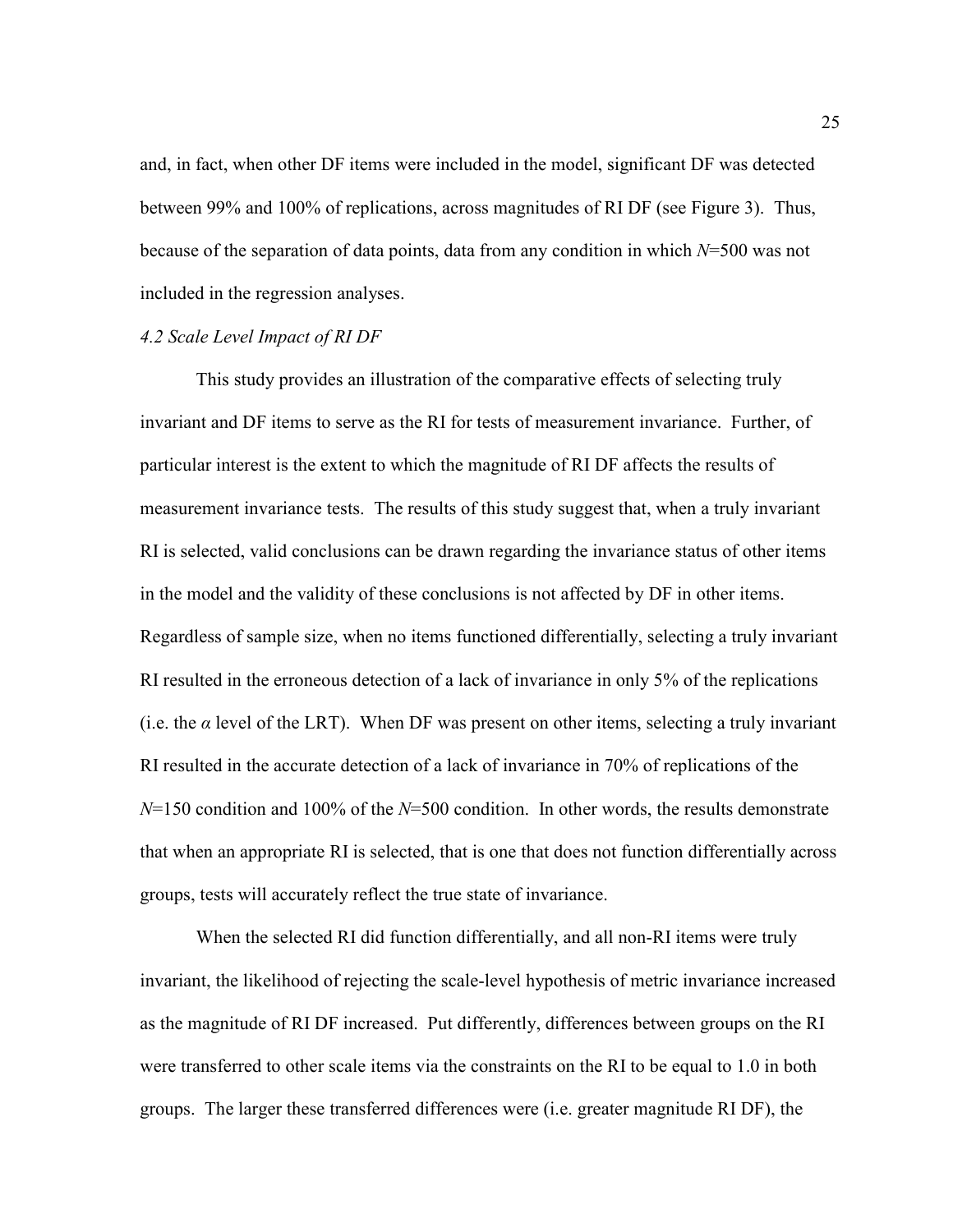and, in fact, when other DF items were included in the model, significant DF was detected between 99% and 100% of replications, across magnitudes of RI DF (see Figure 3). Thus, because of the separation of data points, data from any condition in which $N$=500 was not included in the regression analyses.

*4.2 Scale Level Impact of RI DF*

This study provides an illustration of the comparative effects of selecting truly invariant and DF items to serve as the RI for tests of measurement invariance. Further, of particular interest is the extent to which the magnitude of RI DF affects the results of measurement invariance tests. The results of this study suggest that, when a truly invariant RI is selected, valid conclusions can be drawn regarding the invariance status of other items in the model and the validity of these conclusions is not affected by DF in other items. Regardless of sample size, when no items functioned differentially, selecting a truly invariant RI resulted in the erroneous detection of a lack of invariance in only 5% of the replications (i.e. the $\alpha$ level of the LRT). When DF was present on other items, selecting a truly invariant RI resulted in the accurate detection of a lack of invariance in 70% of replications of the $N$=150 condition and 100% of the $N$=500 condition. In other words, the results demonstrate that when an appropriate RI is selected, that is one that does not function differentially across groups, tests will accurately reflect the true state of invariance.

When the selected RI did function differentially, and all non-RI items were truly invariant, the likelihood of rejecting the scale-level hypothesis of metric invariance increased as the magnitude of RI DF increased. Put differently, differences between groups on the RI were transferred to other scale items via the constraints on the RI to be equal to 1.0 in both groups. The larger these transferred differences were (i.e. greater magnitude RI DF), the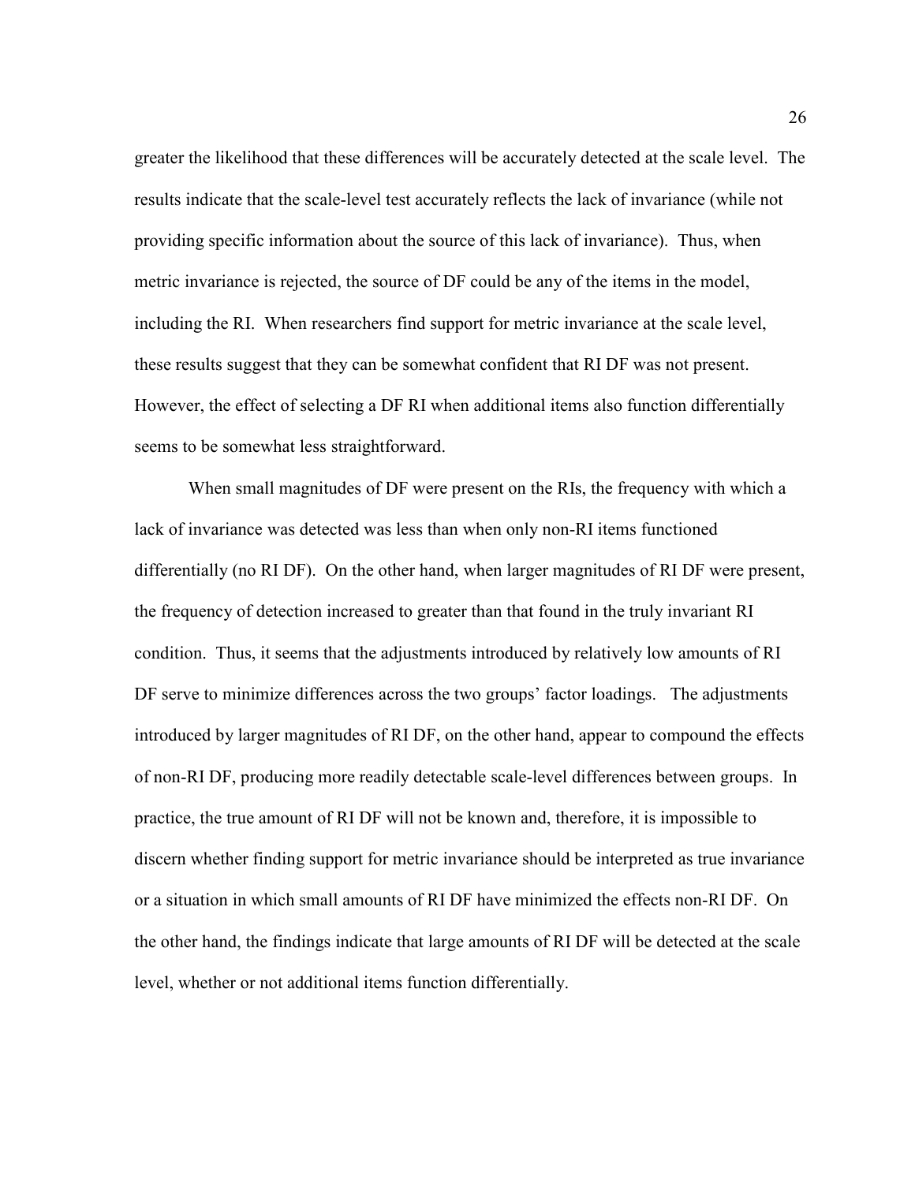greater the likelihood that these differences will be accurately detected at the scale level. The results indicate that the scale-level test accurately reflects the lack of invariance (while not providing specific information about the source of this lack of invariance). Thus, when metric invariance is rejected, the source of DF could be any of the items in the model, including the RI. When researchers find support for metric invariance at the scale level, these results suggest that they can be somewhat confident that RI DF was not present. However, the effect of selecting a DF RI when additional items also function differentially seems to be somewhat less straightforward.

When small magnitudes of DF were present on the RIs, the frequency with which a lack of invariance was detected was less than when only non-RI items functioned differentially (no RI DF). On the other hand, when larger magnitudes of RI DF were present, the frequency of detection increased to greater than that found in the truly invariant RI condition. Thus, it seems that the adjustments introduced by relatively low amounts of RI DF serve to minimize differences across the two groups' factor loadings. The adjustments introduced by larger magnitudes of RI DF, on the other hand, appear to compound the effects of non-RI DF, producing more readily detectable scale-level differences between groups. In practice, the true amount of RI DF will not be known and, therefore, it is impossible to discern whether finding support for metric invariance should be interpreted as true invariance or a situation in which small amounts of RI DF have minimized the effects non-RI DF. On the other hand, the findings indicate that large amounts of RI DF will be detected at the scale level, whether or not additional items function differentially.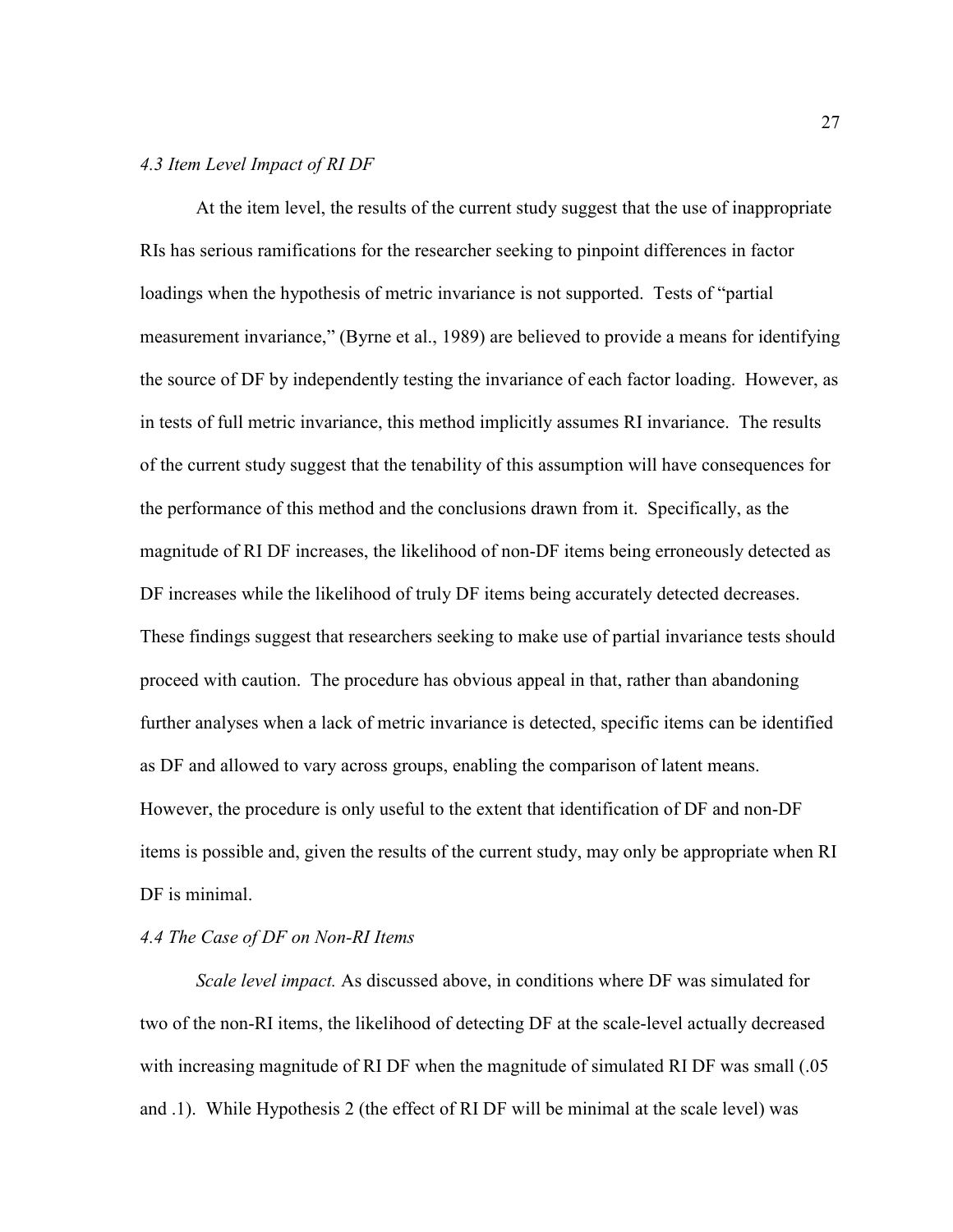*4.3 Item Level Impact of RI DF*

At the item level, the results of the current study suggest that the use of inappropriate RIs has serious ramifications for the researcher seeking to pinpoint differences in factor loadings when the hypothesis of metric invariance is not supported. Tests of "partial measurement invariance," (Byrne et al., 1989) are believed to provide a means for identifying the source of DF by independently testing the invariance of each factor loading. However, as in tests of full metric invariance, this method implicitly assumes RI invariance. The results of the current study suggest that the tenability of this assumption will have consequences for the performance of this method and the conclusions drawn from it. Specifically, as the magnitude of RI DF increases, the likelihood of non-DF items being erroneously detected as DF increases while the likelihood of truly DF items being accurately detected decreases. These findings suggest that researchers seeking to make use of partial invariance tests should proceed with caution. The procedure has obvious appeal in that, rather than abandoning further analyses when a lack of metric invariance is detected, specific items can be identified as DF and allowed to vary across groups, enabling the comparison of latent means. However, the procedure is only useful to the extent that identification of DF and non-DF items is possible and, given the results of the current study, may only be appropriate when RI DF is minimal.

*4.4 The Case of DF on Non-RI Items*

*Scale level impact.* As discussed above, in conditions where DF was simulated for two of the non-RI items, the likelihood of detecting DF at the scale-level actually decreased with increasing magnitude of RI DF when the magnitude of simulated RI DF was small (.05 and .1). While Hypothesis 2 (the effect of RI DF will be minimal at the scale level) was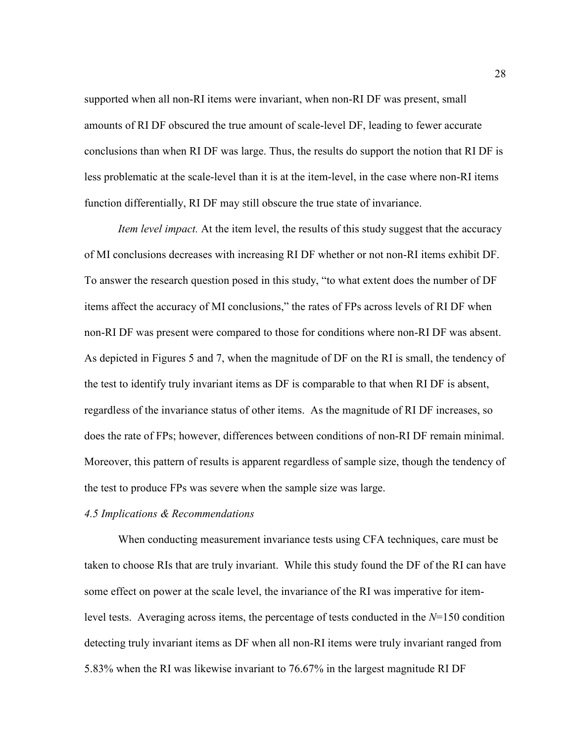supported when all non-RI items were invariant, when non-RI DF was present, small amounts of RI DF obscured the true amount of scale-level DF, leading to fewer accurate conclusions than when RI DF was large. Thus, the results do support the notion that RI DF is less problematic at the scale-level than it is at the item-level, in the case where non-RI items function differentially, RI DF may still obscure the true state of invariance.

*Item level impact.* At the item level, the results of this study suggest that the accuracy of MI conclusions decreases with increasing RI DF whether or not non-RI items exhibit DF. To answer the research question posed in this study, "to what extent does the number of DF items affect the accuracy of MI conclusions," the rates of FPs across levels of RI DF when non-RI DF was present were compared to those for conditions where non-RI DF was absent. As depicted in Figures 5 and 7, when the magnitude of DF on the RI is small, the tendency of the test to identify truly invariant items as DF is comparable to that when RI DF is absent, regardless of the invariance status of other items. As the magnitude of RI DF increases, so does the rate of FPs; however, differences between conditions of non-RI DF remain minimal. Moreover, this pattern of results is apparent regardless of sample size, though the tendency of the test to produce FPs was severe when the sample size was large.

### *4.5 Implications & Recommendations*

When conducting measurement invariance tests using CFA techniques, care must be taken to choose RIs that are truly invariant. While this study found the DF of the RI can have some effect on power at the scale level, the invariance of the RI was imperative for item-level tests. Averaging across items, the percentage of tests conducted in the $N$=150 condition detecting truly invariant items as DF when all non-RI items were truly invariant ranged from 5.83% when the RI was likewise invariant to 76.67% in the largest magnitude RI DF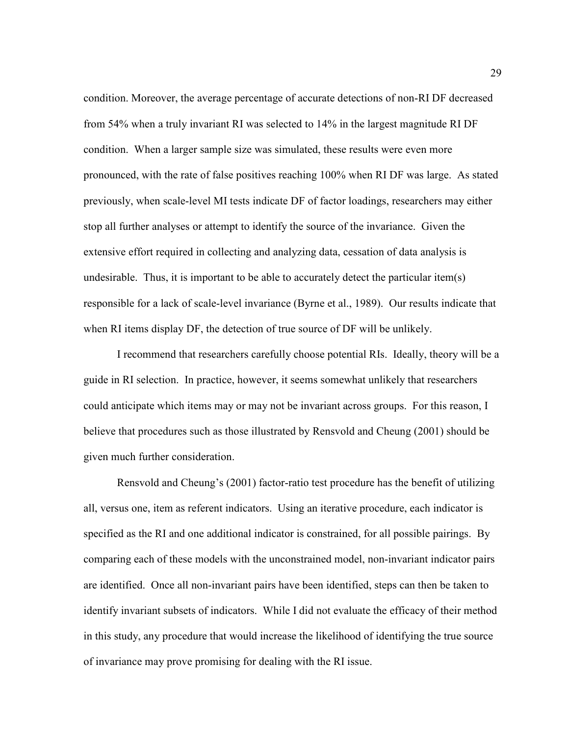condition. Moreover, the average percentage of accurate detections of non-RI DF decreased from 54% when a truly invariant RI was selected to 14% in the largest magnitude RI DF condition. When a larger sample size was simulated, these results were even more pronounced, with the rate of false positives reaching 100% when RI DF was large. As stated previously, when scale-level MI tests indicate DF of factor loadings, researchers may either stop all further analyses or attempt to identify the source of the invariance. Given the extensive effort required in collecting and analyzing data, cessation of data analysis is undesirable. Thus, it is important to be able to accurately detect the particular item(s) responsible for a lack of scale-level invariance (Byrne et al., 1989). Our results indicate that when RI items display DF, the detection of true source of DF will be unlikely.

I recommend that researchers carefully choose potential RIs. Ideally, theory will be a guide in RI selection. In practice, however, it seems somewhat unlikely that researchers could anticipate which items may or may not be invariant across groups. For this reason, I believe that procedures such as those illustrated by Rensvold and Cheung (2001) should be given much further consideration.

Rensvold and Cheung's (2001) factor-ratio test procedure has the benefit of utilizing all, versus one, item as referent indicators. Using an iterative procedure, each indicator is specified as the RI and one additional indicator is constrained, for all possible pairings. By comparing each of these models with the unconstrained model, non-invariant indicator pairs are identified. Once all non-invariant pairs have been identified, steps can then be taken to identify invariant subsets of indicators. While I did not evaluate the efficacy of their method in this study, any procedure that would increase the likelihood of identifying the true source of invariance may prove promising for dealing with the RI issue.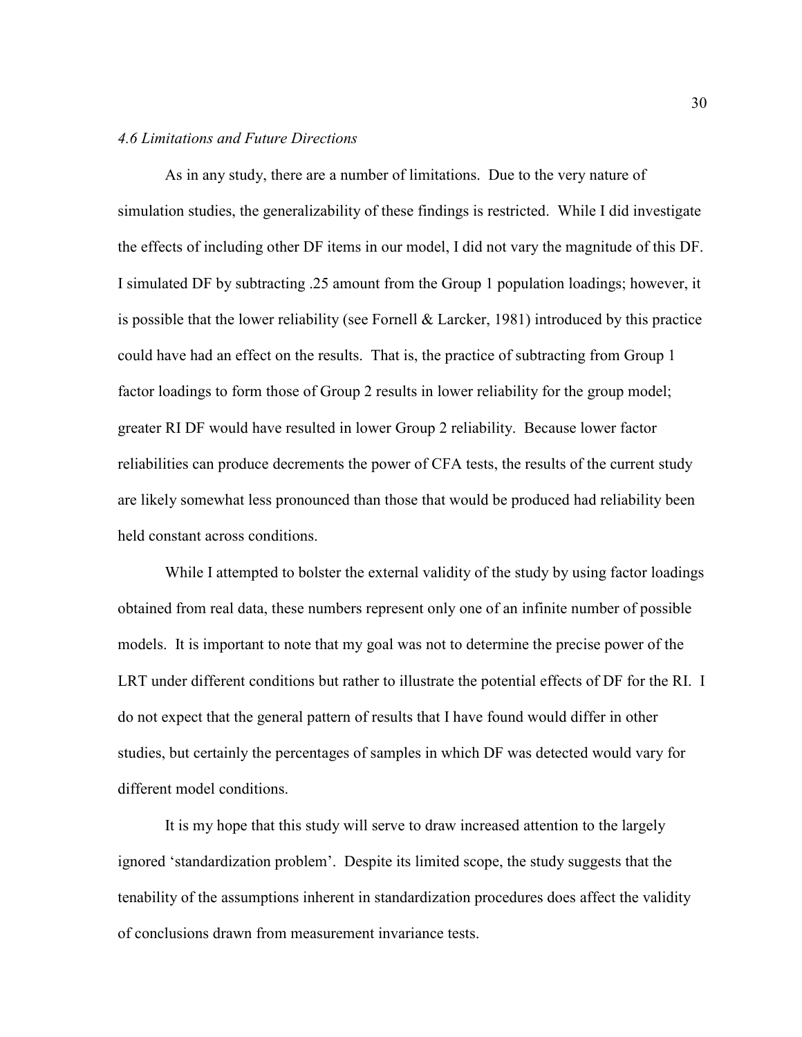*4.6 Limitations and Future Directions*

As in any study, there are a number of limitations. Due to the very nature of simulation studies, the generalizability of these findings is restricted. While I did investigate the effects of including other DF items in our model, I did not vary the magnitude of this DF. I simulated DF by subtracting .25 amount from the Group 1 population loadings; however, it is possible that the lower reliability (see Fornell & Larcker, 1981) introduced by this practice could have had an effect on the results. That is, the practice of subtracting from Group 1 factor loadings to form those of Group 2 results in lower reliability for the group model; greater RI DF would have resulted in lower Group 2 reliability. Because lower factor reliabilities can produce decrements the power of CFA tests, the results of the current study are likely somewhat less pronounced than those that would be produced had reliability been held constant across conditions.

While I attempted to bolster the external validity of the study by using factor loadings obtained from real data, these numbers represent only one of an infinite number of possible models. It is important to note that my goal was not to determine the precise power of the LRT under different conditions but rather to illustrate the potential effects of DF for the RI. I do not expect that the general pattern of results that I have found would differ in other studies, but certainly the percentages of samples in which DF was detected would vary for different model conditions.

It is my hope that this study will serve to draw increased attention to the largely ignored 'standardization problem'. Despite its limited scope, the study suggests that the tenability of the assumptions inherent in standardization procedures does affect the validity of conclusions drawn from measurement invariance tests.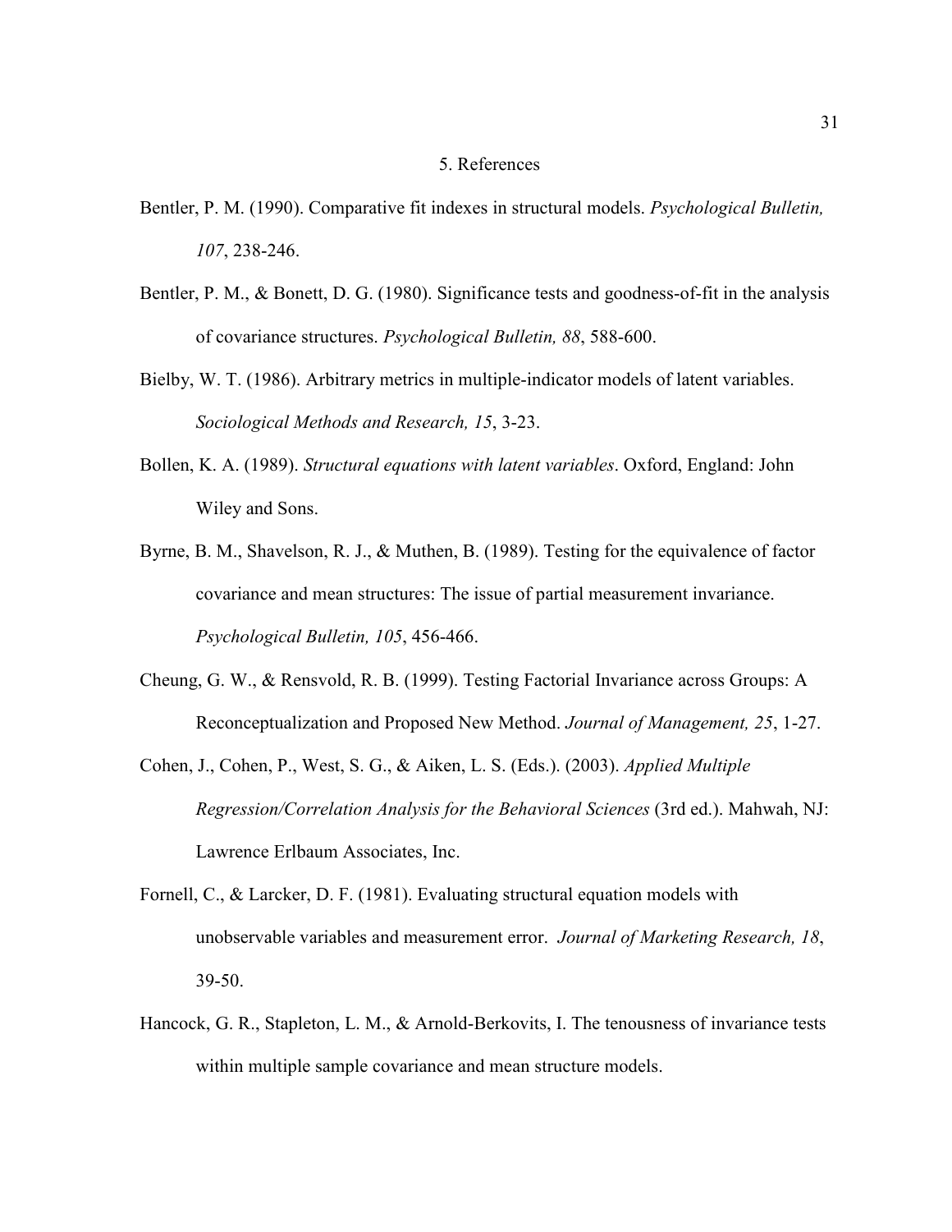# 5. References

Bentler, P. M. (1990). Comparative fit indexes in structural models. *Psychological Bulletin, 107*, 238-246.

Bentler, P. M., & Bonett, D. G. (1980). Significance tests and goodness-of-fit in the analysis of covariance structures. *Psychological Bulletin, 88*, 588-600.

Bielby, W. T. (1986). Arbitrary metrics in multiple-indicator models of latent variables. *Sociological Methods and Research, 15*, 3-23.

Bollen, K. A. (1989). *Structural equations with latent variables*. Oxford, England: John Wiley and Sons.

Byrne, B. M., Shavelson, R. J., & Muthen, B. (1989). Testing for the equivalence of factor covariance and mean structures: The issue of partial measurement invariance. *Psychological Bulletin, 105*, 456-466.

Cheung, G. W., & Rensvold, R. B. (1999). Testing Factorial Invariance across Groups: A Reconceptualization and Proposed New Method. *Journal of Management, 25*, 1-27.

Cohen, J., Cohen, P., West, S. G., & Aiken, L. S. (Eds.). (2003). *Applied Multiple Regression/Correlation Analysis for the Behavioral Sciences* (3rd ed.). Mahwah, NJ: Lawrence Erlbaum Associates, Inc.

Fornell, C., & Larcker, D. F. (1981). Evaluating structural equation models with unobservable variables and measurement error. *Journal of Marketing Research, 18*, 39-50.

Hancock, G. R., Stapleton, L. M., & Arnold-Berkovits, I. The tenousness of invariance tests within multiple sample covariance and mean structure models.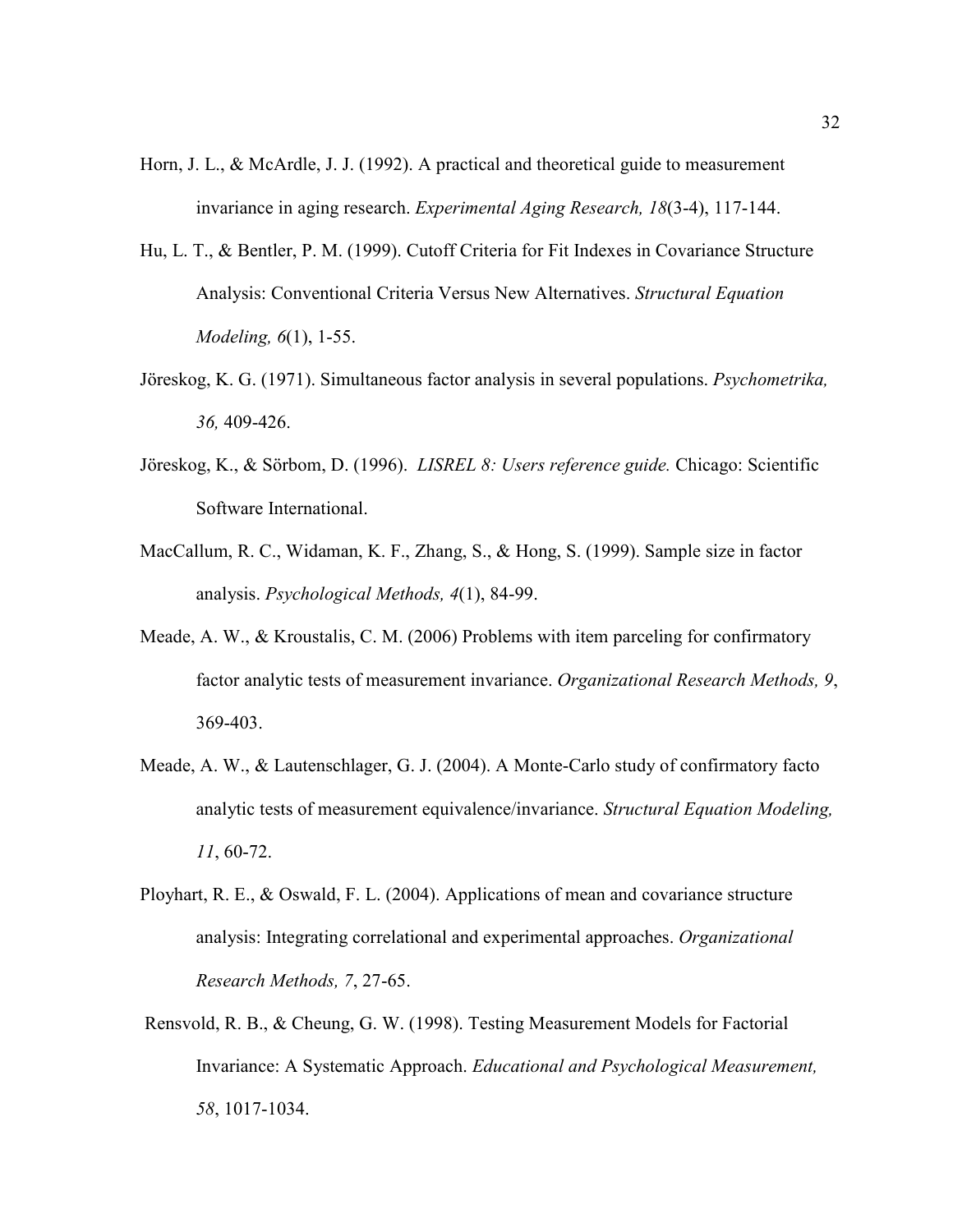Horn, J. L., & McArdle, J. J. (1992). A practical and theoretical guide to measurement invariance in aging research. *Experimental Aging Research, 18*(3-4), 117-144.

Hu, L. T., & Bentler, P. M. (1999). Cutoff Criteria for Fit Indexes in Covariance Structure Analysis: Conventional Criteria Versus New Alternatives. *Structural Equation Modeling, 6*(1), 1-55.

Jöreskog, K. G. (1971). Simultaneous factor analysis in several populations. *Psychometrika, 36,* 409-426.

Jöreskog, K., & Sörbom, D. (1996). *LISREL 8: Users reference guide.* Chicago: Scientific Software International.

MacCallum, R. C., Widaman, K. F., Zhang, S., & Hong, S. (1999). Sample size in factor analysis. *Psychological Methods, 4*(1), 84-99.

Meade, A. W., & Kroustalis, C. M. (2006) Problems with item parceling for confirmatory factor analytic tests of measurement invariance. *Organizational Research Methods, 9*, 369-403.

Meade, A. W., & Lautenschlager, G. J. (2004). A Monte-Carlo study of confirmatory facto analytic tests of measurement equivalence/invariance. *Structural Equation Modeling, 11*, 60-72.

Ployhart, R. E., & Oswald, F. L. (2004). Applications of mean and covariance structure analysis: Integrating correlational and experimental approaches. *Organizational Research Methods, 7*, 27-65.

Rensvold, R. B., & Cheung, G. W. (1998). Testing Measurement Models for Factorial Invariance: A Systematic Approach. *Educational and Psychological Measurement, 58*, 1017-1034.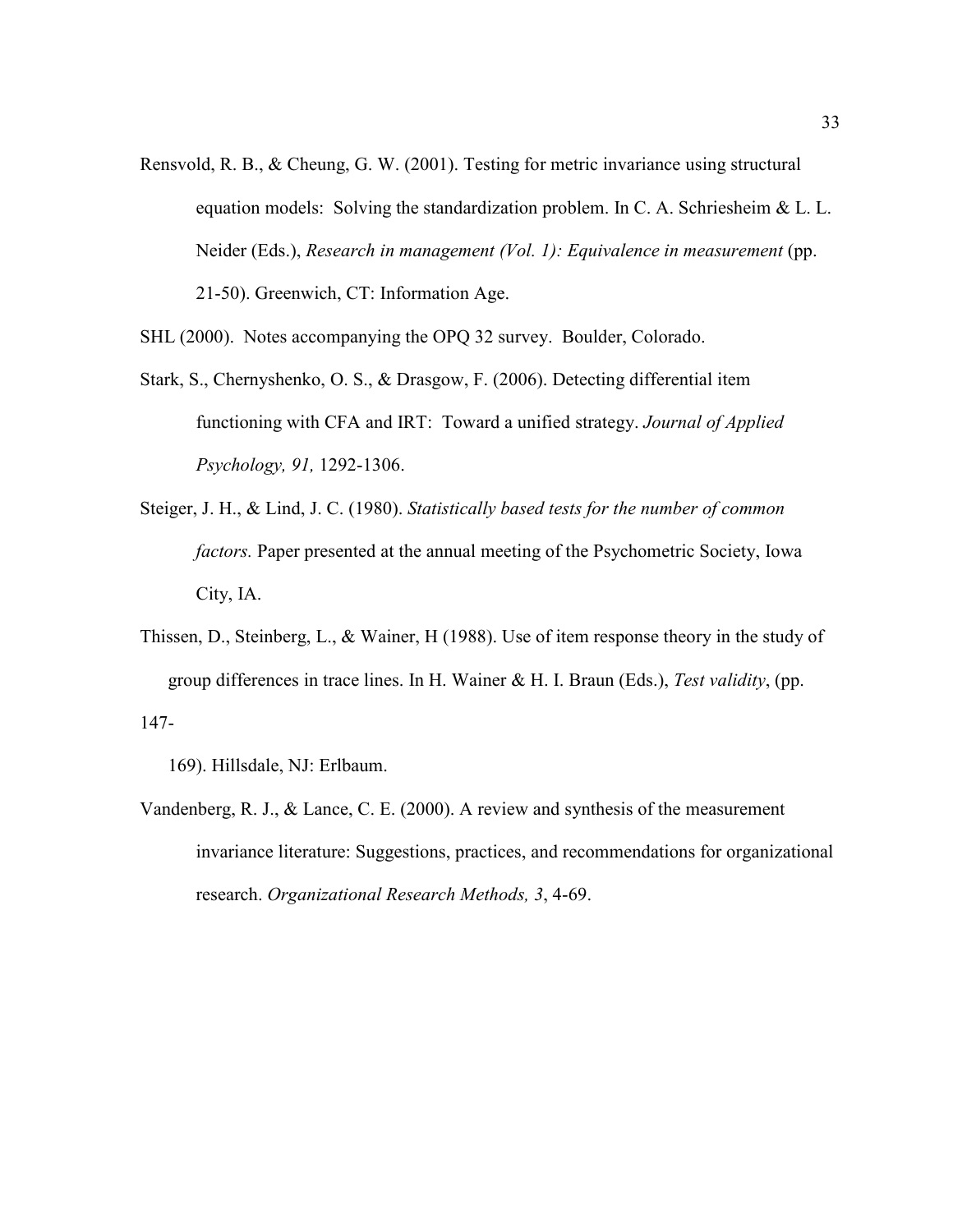Rensvold, R. B., & Cheung, G. W. (2001). Testing for metric invariance using structural equation models: Solving the standardization problem. In C. A. Schriesheim & L. L. Neider (Eds.), *Research in management (Vol. 1): Equivalence in measurement* (pp. 21-50). Greenwich, CT: Information Age.

SHL (2000). Notes accompanying the OPQ 32 survey. Boulder, Colorado.

Stark, S., Chernyshenko, O. S., & Drasgow, F. (2006). Detecting differential item functioning with CFA and IRT: Toward a unified strategy. *Journal of Applied Psychology, 91,* 1292-1306.

Steiger, J. H., & Lind, J. C. (1980). *Statistically based tests for the number of common factors.* Paper presented at the annual meeting of the Psychometric Society, Iowa City, IA.

Thissen, D., Steinberg, L., & Wainer, H (1988). Use of item response theory in the study of group differences in trace lines. In H. Wainer & H. I. Braun (Eds.), *Test validity*, (pp. 147-

169). Hillsdale, NJ: Erlbaum.

Vandenberg, R. J., & Lance, C. E. (2000). A review and synthesis of the measurement invariance literature: Suggestions, practices, and recommendations for organizational research. *Organizational Research Methods, 3*, 4-69.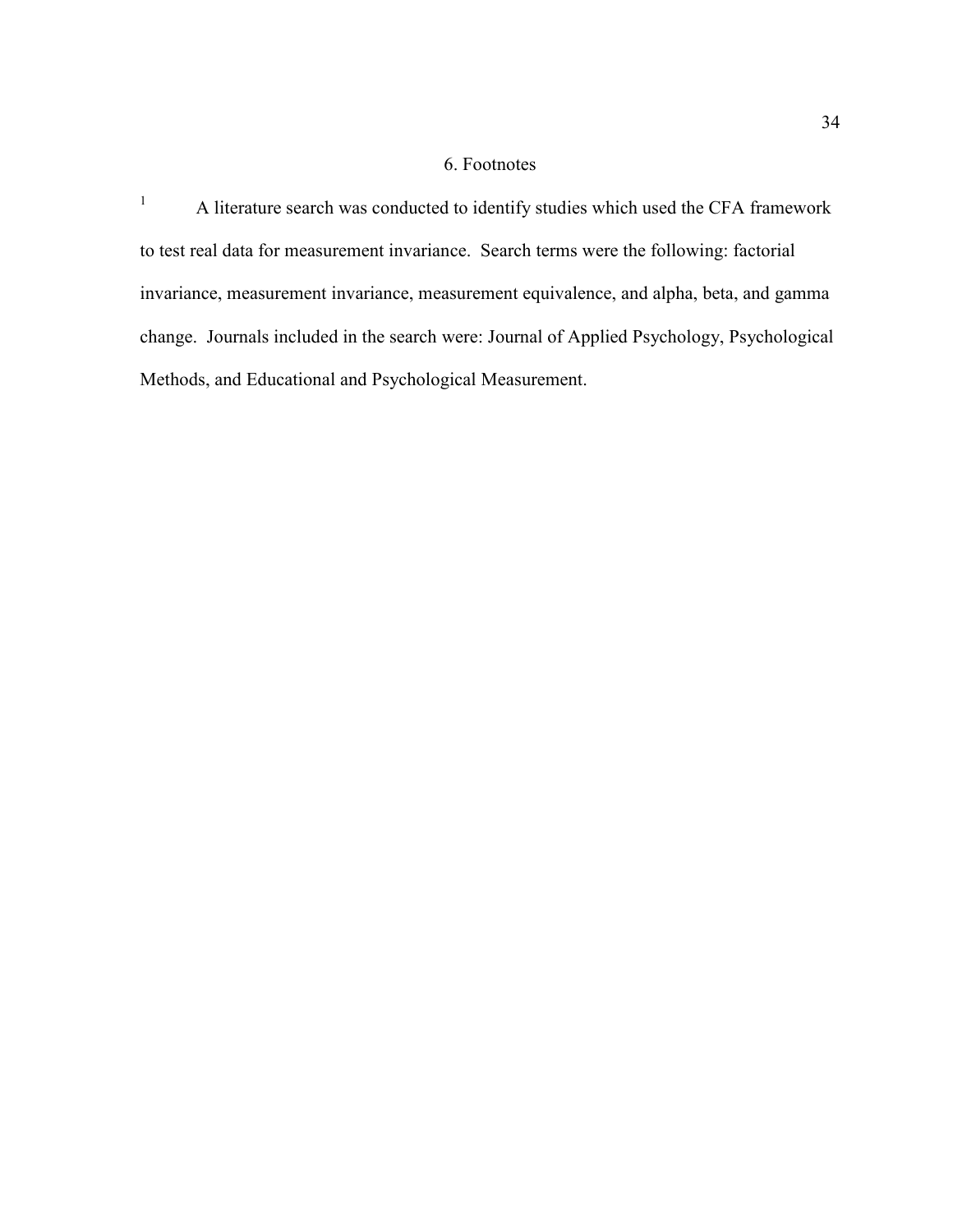# 6. Footnotes

[1] A literature search was conducted to identify studies which used the CFA framework to test real data for measurement invariance. Search terms were the following: factorial invariance, measurement invariance, measurement equivalence, and alpha, beta, and gamma change. Journals included in the search were: Journal of Applied Psychology, Psychological Methods, and Educational and Psychological Measurement.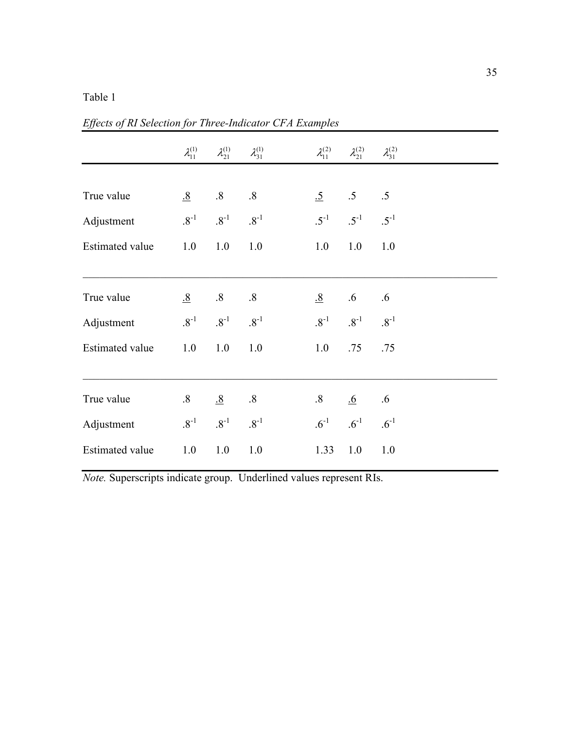Table 1

*Effects of RI Selection for Three-Indicator CFA Examples*

| | $\lambda_{11}^{(1)}$ | $\lambda_{21}^{(1)}$ | $\lambda_{31}^{(1)}$ | $\lambda_{11}^{(2)}$ | $\lambda_{21}^{(2)}$ | $\lambda_{31}^{(2)}$ |
|---|---|---|---|---|---|---|
| True value | <u>.8</u> | .8 | .8 | <u>.5</u> | .5 | .5 |
| Adjustment | $.8^{-1}$ | $.8^{-1}$ | $.8^{-1}$ | $.5^{-1}$ | $.5^{-1}$ | $.5^{-1}$ |
| Estimated value | 1.0 | 1.0 | 1.0 | 1.0 | 1.0 | 1.0 |
| True value | <u>.8</u> | .8 | .8 | <u>.8</u> | .6 | .6 |
| Adjustment | $.8^{-1}$ | $.8^{-1}$ | $.8^{-1}$ | $.8^{-1}$ | $.8^{-1}$ | $.8^{-1}$ |
| Estimated value | 1.0 | 1.0 | 1.0 | 1.0 | .75 | .75 |
| True value | .8 | <u>.8</u> | .8 | .8 | <u>.6</u> | .6 |
| Adjustment | $.8^{-1}$ | $.8^{-1}$ | $.8^{-1}$ | $.6^{-1}$ | $.6^{-1}$ | $.6^{-1}$ |
| Estimated value | 1.0 | 1.0 | 1.0 | 1.33 | 1.0 | 1.0 |

*Note.* Superscripts indicate group. Underlined values represent RIs.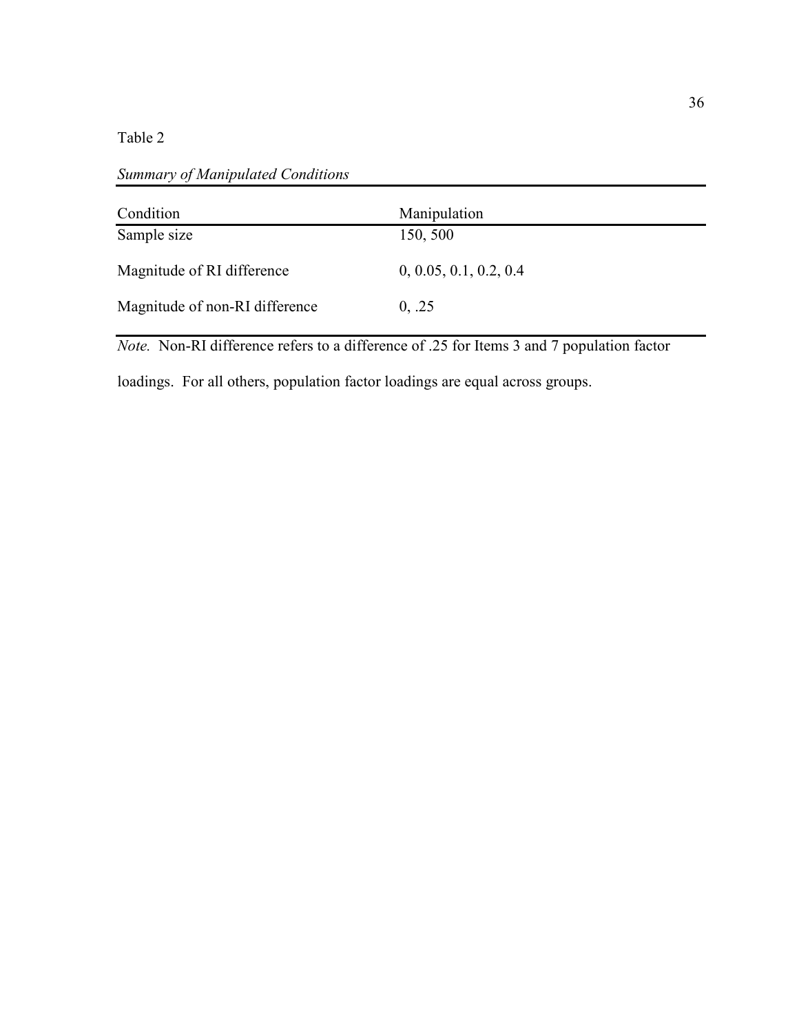Table 2

*Summary of Manipulated Conditions*

| Condition | Manipulation |
| --- | --- |
| Sample size | 150, 500 |
| Magnitude of RI difference | 0, 0.05, 0.1, 0.2, 0.4 |
| Magnitude of non-RI difference | 0, .25 |

*Note.* Non-RI difference refers to a difference of .25 for Items 3 and 7 population factor loadings. For all others, population factor loadings are equal across groups.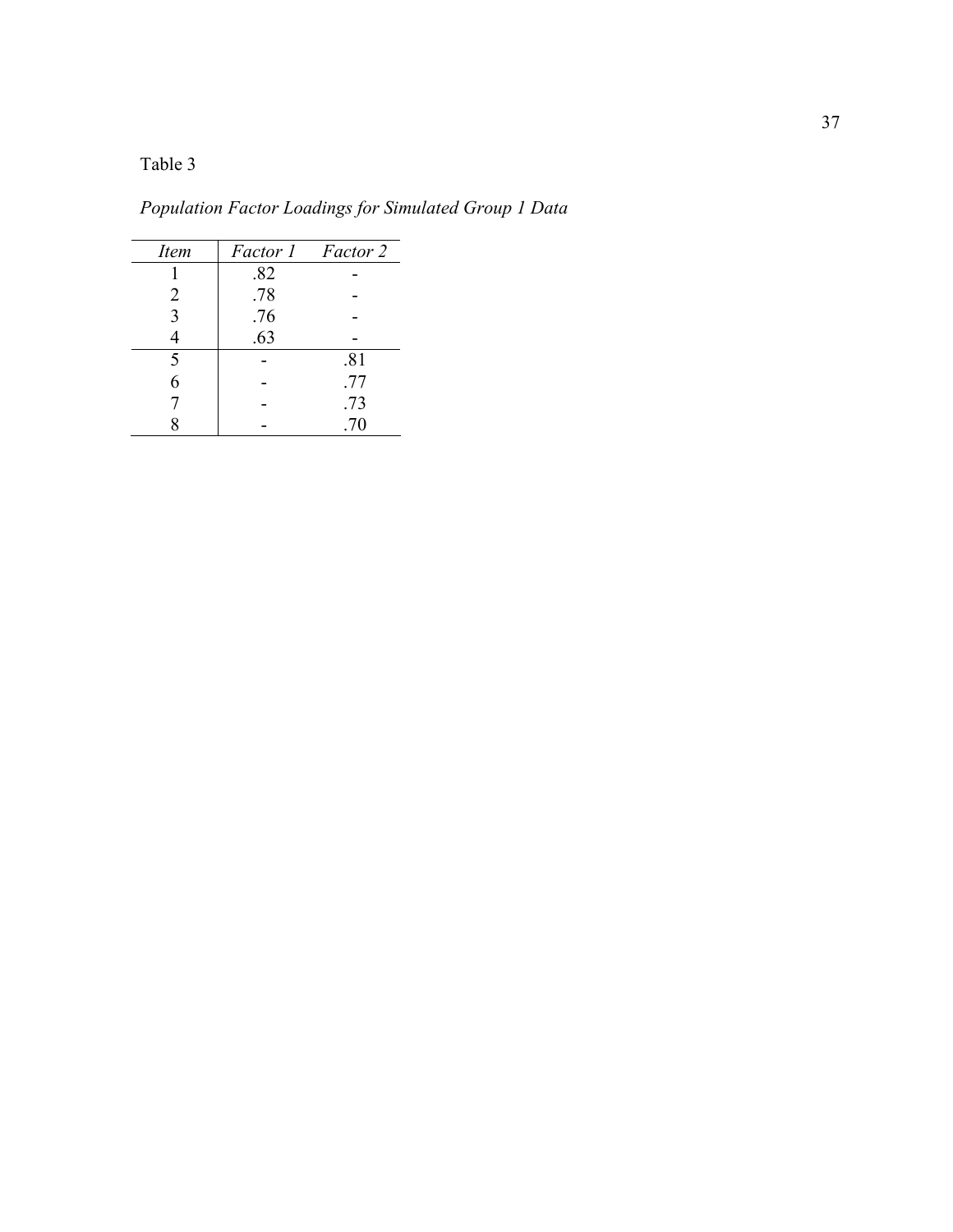Table 3

*Population Factor Loadings for Simulated Group 1 Data*

| *Item* | *Factor 1* | *Factor 2* |
|---|---|---|
| 1 | .82 | - |
| 2 | .78 | - |
| 3 | .76 | - |
| 4 | .63 | - |
| 5 | - | .81 |
| 6 | - | .77 |
| 7 | - | .73 |
| 8 | - | .70 |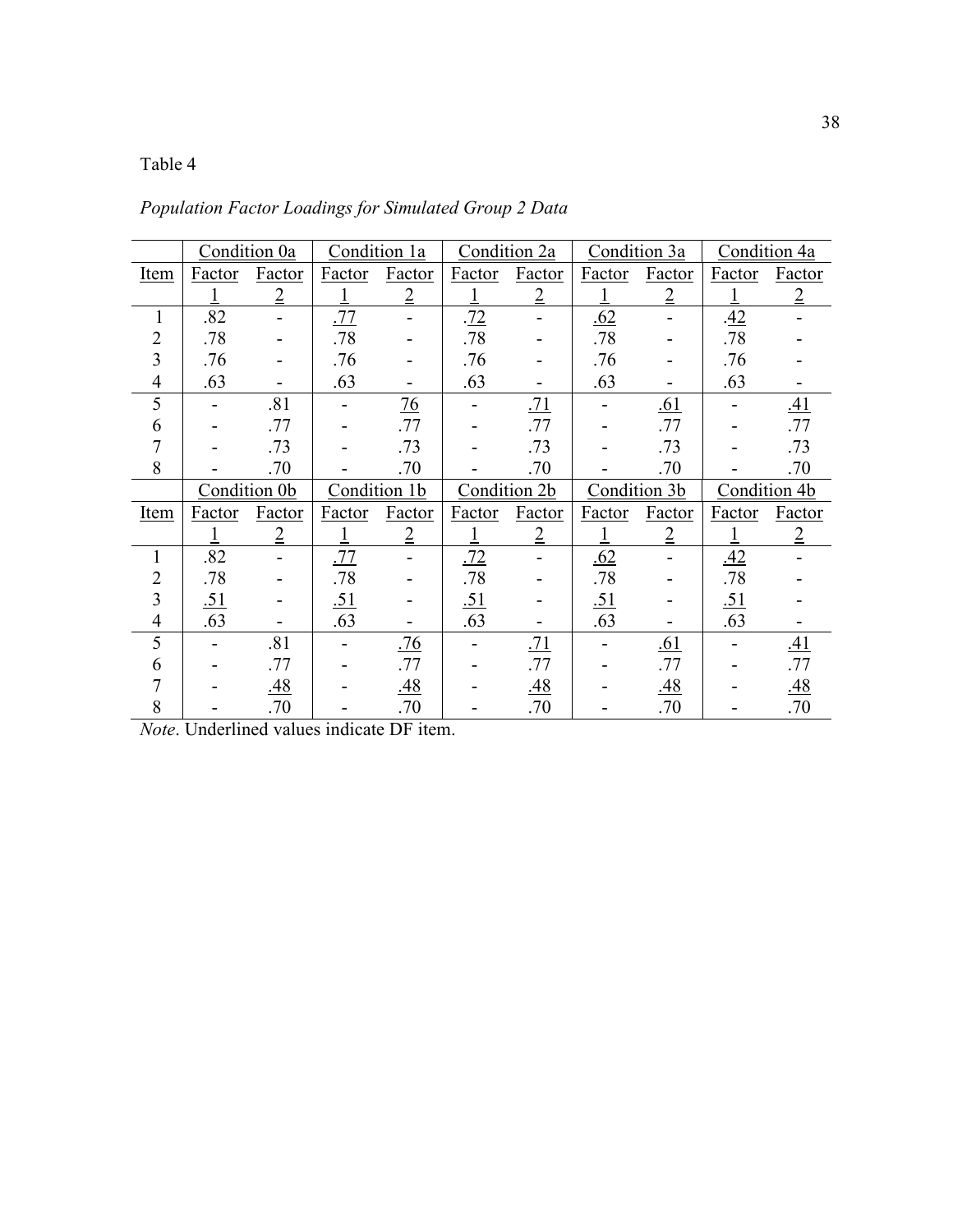Table 4

*Population Factor Loadings for Simulated Group 2 Data*

| | Condition 0a | | Condition 1a | | Condition 2a | | Condition 3a | | Condition 4a | |
|---|---|---|---|---|---|---|---|---|---|---|
| Item | Factor 1 | Factor 2 | Factor 1 | Factor 2 | Factor 1 | Factor 2 | Factor 1 | Factor 2 | Factor 1 | Factor 2 |
| 1 | .82 | - | .77 | - | .72 | - | .62 | - | .42 | - |
| 2 | .78 | - | .78 | - | .78 | - | .78 | - | .78 | - |
| 3 | .76 | - | .76 | - | .76 | - | .76 | - | .76 | - |
| 4 | .63 | - | .63 | - | .63 | - | .63 | - | .63 | - |
| 5 | - | .81 | - | 76 | - | .71 | - | .61 | - | .41 |
| 6 | - | .77 | - | .77 | - | .77 | - | .77 | - | .77 |
| 7 | - | .73 | - | .73 | - | .73 | - | .73 | - | .73 |
| 8 | - | .70 | - | .70 | - | .70 | - | .70 | - | .70 |
| | Condition 0b | | Condition 1b | | Condition 2b | | Condition 3b | | Condition 4b | |
| Item | Factor 1 | Factor 2 | Factor 1 | Factor 2 | Factor 1 | Factor 2 | Factor 1 | Factor 2 | Factor 1 | Factor 2 |
| 1 | .82 | - | .77 | - | .72 | - | .62 | - | .42 | - |
| 2 | .78 | - | .78 | - | .78 | - | .78 | - | .78 | - |
| 3 | .51 | - | .51 | - | .51 | - | .51 | - | .51 | - |
| 4 | .63 | - | .63 | - | .63 | - | .63 | - | .63 | - |
| 5 | - | .81 | - | .76 | - | .71 | - | .61 | - | .41 |
| 6 | - | .77 | - | .77 | - | .77 | - | .77 | - | .77 |
| 7 | - | .48 | - | .48 | - | .48 | - | .48 | - | .48 |
| 8 | - | .70 | - | .70 | - | .70 | - | .70 | - | .70 |

*Note*. Underlined values indicate DF item.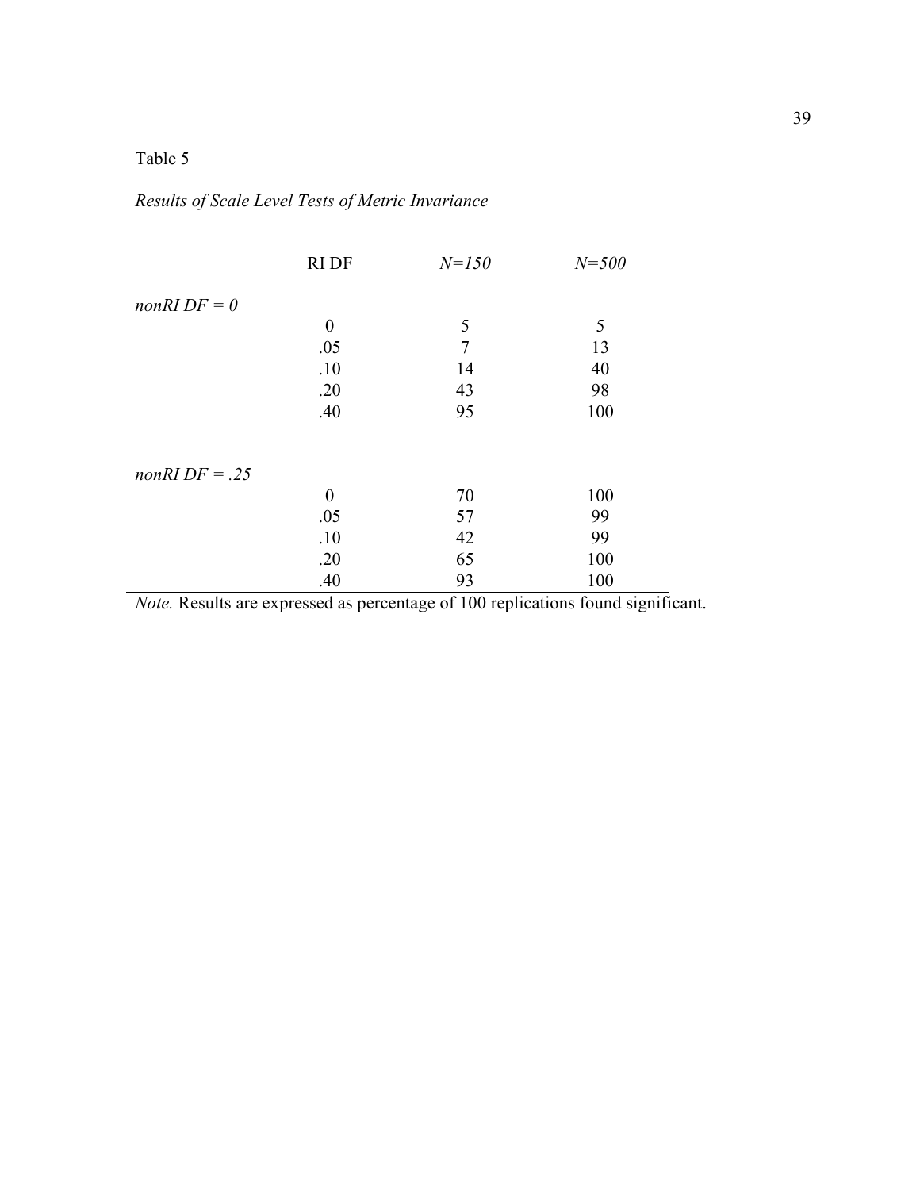Table 5

*Results of Scale Level Tests of Metric Invariance*

| | RI DF | *N=150* | *N=500* |
|---|---|---|---|
| *nonRI DF = 0* | | | |
| | 0 | 5 | 5 |
| | .05 | 7 | 13 |
| | .10 | 14 | 40 |
| | .20 | 43 | 98 |
| | .40 | 95 | 100 |
| *nonRI DF = .25* | | | |
| | 0 | 70 | 100 |
| | .05 | 57 | 99 |
| | .10 | 42 | 99 |
| | .20 | 65 | 100 |
| | .40 | 93 | 100 |

*Note.* Results are expressed as percentage of 100 replications found significant.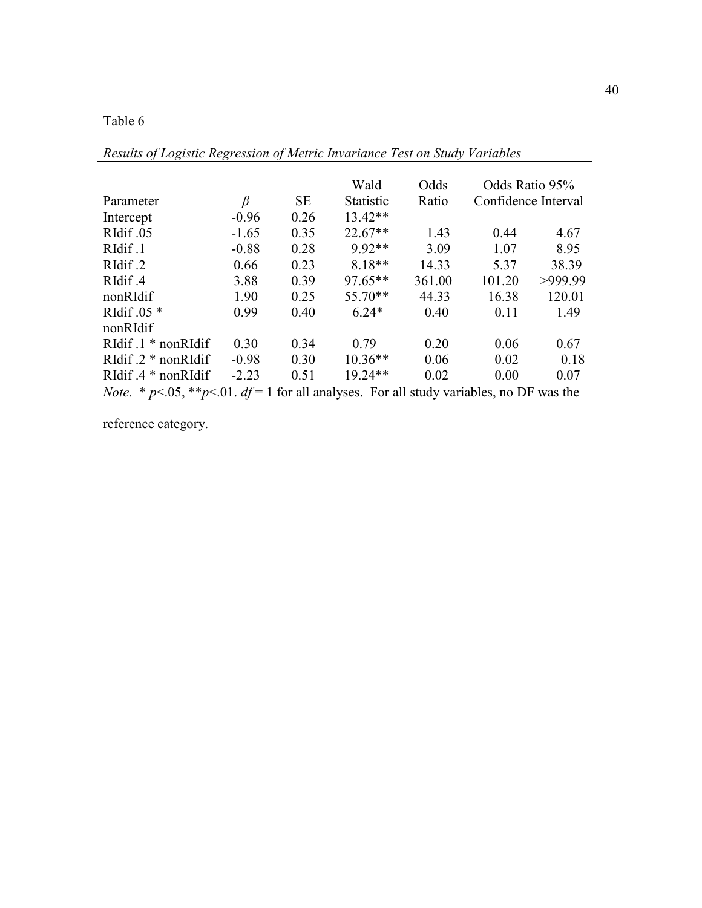Table 6

*Results of Logistic Regression of Metric Invariance Test on Study Variables*

| Parameter | *β* | SE | Wald Statistic | Odds Ratio | Odds Ratio 95% Confidence Interval | |
|---|---|---|---|---|---|---|
| Intercept | -0.96 | 0.26 | 13.42** | | | |
| RIdif .05 | -1.65 | 0.35 | 22.67** | 1.43 | 0.44 | 4.67 |
| RIdif .1 | -0.88 | 0.28 | 9.92** | 3.09 | 1.07 | 8.95 |
| RIdif .2 | 0.66 | 0.23 | 8.18** | 14.33 | 5.37 | 38.39 |
| RIdif .4 | 3.88 | 0.39 | 97.65** | 361.00 | 101.20 | >999.99 |
| nonRIdif | 1.90 | 0.25 | 55.70** | 44.33 | 16.38 | 120.01 |
| RIdif .05 * nonRIdif | 0.99 | 0.40 | 6.24* | 0.40 | 0.11 | 1.49 |
| RIdif .1 * nonRIdif | 0.30 | 0.34 | 0.79 | 0.20 | 0.06 | 0.67 |
| RIdif .2 * nonRIdif | -0.98 | 0.30 | 10.36** | 0.06 | 0.02 | 0.18 |
| RIdif .4 * nonRIdif | -2.23 | 0.51 | 19.24** | 0.02 | 0.00 | 0.07 |

*Note.* * $p<.05$, ** $p<.01$. $df = 1$ for all analyses. For all study variables, no DF was the reference category.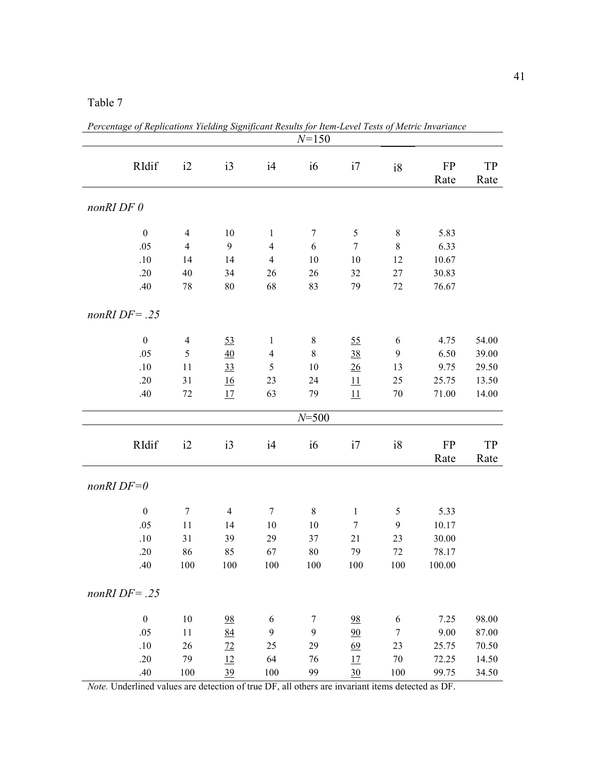Table 7

*Percentage of Replications Yielding Significant Results for Item-Level Tests of Metric Invariance*

| | | | | *N*=150 | | | | |
|---|---|---|---|---|---|---|---|---|
| RIdif | i2 | i3 | i4 | i6 | i7 | i8 | FP Rate | TP Rate |
| *nonRI DF 0* | | | | | | | | |
| 0 | 4 | 10 | 1 | 7 | 5 | 8 | 5.83 | |
| .05 | 4 | 9 | 4 | 6 | 7 | 8 | 6.33 | |
| .10 | 14 | 14 | 4 | 10 | 10 | 12 | 10.67 | |
| .20 | 40 | 34 | 26 | 26 | 32 | 27 | 30.83 | |
| .40 | 78 | 80 | 68 | 83 | 79 | 72 | 76.67 | |
| *nonRI DF= .25* | | | | | | | | |
| 0 | 4 | <u>53</u> | 1 | 8 | <u>55</u> | 6 | 4.75 | 54.00 |
| .05 | 5 | <u>40</u> | 4 | 8 | <u>38</u> | 9 | 6.50 | 39.00 |
| .10 | 11 | <u>33</u> | 5 | 10 | <u>26</u> | 13 | 9.75 | 29.50 |
| .20 | 31 | <u>16</u> | 23 | 24 | <u>11</u> | 25 | 25.75 | 13.50 |
| .40 | 72 | <u>17</u> | 63 | 79 | <u>11</u> | 70 | 71.00 | 14.00 |
| | | | | *N*=500 | | | | |
| RIdif | i2 | i3 | i4 | i6 | i7 | i8 | FP Rate | TP Rate |
| *nonRI DF=0* | | | | | | | | |
| 0 | 7 | 4 | 7 | 8 | 1 | 5 | 5.33 | |
| .05 | 11 | 14 | 10 | 10 | 7 | 9 | 10.17 | |
| .10 | 31 | 39 | 29 | 37 | 21 | 23 | 30.00 | |
| .20 | 86 | 85 | 67 | 80 | 79 | 72 | 78.17 | |
| .40 | 100 | 100 | 100 | 100 | 100 | 100 | 100.00 | |
| *nonRI DF= .25* | | | | | | | | |
| 0 | 10 | <u>98</u> | 6 | 7 | <u>98</u> | 6 | 7.25 | 98.00 |
| .05 | 11 | <u>84</u> | 9 | 9 | <u>90</u> | 7 | 9.00 | 87.00 |
| .10 | 26 | <u>72</u> | 25 | 29 | <u>69</u> | 23 | 25.75 | 70.50 |
| .20 | 79 | <u>12</u> | 64 | 76 | <u>17</u> | 70 | 72.25 | 14.50 |
| .40 | 100 | <u>39</u> | 100 | 99 | <u>30</u> | 100 | 99.75 | 34.50 |

*Note.* Underlined values are detection of true DF, all others are invariant items detected as DF.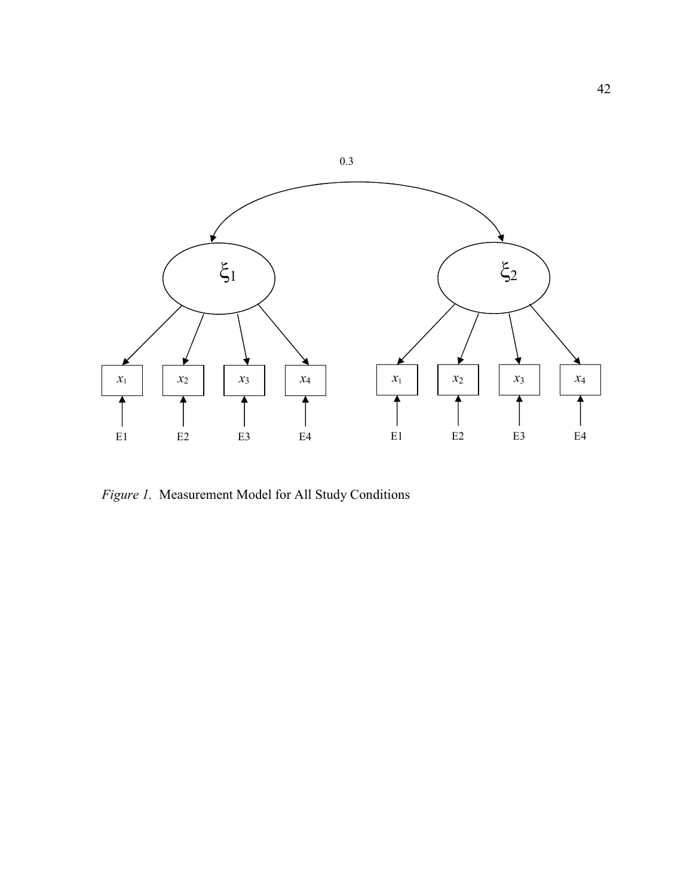0.3

$\xi_1$

$\xi_2$

$x_1$ $x_2$ $x_3$ $x_4$ $x_1$ $x_2$ $x_3$ $x_4$

E1 E2 E3 E4 E1 E2 E3 E4

*Figure 1.* Measurement Model for All Study Conditions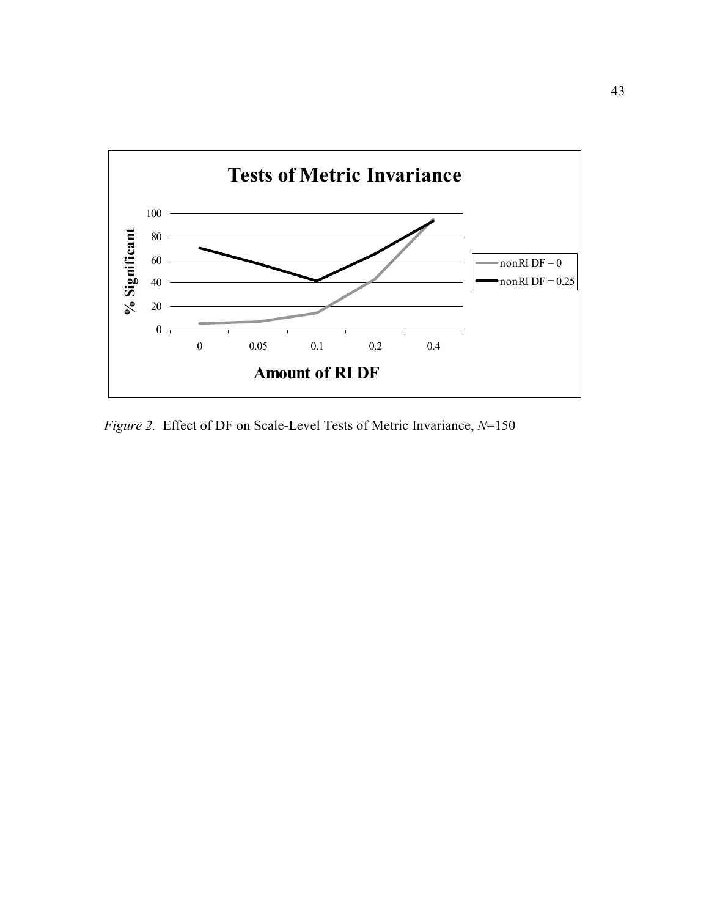Tests of Metric Invariance

% Significant

100
80
60
40
20
0

0
0.05
0.1
0.2
0.4

Amount of RI DF

nonRI DF = 0
nonRI DF = 0.25

*Figure 2.* Effect of DF on Scale-Level Tests of Metric Invariance, *N*=150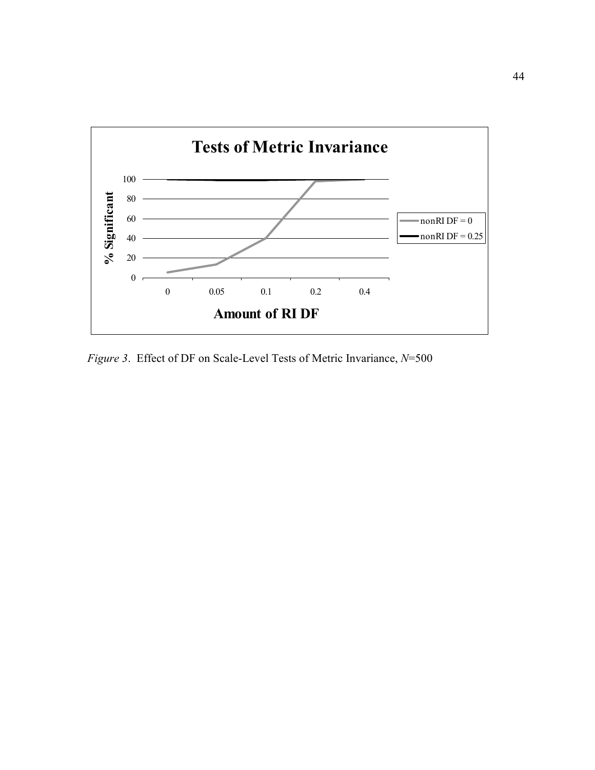Tests of Metric Invariance

% Significant

100

80

60

40

20

0

0

0.05

0.1

0.2

0.4

Amount of RI DF

nonRI DF = 0

nonRI DF = 0.25

*Figure 3*. Effect of DF on Scale-Level Tests of Metric Invariance, *N*=500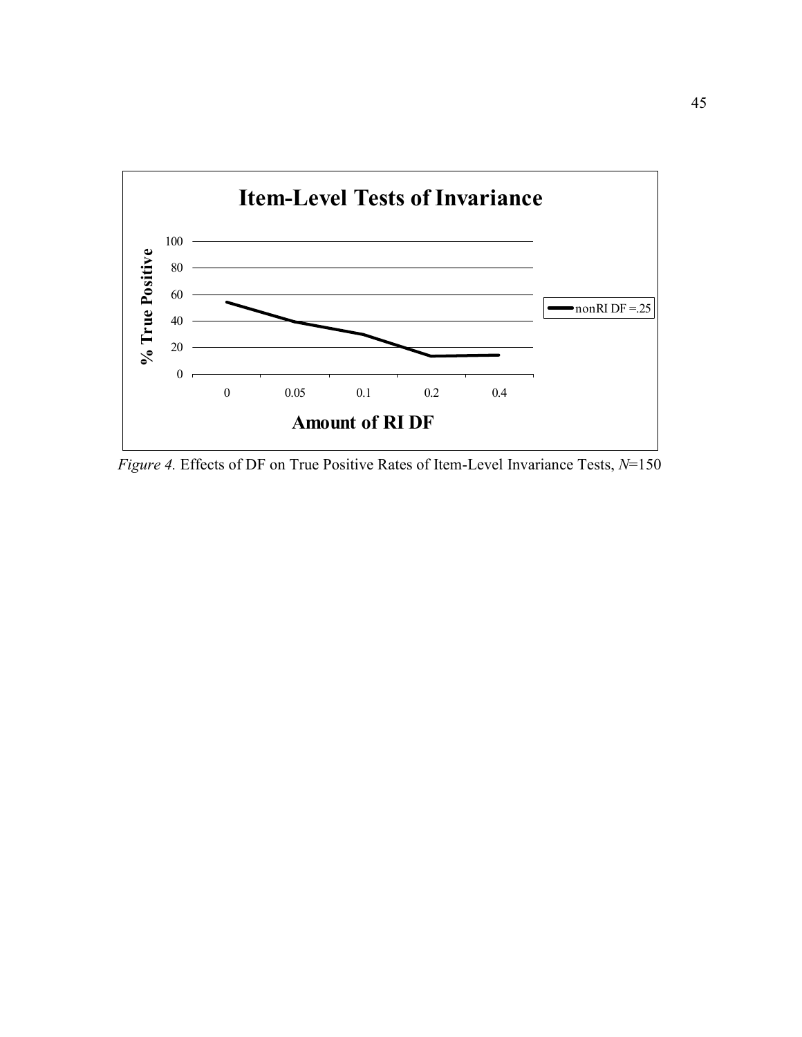Item-Level Tests of Invariance

% True Positive

100

80

60

40

20

0

0

0.05

0.1

0.2

0.4

Amount of RI DF

nonRI DF =.25

*Figure 4.* Effects of DF on True Positive Rates of Item-Level Invariance Tests, *N*=150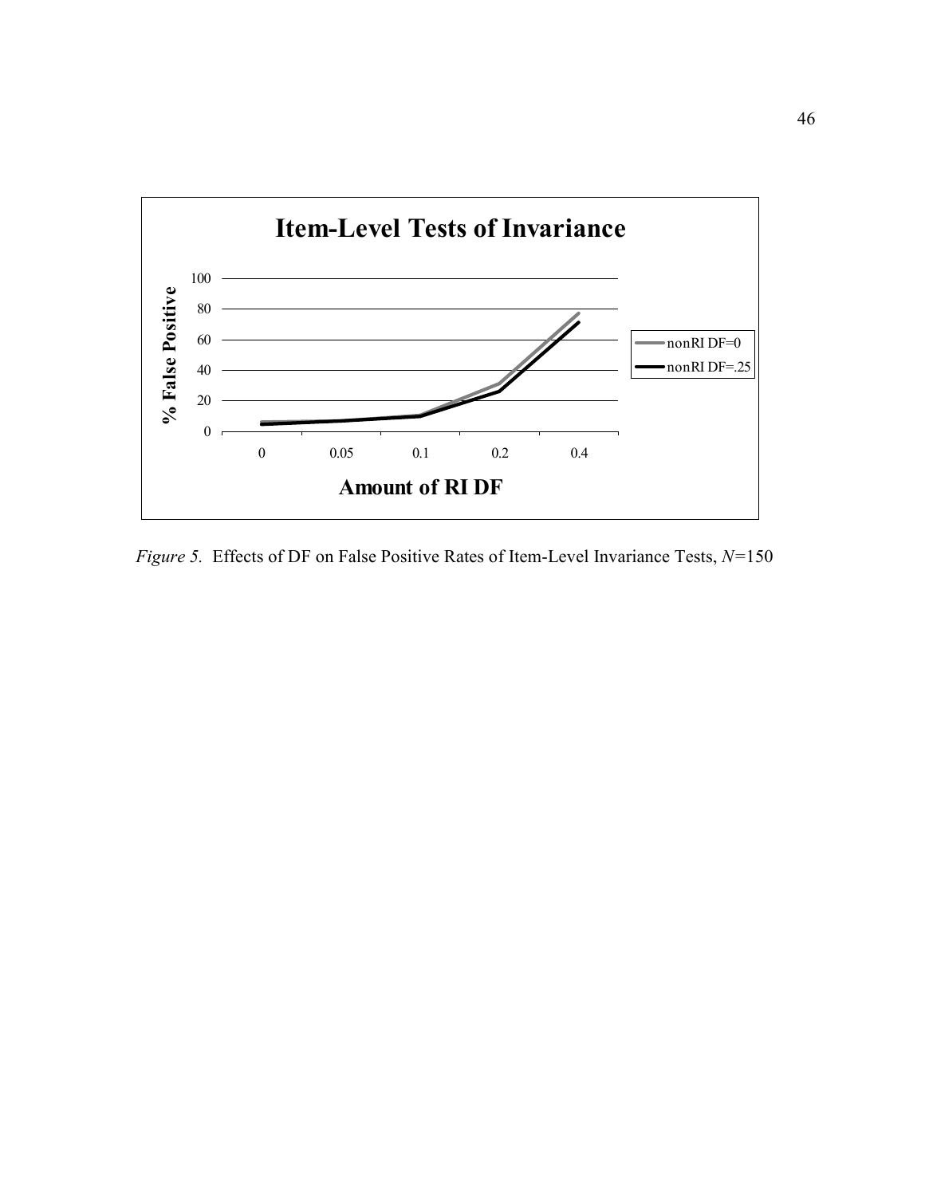Item-Level Tests of Invariance

% False Positive

100

80

60

40

20

0

0

0.05

0.1

0.2

0.4

Amount of RI DF

nonRI DF=0

nonRI DF=.25

*Figure 5.* Effects of DF on False Positive Rates of Item-Level Invariance Tests, *N*=150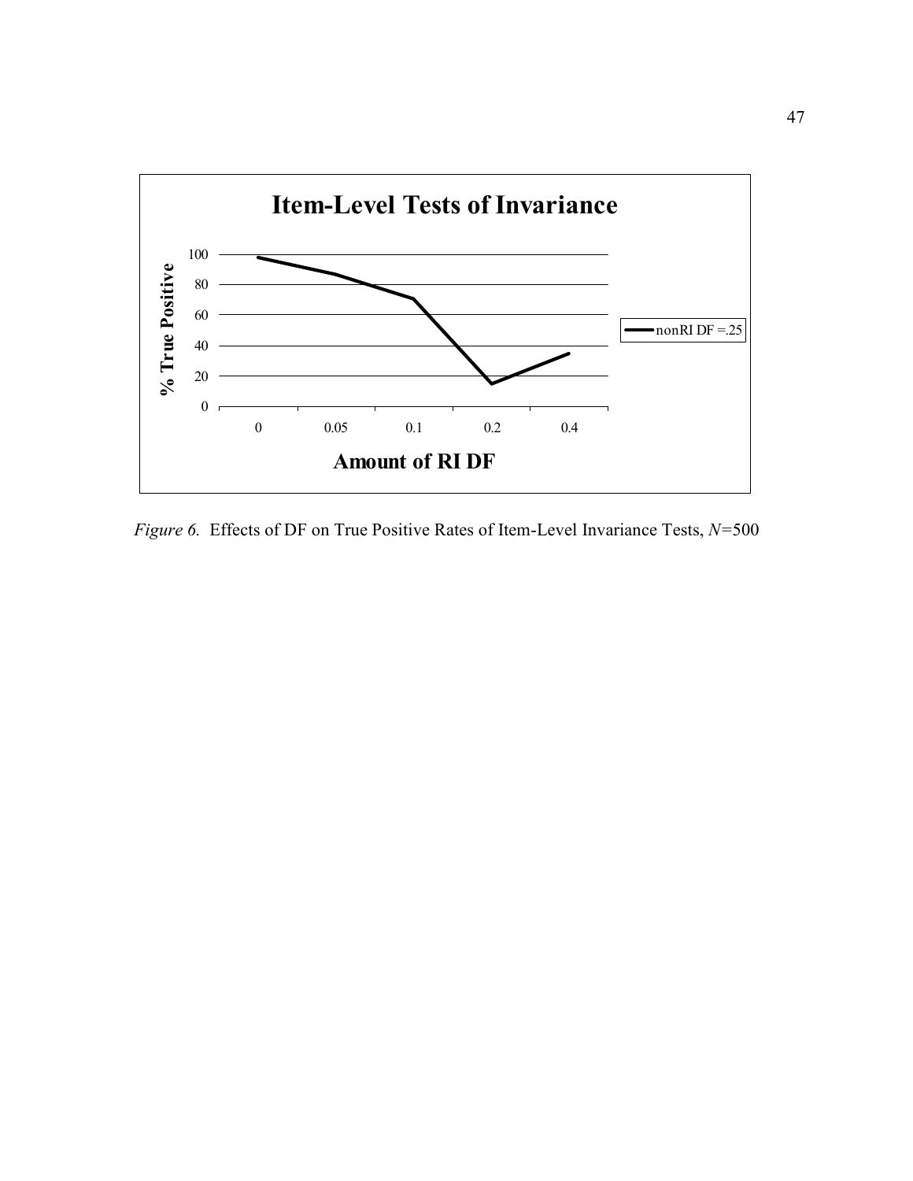Item-Level Tests of Invariance

% True Positive

100
80
60
40
20
0

0
0.05
0.1
0.2
0.4

Amount of RI DF

nonRI DF =.25

*Figure 6.* Effects of DF on True Positive Rates of Item-Level Invariance Tests, *N*=500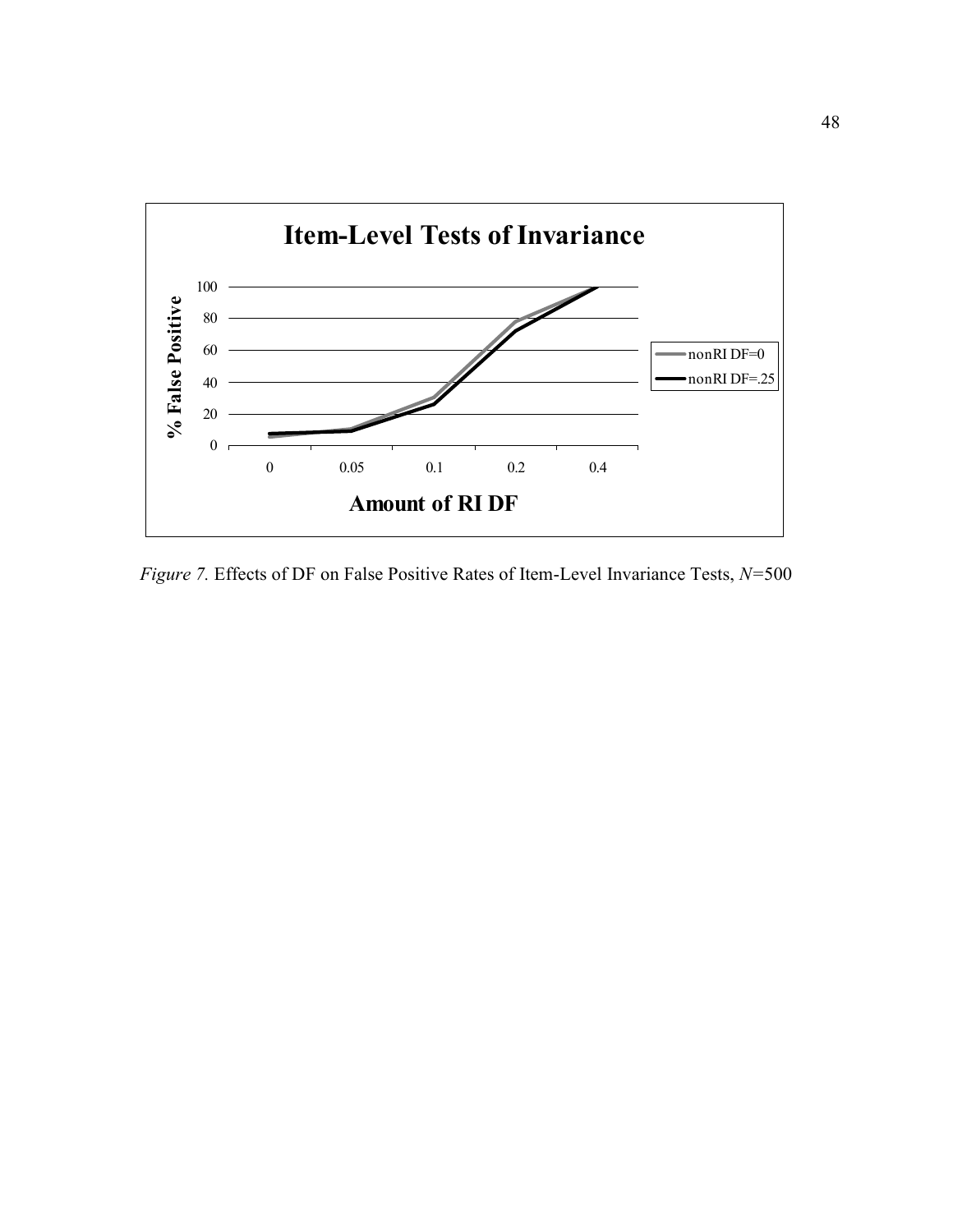Item-Level Tests of Invariance

% False Positive

100
80
60
40
20
0

0
0.05
0.1
0.2
0.4

Amount of RI DF

nonRI DF=0
nonRI DF=.25

*Figure 7.* Effects of DF on False Positive Rates of Item-Level Invariance Tests, *N*=500